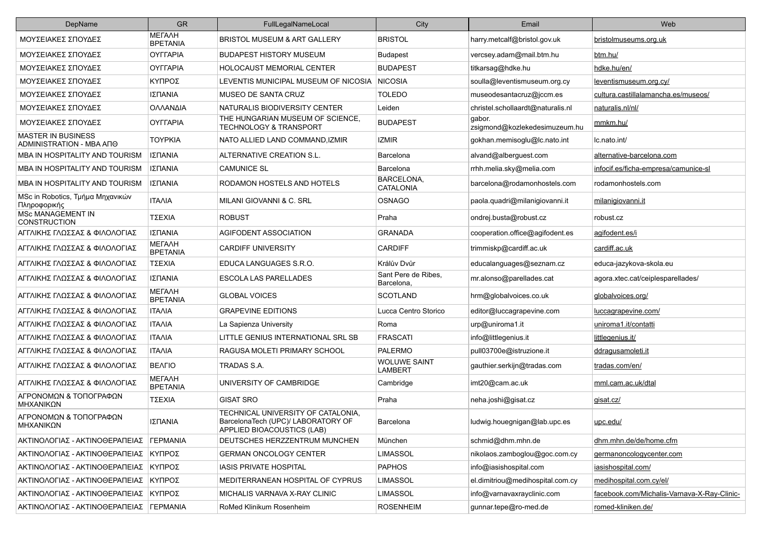| DepName | GR | FullLegalNameLocal | City | Email | Web |
|---|---|---|---|---|---|
| ΜΟΥΣΕΙΑΚΕΣ ΣΠΟΥΔΕΣ | ΜΕΓΑΛΗ ΒΡΕΤΑΝΙΑ | BRISTOL MUSEUM & ART GALLERY | BRISTOL | harry.metcalf@bristol.gov.uk | bristolmuseums.org.uk |
| ΜΟΥΣΕΙΑΚΕΣ ΣΠΟΥΔΕΣ | ΟΥΓΓΑΡΙΑ | BUDAPEST HISTORY MUSEUM | Budapest | vercsey.adam@mail.btm.hu | btm.hu/ |
| ΜΟΥΣΕΙΑΚΕΣ ΣΠΟΥΔΕΣ | ΟΥΓΓΑΡΙΑ | HOLOCAUST MEMORIAL CENTER | BUDAPEST | titkarsag@hdke.hu | hdke.hu/en/ |
| ΜΟΥΣΕΙΑΚΕΣ ΣΠΟΥΔΕΣ | ΚΥΠΡΟΣ | LEVENTIS MUNICIPAL MUSEUM OF NICOSIA | NICOSIA | soulla@leventismuseum.org.cy | leventismuseum.org.cy/ |
| ΜΟΥΣΕΙΑΚΕΣ ΣΠΟΥΔΕΣ | ΙΣΠΑΝΙΑ | MUSEO DE SANTA CRUZ | TOLEDO | museodesantacruz@jccm.es | cultura.castillalamancha.es/museos/ |
| ΜΟΥΣΕΙΑΚΕΣ ΣΠΟΥΔΕΣ | ΟΛΛΑΝΔΙΑ | NATURALIS BIODIVERSITY CENTER | Leiden | christel.schollaardt@naturalis.nl | naturalis.nl/nl/ |
| ΜΟΥΣΕΙΑΚΕΣ ΣΠΟΥΔΕΣ | ΟΥΓΓΑΡΙΑ | THE HUNGARIAN MUSEUM OF SCIENCE, TECHNOLOGY & TRANSPORT | BUDAPEST | gabor. zsigmond@kozlekedesimuzeum.hu | mmkm.hu/ |
| MASTER IN BUSINESS ADMINISTRATION - MBA ΑΠΘ | ΤΟΥΡΚΙΑ | NATO ALLIED LAND COMMAND,IZMIR | IZMIR | gokhan.memisoglu@lc.nato.int | lc.nato.int/ |
| MBA IN HOSPITALITY AND TOURISM | ΙΣΠΑΝΙΑ | ALTERNATIVE CREATION S.L. | Barcelona | alvand@alberguest.com | alternative-barcelona.com |
| MBA IN HOSPITALITY AND TOURISM | ΙΣΠΑΝΙΑ | CAMUNICE SL | Barcelona | rrhh.melia.sky@melia.com | infocif.es/ficha-empresa/camunice-sl |
| MBA IN HOSPITALITY AND TOURISM | ΙΣΠΑΝΙΑ | RODAMON HOSTELS AND HOTELS | BARCELONA, CATALONIA | barcelona@rodamonhostels.com | rodamonhostels.com |
| MSc in Robotics, Τμήμα Μηχανικών Πληροφορικής | ΙΤΑΛΙΑ | MILANI GIOVANNI & C. SRL | OSNAGO | paola.quadri@milanigiovanni.it | milanigiovanni.it |
| MSc MANAGEMENT IN CONSTRUCTION | ΤΣΕΧΙΑ | ROBUST | Praha | ondrej.busta@robust.cz | robust.cz |
| ΑΓΓΛΙΚΗΣ ΓΛΩΣΣΑΣ & ΦΙΛΟΛΟΓΙΑΣ | ΙΣΠΑΝΙΑ | AGIFODENT ASSOCIATION | GRANADA | cooperation.office@agifodent.es | agifodent.es/i |
| ΑΓΓΛΙΚΗΣ ΓΛΩΣΣΑΣ & ΦΙΛΟΛΟΓΙΑΣ | ΜΕΓΑΛΗ ΒΡΕΤΑΝΙΑ | CARDIFF UNIVERSITY | CARDIFF | trimmiskp@cardiff.ac.uk | cardiff.ac.uk |
| ΑΓΓΛΙΚΗΣ ΓΛΩΣΣΑΣ & ΦΙΛΟΛΟΓΙΑΣ | ΤΣΕΧΙΑ | EDUCA LANGUAGES S.R.O. | Králův Dvůr | educalanguages@seznam.cz | educa-jazykova-skola.eu |
| ΑΓΓΛΙΚΗΣ ΓΛΩΣΣΑΣ & ΦΙΛΟΛΟΓΙΑΣ | ΙΣΠΑΝΙΑ | ESCOLA LAS PARELLADES | Sant Pere de Ribes, Barcelona, | mr.alonso@parellades.cat | agora.xtec.cat/ceiplesparellades/ |
| ΑΓΓΛΙΚΗΣ ΓΛΩΣΣΑΣ & ΦΙΛΟΛΟΓΙΑΣ | ΜΕΓΑΛΗ ΒΡΕΤΑΝΙΑ | GLOBAL VOICES | SCOTLAND | hrm@globalvoices.co.uk | globalvoices.org/ |
| ΑΓΓΛΙΚΗΣ ΓΛΩΣΣΑΣ & ΦΙΛΟΛΟΓΙΑΣ | ΙΤΑΛΙΑ | GRAPEVINE EDITIONS | Lucca Centro Storico | editor@luccagrapevine.com | luccagrapevine.com/ |
| ΑΓΓΛΙΚΗΣ ΓΛΩΣΣΑΣ & ΦΙΛΟΛΟΓΙΑΣ | ΙΤΑΛΙΑ | La Sapienza University | Roma | urp@uniroma1.it | uniroma1.it/contatti |
| ΑΓΓΛΙΚΗΣ ΓΛΩΣΣΑΣ & ΦΙΛΟΛΟΓΙΑΣ | ΙΤΑΛΙΑ | LITTLE GENIUS INTERNATIONAL SRL SB | FRASCATI | info@littlegenius.it | littlegenius.it/ |
| ΑΓΓΛΙΚΗΣ ΓΛΩΣΣΑΣ & ΦΙΛΟΛΟΓΙΑΣ | ΙΤΑΛΙΑ | RAGUSA MOLETI PRIMARY SCHOOL | PALERMO | pull03700e@istruzione.it | ddragusamoleti.it |
| ΑΓΓΛΙΚΗΣ ΓΛΩΣΣΑΣ & ΦΙΛΟΛΟΓΙΑΣ | ΒΕΛΓΙΟ | TRADAS S.A. | WOLUWE SAINT LAMBERT | gauthier.serkijn@tradas.com | tradas.com/en/ |
| ΑΓΓΛΙΚΗΣ ΓΛΩΣΣΑΣ & ΦΙΛΟΛΟΓΙΑΣ | ΜΕΓΑΛΗ ΒΡΕΤΑΝΙΑ | UNIVERSITY OF CAMBRIDGE | Cambridge | imt20@cam.ac.uk | mml.cam.ac.uk/dtal |
| ΑΓΡΟΝΟΜΩΝ & ΤΟΠΟΓΡΑΦΩΝ ΜΗΧΑΝΙΚΩΝ | ΤΣΕΧΙΑ | GISAT SRO | Praha | neha.joshi@gisat.cz | gisat.cz/ |
| ΑΓΡΟΝΟΜΩΝ & ΤΟΠΟΓΡΑΦΩΝ ΜΗΧΑΝΙΚΩΝ | ΙΣΠΑΝΙΑ | TECHNICAL UNIVERSITY OF CATALONIA, BarcelonaTech (UPC)/ LABORATORY OF APPLIED BIOACOUSTICS (LAB) | Barcelona | ludwig.houegnigan@lab.upc.es | upc.edu/ |
| ΑΚΤΙΝΟΛΟΓΙΑΣ - ΑΚΤΙΝΟΘΕΡΑΠΕΙΑΣ | ΓΕΡΜΑΝΙΑ | DEUTSCHES HERZZENTRUM MUNCHEN | München | schmid@dhm.mhn.de | dhm.mhn.de/de/home.cfm |
| ΑΚΤΙΝΟΛΟΓΙΑΣ - ΑΚΤΙΝΟΘΕΡΑΠΕΙΑΣ | ΚΥΠΡΟΣ | GERMAN ONCOLOGY CENTER | LIMASSOL | nikolaos.zamboglou@goc.com.cy | germanoncologycenter.com |
| ΑΚΤΙΝΟΛΟΓΙΑΣ - ΑΚΤΙΝΟΘΕΡΑΠΕΙΑΣ | ΚΥΠΡΟΣ | IASIS PRIVATE HOSPITAL | PAPHOS | info@iasishospital.com | iasishospital.com/ |
| ΑΚΤΙΝΟΛΟΓΙΑΣ - ΑΚΤΙΝΟΘΕΡΑΠΕΙΑΣ | ΚΥΠΡΟΣ | MEDITERRANEAN HOSPITAL OF CYPRUS | LIMASSOL | el.dimitriou@medihospital.com.cy | medihospital.com.cy/el/ |
| ΑΚΤΙΝΟΛΟΓΙΑΣ - ΑΚΤΙΝΟΘΕΡΑΠΕΙΑΣ | ΚΥΠΡΟΣ | MICHALIS VARNAVA X-RAY CLINIC | LIMASSOL | info@varnavaxrayclinic.com | facebook.com/Michalis-Varnava-X-Ray-Clinic- |
| ΑΚΤΙΝΟΛΟΓΙΑΣ - ΑΚΤΙΝΟΘΕΡΑΠΕΙΑΣ | ΓΕΡΜΑΝΙΑ | RoMed Klinikum Rosenheim | ROSENHEIM | gunnar.tepe@ro-med.de | romed-kliniken.de/ |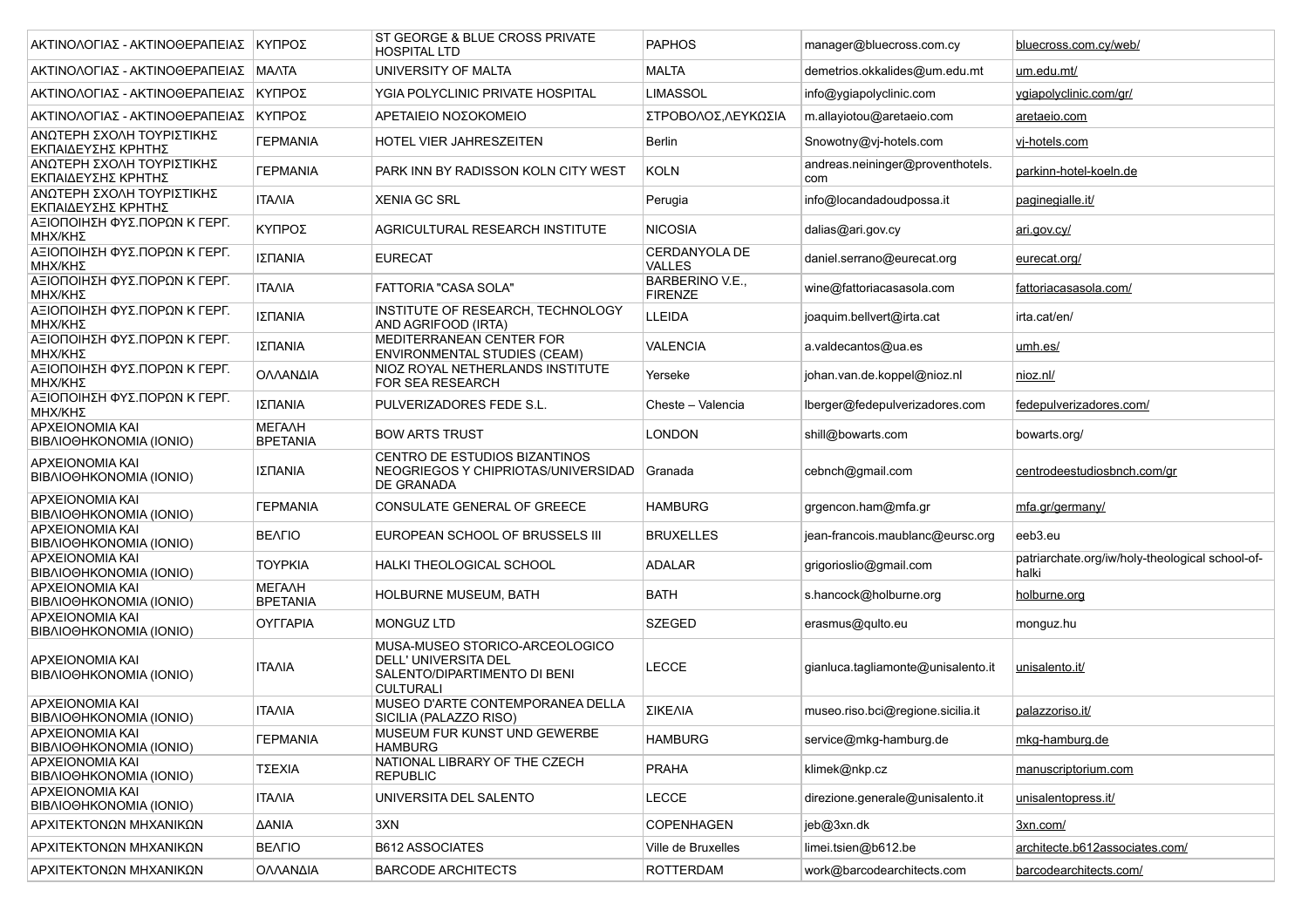| | | | | | |
|---|---|---|---|---|---|
| ΑΚΤΙΝΟΛΟΓΙΑΣ - ΑΚΤΙΝΟΘΕΡΑΠΕΙΑΣ | ΚΥΠΡΟΣ | ST GEORGE & BLUE CROSS PRIVATE HOSPITAL LTD | PAPHOS | manager@bluecross.com.cy | bluecross.com.cy/web/ |
| ΑΚΤΙΝΟΛΟΓΙΑΣ - ΑΚΤΙΝΟΘΕΡΑΠΕΙΑΣ | ΜΑΛΤΑ | UNIVERSITY OF MALTA | MALTA | demetrios.okkalides@um.edu.mt | um.edu.mt/ |
| ΑΚΤΙΝΟΛΟΓΙΑΣ - ΑΚΤΙΝΟΘΕΡΑΠΕΙΑΣ | ΚΥΠΡΟΣ | YGIA POLYCLINIC PRIVATE HOSPITAL | LIMASSOL | info@ygiapolyclinic.com | ygiapolyclinic.com/gr/ |
| ΑΚΤΙΝΟΛΟΓΙΑΣ - ΑΚΤΙΝΟΘΕΡΑΠΕΙΑΣ | ΚΥΠΡΟΣ | ΑΡΕΤΑΙΕΙΟ ΝΟΣΟΚΟΜΕΙΟ | ΣΤΡΟΒΟΛΟΣ,ΛΕΥΚΩΣΙΑ | m.allayiotou@aretaeio.com | aretaeio.com |
| ΑΝΩΤΕΡΗ ΣΧΟΛΗ ΤΟΥΡΙΣΤΙΚΗΣ ΕΚΠΑΙΔΕΥΣΗΣ ΚΡΗΤΗΣ | ΓΕΡΜΑΝΙΑ | HOTEL VIER JAHRESZEITEN | Berlin | Snowotny@vj-hotels.com | vj-hotels.com |
| ΑΝΩΤΕΡΗ ΣΧΟΛΗ ΤΟΥΡΙΣΤΙΚΗΣ ΕΚΠΑΙΔΕΥΣΗΣ ΚΡΗΤΗΣ | ΓΕΡΜΑΝΙΑ | PARK INN BY RADISSON KOLN CITY WEST | KOLN | andreas.neininger@proventhotels.com | parkinn-hotel-koeln.de |
| ΑΝΩΤΕΡΗ ΣΧΟΛΗ ΤΟΥΡΙΣΤΙΚΗΣ ΕΚΠΑΙΔΕΥΣΗΣ ΚΡΗΤΗΣ | ΙΤΑΛΙΑ | XENIA GC SRL | Perugia | info@locandadoudpossa.it | paginegialle.it/ |
| ΑΞΙΟΠΟΙΗΣΗ ΦΥΣ.ΠΟΡΩΝ Κ ΓΕΡΓ. ΜΗΧ/ΚΗΣ | ΚΥΠΡΟΣ | AGRICULTURAL RESEARCH INSTITUTE | NICOSIA | dalias@ari.gov.cy | ari.gov.cy/ |
| ΑΞΙΟΠΟΙΗΣΗ ΦΥΣ.ΠΟΡΩΝ Κ ΓΕΡΓ. ΜΗΧ/ΚΗΣ | ΙΣΠΑΝΙΑ | EURECAT | CERDANYOLA DE VALLES | daniel.serrano@eurecat.org | eurecat.org/ |
| ΑΞΙΟΠΟΙΗΣΗ ΦΥΣ.ΠΟΡΩΝ Κ ΓΕΡΓ. ΜΗΧ/ΚΗΣ | ΙΤΑΛΙΑ | FATTORIA "CASA SOLA" | BARBERINO V.E., FIRENZE | wine@fattoriacasasola.com | fattoriacasasola.com/ |
| ΑΞΙΟΠΟΙΗΣΗ ΦΥΣ.ΠΟΡΩΝ Κ ΓΕΡΓ. ΜΗΧ/ΚΗΣ | ΙΣΠΑΝΙΑ | INSTITUTE OF RESEARCH, TECHNOLOGY AND AGRIFOOD (IRTA) | LLEIDA | joaquim.bellvert@irta.cat | irta.cat/en/ |
| ΑΞΙΟΠΟΙΗΣΗ ΦΥΣ.ΠΟΡΩΝ Κ ΓΕΡΓ. ΜΗΧ/ΚΗΣ | ΙΣΠΑΝΙΑ | MEDITERRANEAN CENTER FOR ENVIRONMENTAL STUDIES (CEAM) | VALENCIA | a.valdecantos@ua.es | umh.es/ |
| ΑΞΙΟΠΟΙΗΣΗ ΦΥΣ.ΠΟΡΩΝ Κ ΓΕΡΓ. ΜΗΧ/ΚΗΣ | ΟΛΛΑΝΔΙΑ | NIOZ ROYAL NETHERLANDS INSTITUTE FOR SEA RESEARCH | Yerseke | johan.van.de.koppel@nioz.nl | nioz.nl/ |
| ΑΞΙΟΠΟΙΗΣΗ ΦΥΣ.ΠΟΡΩΝ Κ ΓΕΡΓ. ΜΗΧ/ΚΗΣ | ΙΣΠΑΝΙΑ | PULVERIZADORES FEDE S.L. | Cheste – Valencia | lberger@fedepulverizadores.com | fedepulverizadores.com/ |
| ΑΡΧΕΙΟΝΟΜΙΑ ΚΑΙ ΒΙΒΛΙΟΘΗΚΟΝΟΜΙΑ (ΙΟΝΙΟ) | ΜΕΓΑΛΗ ΒΡΕΤΑΝΙΑ | BOW ARTS TRUST | LONDON | shill@bowarts.com | bowarts.org/ |
| ΑΡΧΕΙΟΝΟΜΙΑ ΚΑΙ ΒΙΒΛΙΟΘΗΚΟΝΟΜΙΑ (ΙΟΝΙΟ) | ΙΣΠΑΝΙΑ | CENTRO DE ESTUDIOS BIZANTINOS NEOGRIEGOS Y CHIPRIOTAS/UNIVERSIDAD DE GRANADA | Granada | cebnch@gmail.com | centrodeestudiosbnch.com/gr |
| ΑΡΧΕΙΟΝΟΜΙΑ ΚΑΙ ΒΙΒΛΙΟΘΗΚΟΝΟΜΙΑ (ΙΟΝΙΟ) | ΓΕΡΜΑΝΙΑ | CONSULATE GENERAL OF GREECE | HAMBURG | grgencon.ham@mfa.gr | mfa.gr/germany/ |
| ΑΡΧΕΙΟΝΟΜΙΑ ΚΑΙ ΒΙΒΛΙΟΘΗΚΟΝΟΜΙΑ (ΙΟΝΙΟ) | ΒΕΛΓΙΟ | EUROPEAN SCHOOL OF BRUSSELS III | BRUXELLES | jean-francois.maublanc@eursc.org | eeb3.eu |
| ΑΡΧΕΙΟΝΟΜΙΑ ΚΑΙ ΒΙΒΛΙΟΘΗΚΟΝΟΜΙΑ (ΙΟΝΙΟ) | ΤΟΥΡΚΙΑ | HALKI THEOLOGICAL SCHOOL | ADALAR | grigorioslio@gmail.com | patriarchate.org/iw/holy-theological school-of-halki |
| ΑΡΧΕΙΟΝΟΜΙΑ ΚΑΙ ΒΙΒΛΙΟΘΗΚΟΝΟΜΙΑ (ΙΟΝΙΟ) | ΜΕΓΑΛΗ ΒΡΕΤΑΝΙΑ | HOLBURNE MUSEUM, BATH | BATH | s.hancock@holburne.org | holburne.org |
| ΑΡΧΕΙΟΝΟΜΙΑ ΚΑΙ ΒΙΒΛΙΟΘΗΚΟΝΟΜΙΑ (ΙΟΝΙΟ) | ΟΥΓΓΑΡΙΑ | MONGUZ LTD | SZEGED | erasmus@qulto.eu | monguz.hu |
| ΑΡΧΕΙΟΝΟΜΙΑ ΚΑΙ ΒΙΒΛΙΟΘΗΚΟΝΟΜΙΑ (ΙΟΝΙΟ) | ΙΤΑΛΙΑ | MUSA-MUSEO STORICO-ARCEOLOGICO DELL' UNIVERSITA DEL SALENTO/DIPARTIMENTO DI BENI CULTURALI | LECCE | gianluca.tagliamonte@unisalento.it | unisalento.it/ |
| ΑΡΧΕΙΟΝΟΜΙΑ ΚΑΙ ΒΙΒΛΙΟΘΗΚΟΝΟΜΙΑ (ΙΟΝΙΟ) | ΙΤΑΛΙΑ | MUSEO D'ARTE CONTEMPORANEA DELLA SICILIA (PALAZZO RISO) | ΣΙΚΕΛΙΑ | museo.riso.bci@regione.sicilia.it | palazzoriso.it/ |
| ΑΡΧΕΙΟΝΟΜΙΑ ΚΑΙ ΒΙΒΛΙΟΘΗΚΟΝΟΜΙΑ (ΙΟΝΙΟ) | ΓΕΡΜΑΝΙΑ | MUSEUM FUR KUNST UND GEWERBE HAMBURG | HAMBURG | service@mkg-hamburg.de | mkg-hamburg.de |
| ΑΡΧΕΙΟΝΟΜΙΑ ΚΑΙ ΒΙΒΛΙΟΘΗΚΟΝΟΜΙΑ (ΙΟΝΙΟ) | ΤΣΕΧΙΑ | NATIONAL LIBRARY OF THE CZECH REPUBLIC | PRAHA | klimek@nkp.cz | manuscriptorium.com |
| ΑΡΧΕΙΟΝΟΜΙΑ ΚΑΙ ΒΙΒΛΙΟΘΗΚΟΝΟΜΙΑ (ΙΟΝΙΟ) | ΙΤΑΛΙΑ | UNIVERSITA DEL SALENTO | LECCE | direzione.generale@unisalento.it | unisalentopress.it/ |
| ΑΡΧΙΤΕΚΤΟΝΩΝ ΜΗΧΑΝΙΚΩΝ | ΔΑΝΙΑ | 3XN | COPENHAGEN | jeb@3xn.dk | 3xn.com/ |
| ΑΡΧΙΤΕΚΤΟΝΩΝ ΜΗΧΑΝΙΚΩΝ | ΒΕΛΓΙΟ | B612 ASSOCIATES | Ville de Bruxelles | limei.tsien@b612.be | architecte.b612associates.com/ |
| ΑΡΧΙΤΕΚΤΟΝΩΝ ΜΗΧΑΝΙΚΩΝ | ΟΛΛΑΝΔΙΑ | BARCODE ARCHITECTS | ROTTERDAM | work@barcodearchitects.com | barcodearchitects.com/ |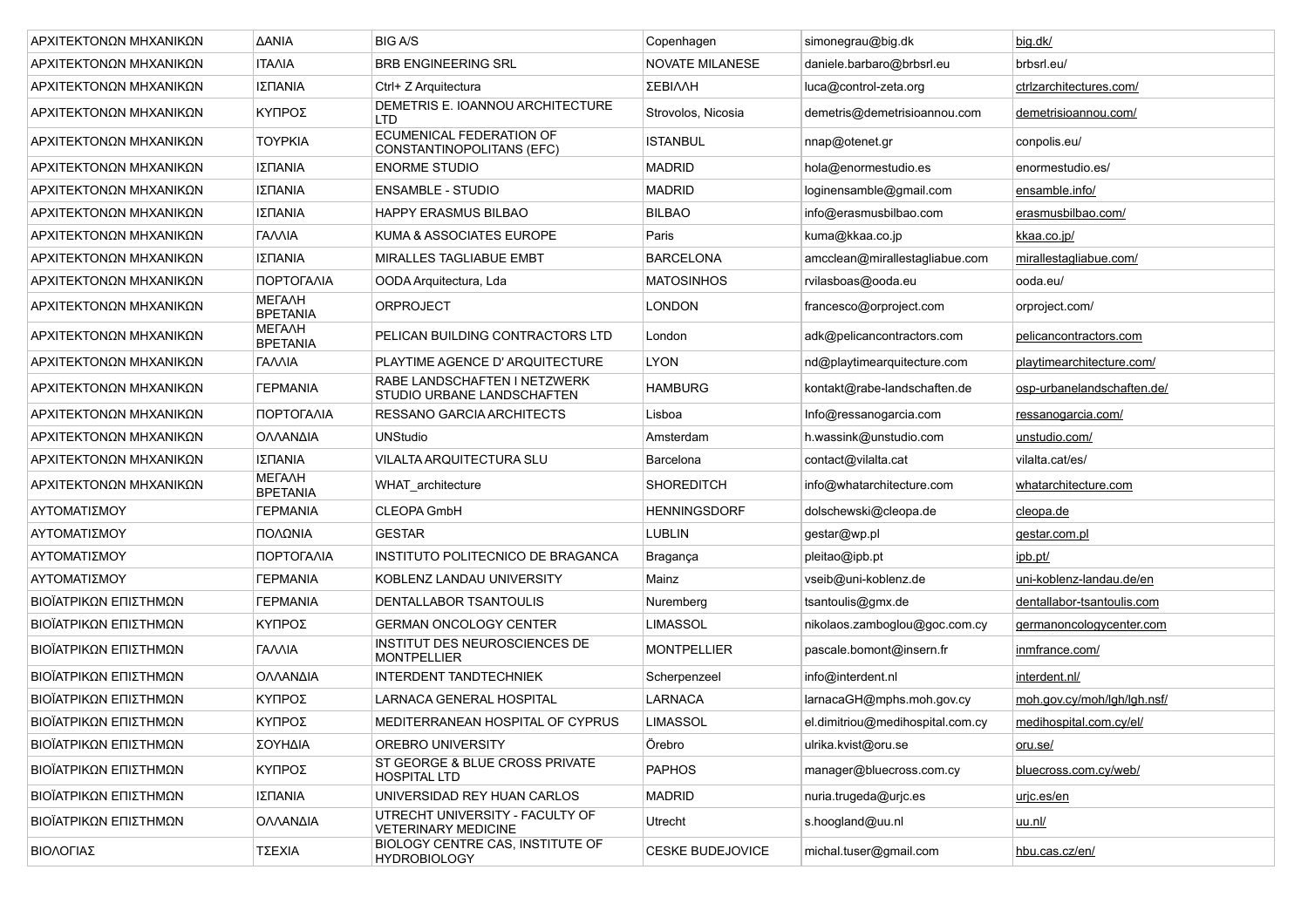| | | | | | |
|---|---|---|---|---|---|
| ΑΡΧΙΤΕΚΤΟΝΩΝ ΜΗΧΑΝΙΚΩΝ | ΔΑΝΙΑ | BIG A/S | Copenhagen | simonegrau@big.dk | big.dk/ |
| ΑΡΧΙΤΕΚΤΟΝΩΝ ΜΗΧΑΝΙΚΩΝ | ΙΤΑΛΙΑ | BRB ENGINEERING SRL | NOVATE MILANESE | daniele.barbaro@brbsrl.eu | brbsrl.eu/ |
| ΑΡΧΙΤΕΚΤΟΝΩΝ ΜΗΧΑΝΙΚΩΝ | ΙΣΠΑΝΙΑ | Ctrl+ Z Arquitectura | ΣΕΒΙΛΛΗ | luca@control-zeta.org | ctrlzarchitectures.com/ |
| ΑΡΧΙΤΕΚΤΟΝΩΝ ΜΗΧΑΝΙΚΩΝ | ΚΥΠΡΟΣ | DEMETRIS E. IOANNOU ARCHITECTURE LTD | Strovolos, Nicosia | demetris@demetrisioannou.com | demetrisioannou.com/ |
| ΑΡΧΙΤΕΚΤΟΝΩΝ ΜΗΧΑΝΙΚΩΝ | ΤΟΥΡΚΙΑ | ECUMENICAL FEDERATION OF CONSTANTINOPOLITANS (EFC) | ISTANBUL | nnap@otenet.gr | conpolis.eu/ |
| ΑΡΧΙΤΕΚΤΟΝΩΝ ΜΗΧΑΝΙΚΩΝ | ΙΣΠΑΝΙΑ | ENORME STUDIO | MADRID | hola@enormestudio.es | enormestudio.es/ |
| ΑΡΧΙΤΕΚΤΟΝΩΝ ΜΗΧΑΝΙΚΩΝ | ΙΣΠΑΝΙΑ | ENSAMBLE - STUDIO | MADRID | loginensamble@gmail.com | ensamble.info/ |
| ΑΡΧΙΤΕΚΤΟΝΩΝ ΜΗΧΑΝΙΚΩΝ | ΙΣΠΑΝΙΑ | HAPPY ERASMUS BILBAO | BILBAO | info@erasmusbilbao.com | erasmusbilbao.com/ |
| ΑΡΧΙΤΕΚΤΟΝΩΝ ΜΗΧΑΝΙΚΩΝ | ΓΑΛΛΙΑ | KUMA & ASSOCIATES EUROPE | Paris | kuma@kkaa.co.jp | kkaa.co.jp/ |
| ΑΡΧΙΤΕΚΤΟΝΩΝ ΜΗΧΑΝΙΚΩΝ | ΙΣΠΑΝΙΑ | MIRALLES TAGLIABUE EMBT | BARCELONA | amcclean@mirallestagliabue.com | mirallestagliabue.com/ |
| ΑΡΧΙΤΕΚΤΟΝΩΝ ΜΗΧΑΝΙΚΩΝ | ΠΟΡΤΟΓΑΛΙΑ | OODA Arquitectura, Lda | MATOSINHOS | rvilasboas@ooda.eu | ooda.eu/ |
| ΑΡΧΙΤΕΚΤΟΝΩΝ ΜΗΧΑΝΙΚΩΝ | ΜΕΓΑΛΗ ΒΡΕΤΑΝΙΑ | ORPROJECT | LONDON | francesco@orproject.com | orproject.com/ |
| ΑΡΧΙΤΕΚΤΟΝΩΝ ΜΗΧΑΝΙΚΩΝ | ΜΕΓΑΛΗ ΒΡΕΤΑΝΙΑ | PELICAN BUILDING CONTRACTORS LTD | London | adk@pelicancontractors.com | pelicancontractors.com |
| ΑΡΧΙΤΕΚΤΟΝΩΝ ΜΗΧΑΝΙΚΩΝ | ΓΑΛΛΙΑ | PLAYTIME AGENCE D' ARQUITECTURE | LYON | nd@playtimearquitecture.com | playtimearchitecture.com/ |
| ΑΡΧΙΤΕΚΤΟΝΩΝ ΜΗΧΑΝΙΚΩΝ | ΓΕΡΜΑΝΙΑ | RABE LANDSCHAFTEN I NETZWERK STUDIO URBANE LANDSCHAFTEN | HAMBURG | kontakt@rabe-landschaften.de | osp-urbanelandschaften.de/ |
| ΑΡΧΙΤΕΚΤΟΝΩΝ ΜΗΧΑΝΙΚΩΝ | ΠΟΡΤΟΓΑΛΙΑ | RESSANO GARCIA ARCHITECTS | Lisboa | Info@ressanogarcia.com | ressanogarcia.com/ |
| ΑΡΧΙΤΕΚΤΟΝΩΝ ΜΗΧΑΝΙΚΩΝ | ΟΛΛΑΝΔΙΑ | UNStudio | Amsterdam | h.wassink@unstudio.com | unstudio.com/ |
| ΑΡΧΙΤΕΚΤΟΝΩΝ ΜΗΧΑΝΙΚΩΝ | ΙΣΠΑΝΙΑ | VILALTA ARQUITECTURA SLU | Barcelona | contact@vilalta.cat | vilalta.cat/es/ |
| ΑΡΧΙΤΕΚΤΟΝΩΝ ΜΗΧΑΝΙΚΩΝ | ΜΕΓΑΛΗ ΒΡΕΤΑΝΙΑ | WHAT_architecture | SHOREDITCH | info@whatarchitecture.com | whatarchitecture.com |
| ΑΥΤΟΜΑΤΙΣΜΟΥ | ΓΕΡΜΑΝΙΑ | CLEOPA GmbH | HENNINGSDORF | dolschewski@cleopa.de | cleopa.de |
| ΑΥΤΟΜΑΤΙΣΜΟΥ | ΠΟΛΩΝΙΑ | GESTAR | LUBLIN | gestar@wp.pl | gestar.com.pl |
| ΑΥΤΟΜΑΤΙΣΜΟΥ | ΠΟΡΤΟΓΑΛΙΑ | INSTITUTO POLITECNICO DE BRAGANCA | Bragança | pleitao@ipb.pt | ipb.pt/ |
| ΑΥΤΟΜΑΤΙΣΜΟΥ | ΓΕΡΜΑΝΙΑ | KOBLENZ LANDAU UNIVERSITY | Mainz | vseib@uni-koblenz.de | uni-koblenz-landau.de/en |
| ΒΙΟΪΑΤΡΙΚΩΝ ΕΠΙΣΤΗΜΩΝ | ΓΕΡΜΑΝΙΑ | DENTALLABOR TSANTOULIS | Nuremberg | tsantoulis@gmx.de | dentallabor-tsantoulis.com |
| ΒΙΟΪΑΤΡΙΚΩΝ ΕΠΙΣΤΗΜΩΝ | ΚΥΠΡΟΣ | GERMAN ONCOLOGY CENTER | LIMASSOL | nikolaos.zamboglou@goc.com.cy | germanoncologycenter.com |
| ΒΙΟΪΑΤΡΙΚΩΝ ΕΠΙΣΤΗΜΩΝ | ΓΑΛΛΙΑ | INSTITUT DES NEUROSCIENCES DE MONTPELLIER | MONTPELLIER | pascale.bomont@insern.fr | inmfrance.com/ |
| ΒΙΟΪΑΤΡΙΚΩΝ ΕΠΙΣΤΗΜΩΝ | ΟΛΛΑΝΔΙΑ | INTERDENT TANDTECHNIEK | Scherpenzeel | info@interdent.nl | interdent.nl/ |
| ΒΙΟΪΑΤΡΙΚΩΝ ΕΠΙΣΤΗΜΩΝ | ΚΥΠΡΟΣ | LARNACA GENERAL HOSPITAL | LARNACA | larnacaGH@mphs.moh.gov.cy | moh.gov.cy/moh/lgh/lgh.nsf/ |
| ΒΙΟΪΑΤΡΙΚΩΝ ΕΠΙΣΤΗΜΩΝ | ΚΥΠΡΟΣ | MEDITERRANEAN HOSPITAL OF CYPRUS | LIMASSOL | el.dimitriou@medihospital.com.cy | medihospital.com.cy/el/ |
| ΒΙΟΪΑΤΡΙΚΩΝ ΕΠΙΣΤΗΜΩΝ | ΣΟΥΗΔΙΑ | OREBRO UNIVERSITY | Örebro | ulrika.kvist@oru.se | oru.se/ |
| ΒΙΟΪΑΤΡΙΚΩΝ ΕΠΙΣΤΗΜΩΝ | ΚΥΠΡΟΣ | ST GEORGE & BLUE CROSS PRIVATE HOSPITAL LTD | PAPHOS | manager@bluecross.com.cy | bluecross.com.cy/web/ |
| ΒΙΟΪΑΤΡΙΚΩΝ ΕΠΙΣΤΗΜΩΝ | ΙΣΠΑΝΙΑ | UNIVERSIDAD REY HUAN CARLOS | MADRID | nuria.trugeda@urjc.es | urjc.es/en |
| ΒΙΟΪΑΤΡΙΚΩΝ ΕΠΙΣΤΗΜΩΝ | ΟΛΛΑΝΔΙΑ | UTRECHT UNIVERSITY - FACULTY OF VETERINARY MEDICINE | Utrecht | s.hoogland@uu.nl | uu.nl/ |
| ΒΙΟΛΟΓΙΑΣ | ΤΣΕΧΙΑ | BIOLOGY CENTRE CAS, INSTITUTE OF HYDROBIOLOGY | CESKE BUDEJOVICE | michal.tuser@gmail.com | hbu.cas.cz/en/ |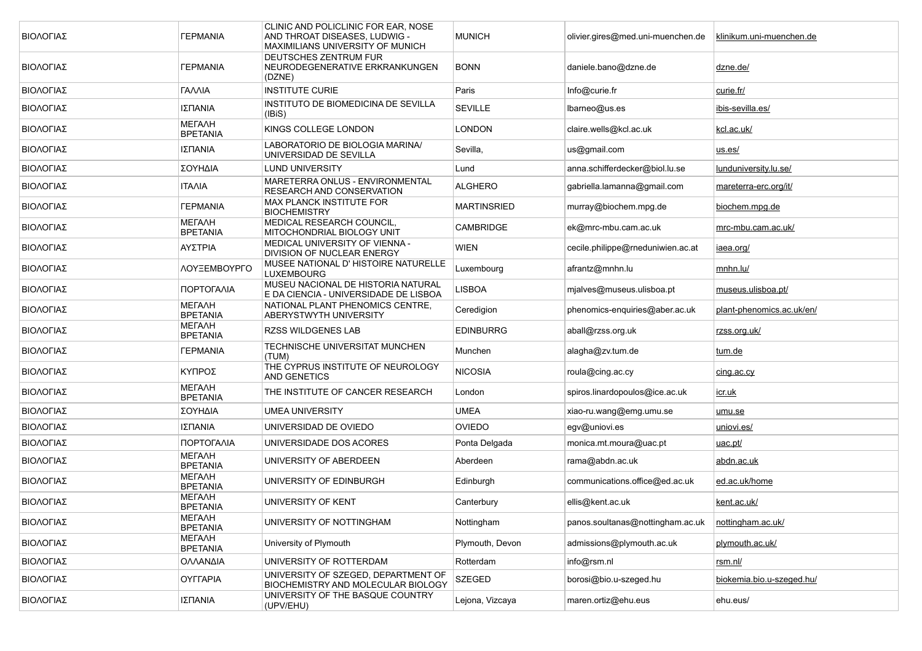| ΒΙΟΛΟΓΙΑΣ | ΓΕΡΜΑΝΙΑ | CLINIC AND POLICLINIC FOR EAR, NOSE AND THROAT DISEASES, LUDWIG - MAXIMILIANS UNIVERSITY OF MUNICH | MUNICH | olivier.gires@med.uni-muenchen.de | klinikum.uni-muenchen.de |
|---|---|---|---|---|---|
| ΒΙΟΛΟΓΙΑΣ | ΓΕΡΜΑΝΙΑ | DEUTSCHES ZENTRUM FUR NEURODEGENERATIVE ERKRANKUNGEN (DZNE) | BONN | daniele.bano@dzne.de | dzne.de/ |
| ΒΙΟΛΟΓΙΑΣ | ΓΑΛΛΙΑ | INSTITUTE CURIE | Paris | Info@curie.fr | curie.fr/ |
| ΒΙΟΛΟΓΙΑΣ | ΙΣΠΑΝΙΑ | INSTITUTO DE BIOMEDICINA DE SEVILLA (IBiS) | SEVILLE | lbarneo@us.es | ibis-sevilla.es/ |
| ΒΙΟΛΟΓΙΑΣ | ΜΕΓΑΛΗ ΒΡΕΤΑΝΙΑ | KINGS COLLEGE LONDON | LONDON | claire.wells@kcl.ac.uk | kcl.ac.uk/ |
| ΒΙΟΛΟΓΙΑΣ | ΙΣΠΑΝΙΑ | LABORATORIO DE BIOLOGIA MARINA/ UNIVERSIDAD DE SEVILLA | Sevilla, | us@gmail.com | us.es/ |
| ΒΙΟΛΟΓΙΑΣ | ΣΟΥΗΔΙΑ | LUND UNIVERSITY | Lund | anna.schifferdecker@biol.lu.se | lunduniversity.lu.se/ |
| ΒΙΟΛΟΓΙΑΣ | ΙΤΑΛΙΑ | MARETERRA ONLUS - ENVIRONMENTAL RESEARCH AND CONSERVATION | ALGHERO | gabriella.lamanna@gmail.com | mareterra-erc.org/it/ |
| ΒΙΟΛΟΓΙΑΣ | ΓΕΡΜΑΝΙΑ | MAX PLANCK INSTITUTE FOR BIOCHEMISTRY | MARTINSRIED | murray@biochem.mpg.de | biochem.mpg.de |
| ΒΙΟΛΟΓΙΑΣ | ΜΕΓΑΛΗ ΒΡΕΤΑΝΙΑ | MEDICAL RESEARCH COUNCIL, MITOCHONDRIAL BIOLOGY UNIT | CAMBRIDGE | ek@mrc-mbu.cam.ac.uk | mrc-mbu.cam.ac.uk/ |
| ΒΙΟΛΟΓΙΑΣ | ΑΥΣΤΡΙΑ | MEDICAL UNIVERSITY OF VIENNA - DIVISION OF NUCLEAR ENERGY | WIEN | cecile.philippe@rneduniwien.ac.at | iaea.org/ |
| ΒΙΟΛΟΓΙΑΣ | ΛΟΥΞΕΜΒΟΥΡΓΟ | MUSEE NATIONAL D' HISTOIRE NATURELLE LUXEMBOURG | Luxembourg | afrantz@mnhn.lu | mnhn.lu/ |
| ΒΙΟΛΟΓΙΑΣ | ΠΟΡΤΟΓΑΛΙΑ | MUSEU NACIONAL DE HISTORIA NATURAL E DA CIENCIA - UNIVERSIDADE DE LISBOA | LISBOA | mjalves@museus.ulisboa.pt | museus.ulisboa.pt/ |
| ΒΙΟΛΟΓΙΑΣ | ΜΕΓΑΛΗ ΒΡΕΤΑΝΙΑ | NATIONAL PLANT PHENOMICS CENTRE, ABERYSTWYTH UNIVERSITY | Ceredigion | phenomics-enquiries@aber.ac.uk | plant-phenomics.ac.uk/en/ |
| ΒΙΟΛΟΓΙΑΣ | ΜΕΓΑΛΗ ΒΡΕΤΑΝΙΑ | RZSS WILDGENES LAB | EDINBURRG | aball@rzss.org.uk | rzss.org.uk/ |
| ΒΙΟΛΟΓΙΑΣ | ΓΕΡΜΑΝΙΑ | TECHNISCHE UNIVERSITAT MUNCHEN (TUM) | Munchen | alagha@zv.tum.de | tum.de |
| ΒΙΟΛΟΓΙΑΣ | ΚΥΠΡΟΣ | THE CYPRUS INSTITUTE OF NEUROLOGY AND GENETICS | NICOSIA | roula@cing.ac.cy | cing.ac.cy |
| ΒΙΟΛΟΓΙΑΣ | ΜΕΓΑΛΗ ΒΡΕΤΑΝΙΑ | THE INSTITUTE OF CANCER RESEARCH | London | spiros.linardopoulos@ice.ac.uk | icr.uk |
| ΒΙΟΛΟΓΙΑΣ | ΣΟΥΗΔΙΑ | UMEA UNIVERSITY | UMEA | xiao-ru.wang@emg.umu.se | umu.se |
| ΒΙΟΛΟΓΙΑΣ | ΙΣΠΑΝΙΑ | UNIVERSIDAD DE OVIEDO | OVIEDO | egv@uniovi.es | uniovi.es/ |
| ΒΙΟΛΟΓΙΑΣ | ΠΟΡΤΟΓΑΛΙΑ | UNIVERSIDADE DOS ACORES | Ponta Delgada | monica.mt.moura@uac.pt | uac.pt/ |
| ΒΙΟΛΟΓΙΑΣ | ΜΕΓΑΛΗ ΒΡΕΤΑΝΙΑ | UNIVERSITY OF ABERDEEN | Aberdeen | rama@abdn.ac.uk | abdn.ac.uk |
| ΒΙΟΛΟΓΙΑΣ | ΜΕΓΑΛΗ ΒΡΕΤΑΝΙΑ | UNIVERSITY OF EDINBURGH | Edinburgh | communications.office@ed.ac.uk | ed.ac.uk/home |
| ΒΙΟΛΟΓΙΑΣ | ΜΕΓΑΛΗ ΒΡΕΤΑΝΙΑ | UNIVERSITY OF KENT | Canterbury | ellis@kent.ac.uk | kent.ac.uk/ |
| ΒΙΟΛΟΓΙΑΣ | ΜΕΓΑΛΗ ΒΡΕΤΑΝΙΑ | UNIVERSITY OF NOTTINGHAM | Nottingham | panos.soultanas@nottingham.ac.uk | nottingham.ac.uk/ |
| ΒΙΟΛΟΓΙΑΣ | ΜΕΓΑΛΗ ΒΡΕΤΑΝΙΑ | University of Plymouth | Plymouth, Devon | admissions@plymouth.ac.uk | plymouth.ac.uk/ |
| ΒΙΟΛΟΓΙΑΣ | ΟΛΛΑΝΔΙΑ | UNIVERSITY OF ROTTERDAM | Rotterdam | info@rsm.nl | rsm.nl/ |
| ΒΙΟΛΟΓΙΑΣ | ΟΥΓΓΑΡΙΑ | UNIVERSITY OF SZEGED, DEPARTMENT OF BIOCHEMISTRY AND MOLECULAR BIOLOGY | SZEGED | borosi@bio.u-szeged.hu | biokemia.bio.u-szeged.hu/ |
| ΒΙΟΛΟΓΙΑΣ | ΙΣΠΑΝΙΑ | UNIVERSITY OF THE BASQUE COUNTRY (UPV/EHU) | Lejona, Vizcaya | maren.ortiz@ehu.eus | ehu.eus/ |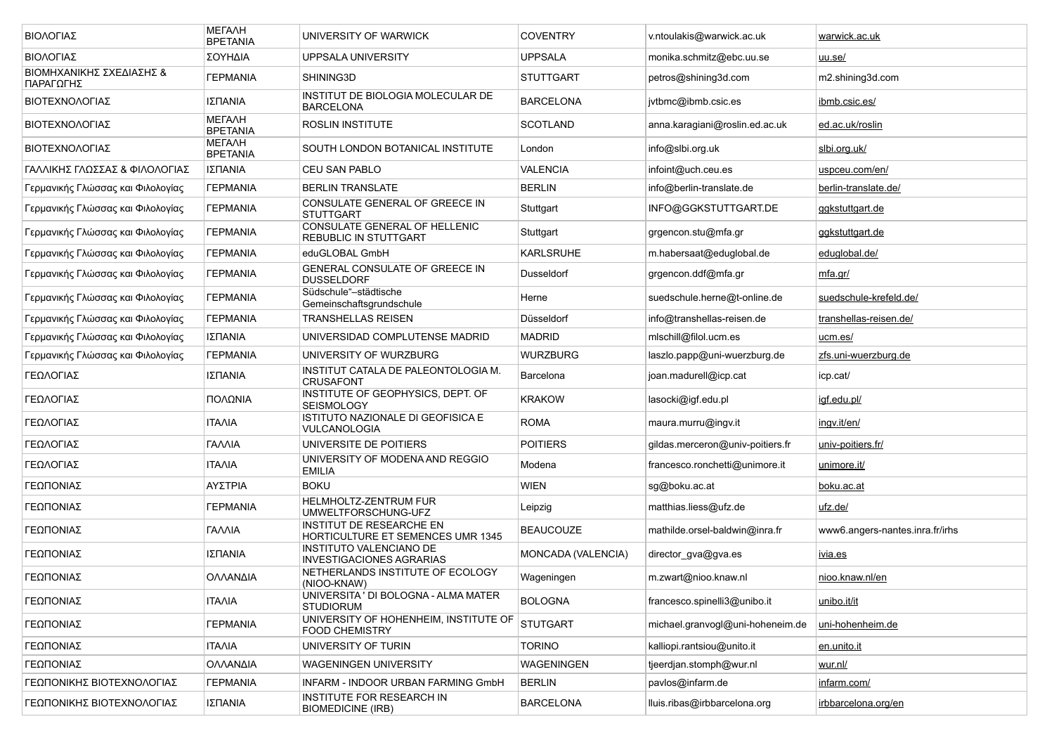| ΒΙΟΛΟΓΙΑΣ | ΜΕΓΑΛΗ ΒΡΕΤΑΝΙΑ | UNIVERSITY OF WARWICK | COVENTRY | v.ntoulakis@warwick.ac.uk | warwick.ac.uk |
|---|---|---|---|---|---|
| ΒΙΟΛΟΓΙΑΣ | ΣΟΥΗΔΙΑ | UPPSALA UNIVERSITY | UPPSALA | monika.schmitz@ebc.uu.se | uu.se/ |
| ΒΙΟΜΗΧΑΝΙΚΗΣ ΣΧΕΔΙΑΣΗΣ & ΠΑΡΑΓΩΓΗΣ | ΓΕΡΜΑΝΙΑ | SHINING3D | STUTTGART | petros@shining3d.com | m2.shining3d.com |
| ΒΙΟΤΕΧΝΟΛΟΓΙΑΣ | ΙΣΠΑΝΙΑ | INSTITUT DE BIOLOGIA MOLECULAR DE BARCELONA | BARCELONA | jvtbmc@ibmb.csic.es | ibmb.csic.es/ |
| ΒΙΟΤΕΧΝΟΛΟΓΙΑΣ | ΜΕΓΑΛΗ ΒΡΕΤΑΝΙΑ | ROSLIN INSTITUTE | SCOTLAND | anna.karagiani@roslin.ed.ac.uk | ed.ac.uk/roslin |
| ΒΙΟΤΕΧΝΟΛΟΓΙΑΣ | ΜΕΓΑΛΗ ΒΡΕΤΑΝΙΑ | SOUTH LONDON BOTANICAL INSTITUTE | London | info@slbi.org.uk | slbi.org.uk/ |
| ΓΑΛΛΙΚΗΣ ΓΛΩΣΣΑΣ & ΦΙΛΟΛΟΓΙΑΣ | ΙΣΠΑΝΙΑ | CEU SAN PABLO | VALENCIA | infoint@uch.ceu.es | uspceu.com/en/ |
| Γερμανικής Γλώσσας και Φιλολογίας | ΓΕΡΜΑΝΙΑ | BERLIN TRANSLATE | BERLIN | info@berlin-translate.de | berlin-translate.de/ |
| Γερμανικής Γλώσσας και Φιλολογίας | ΓΕΡΜΑΝΙΑ | CONSULATE GENERAL OF GREECE IN STUTTGART | Stuttgart | INFO@GGKSTUTTGART.DE | ggkstuttgart.de |
| Γερμανικής Γλώσσας και Φιλολογίας | ΓΕΡΜΑΝΙΑ | CONSULATE GENERAL OF HELLENIC REBUBLIC IN STUTTGART | Stuttgart | grgencon.stu@mfa.gr | ggkstuttgart.de |
| Γερμανικής Γλώσσας και Φιλολογίας | ΓΕΡΜΑΝΙΑ | eduGLOBAL GmbH | KARLSRUHE | m.habersaat@eduglobal.de | eduglobal.de/ |
| Γερμανικής Γλώσσας και Φιλολογίας | ΓΕΡΜΑΝΙΑ | GENERAL CONSULATE OF GREECE IN DUSSELDORF | Dusseldorf | grgencon.ddf@mfa.gr | mfa.gr/ |
| Γερμανικής Γλώσσας και Φιλολογίας | ΓΕΡΜΑΝΙΑ | Südschule"–städtische Gemeinschaftsgrundschule | Herne | suedschule.herne@t-online.de | suedschule-krefeld.de/ |
| Γερμανικής Γλώσσας και Φιλολογίας | ΓΕΡΜΑΝΙΑ | TRANSHELLAS REISEN | Düsseldorf | info@transhellas-reisen.de | transhellas-reisen.de/ |
| Γερμανικής Γλώσσας και Φιλολογίας | ΙΣΠΑΝΙΑ | UNIVERSIDAD COMPLUTENSE MADRID | MADRID | mlschill@filol.ucm.es | ucm.es/ |
| Γερμανικής Γλώσσας και Φιλολογίας | ΓΕΡΜΑΝΙΑ | UNIVERSITY OF WURZBURG | WURZBURG | laszlo.papp@uni-wuerzburg.de | zfs.uni-wuerzburg.de |
| ΓΕΩΛΟΓΙΑΣ | ΙΣΠΑΝΙΑ | INSTITUT CATALA DE PALEONTOLOGIA M. CRUSAFONT | Barcelona | joan.madurell@icp.cat | icp.cat/ |
| ΓΕΩΛΟΓΙΑΣ | ΠΟΛΩΝΙΑ | INSTITUTE OF GEOPHYSICS, DEPT. OF SEISMOLOGY | KRAKOW | lasocki@igf.edu.pl | igf.edu.pl/ |
| ΓΕΩΛΟΓΙΑΣ | ΙΤΑΛΙΑ | ISTITUTO NAZIONALE DI GEOFISICA E VULCANOLOGIA | ROMA | maura.murru@ingv.it | ingv.it/en/ |
| ΓΕΩΛΟΓΙΑΣ | ΓΑΛΛΙΑ | UNIVERSITE DE POITIERS | POITIERS | gildas.merceron@univ-poitiers.fr | univ-poitiers.fr/ |
| ΓΕΩΛΟΓΙΑΣ | ΙΤΑΛΙΑ | UNIVERSITY OF MODENA AND REGGIO EMILIA | Modena | francesco.ronchetti@unimore.it | unimore.it/ |
| ΓΕΩΠΟΝΙΑΣ | ΑΥΣΤΡΙΑ | BOKU | WIEN | sg@boku.ac.at | boku.ac.at |
| ΓΕΩΠΟΝΙΑΣ | ΓΕΡΜΑΝΙΑ | HELMHOLTZ-ZENTRUM FUR UMWELTFORSCHUNG-UFZ | Leipzig | matthias.liess@ufz.de | ufz.de/ |
| ΓΕΩΠΟΝΙΑΣ | ΓΑΛΛΙΑ | INSTITUT DE RESEARCHE EN HORTICULTURE ET SEMENCES UMR 1345 | BEAUCOUZE | mathilde.orsel-baldwin@inra.fr | www6.angers-nantes.inra.fr/irhs |
| ΓΕΩΠΟΝΙΑΣ | ΙΣΠΑΝΙΑ | INSTITUTO VALENCIANO DE INVESTIGACIONES AGRARIAS | MONCADA (VALENCIA) | director_gva@gva.es | ivia.es |
| ΓΕΩΠΟΝΙΑΣ | ΟΛΛΑΝΔΙΑ | NETHERLANDS INSTITUTE OF ECOLOGY (NIOO-KNAW) | Wageningen | m.zwart@nioo.knaw.nl | nioo.knaw.nl/en |
| ΓΕΩΠΟΝΙΑΣ | ΙΤΑΛΙΑ | UNIVERSITA ' DI BOLOGNA - ALMA MATER STUDIORUM | BOLOGNA | francesco.spinelli3@unibo.it | unibo.it/it |
| ΓΕΩΠΟΝΙΑΣ | ΓΕΡΜΑΝΙΑ | UNIVERSITY OF HOHENHEIM, INSTITUTE OF FOOD CHEMISTRY | STUTGART | michael.granvogl@uni-hoheneim.de | uni-hohenheim.de |
| ΓΕΩΠΟΝΙΑΣ | ΙΤΑΛΙΑ | UNIVERSITY OF TURIN | TORINO | kalliopi.rantsiou@unito.it | en.unito.it |
| ΓΕΩΠΟΝΙΑΣ | ΟΛΛΑΝΔΙΑ | WAGENINGEN UNIVERSITY | WAGENINGEN | tjeerdjan.stomph@wur.nl | wur.nl/ |
| ΓΕΩΠΟΝΙΚΗΣ ΒΙΟΤΕΧΝΟΛΟΓΙΑΣ | ΓΕΡΜΑΝΙΑ | INFARM - INDOOR URBAN FARMING GmbH | BERLIN | pavlos@infarm.de | infarm.com/ |
| ΓΕΩΠΟΝΙΚΗΣ ΒΙΟΤΕΧΝΟΛΟΓΙΑΣ | ΙΣΠΑΝΙΑ | INSTITUTE FOR RESEARCH IN BIOMEDICINE (IRB) | BARCELONA | lluis.ribas@irbbarcelona.org | irbbarcelona.org/en |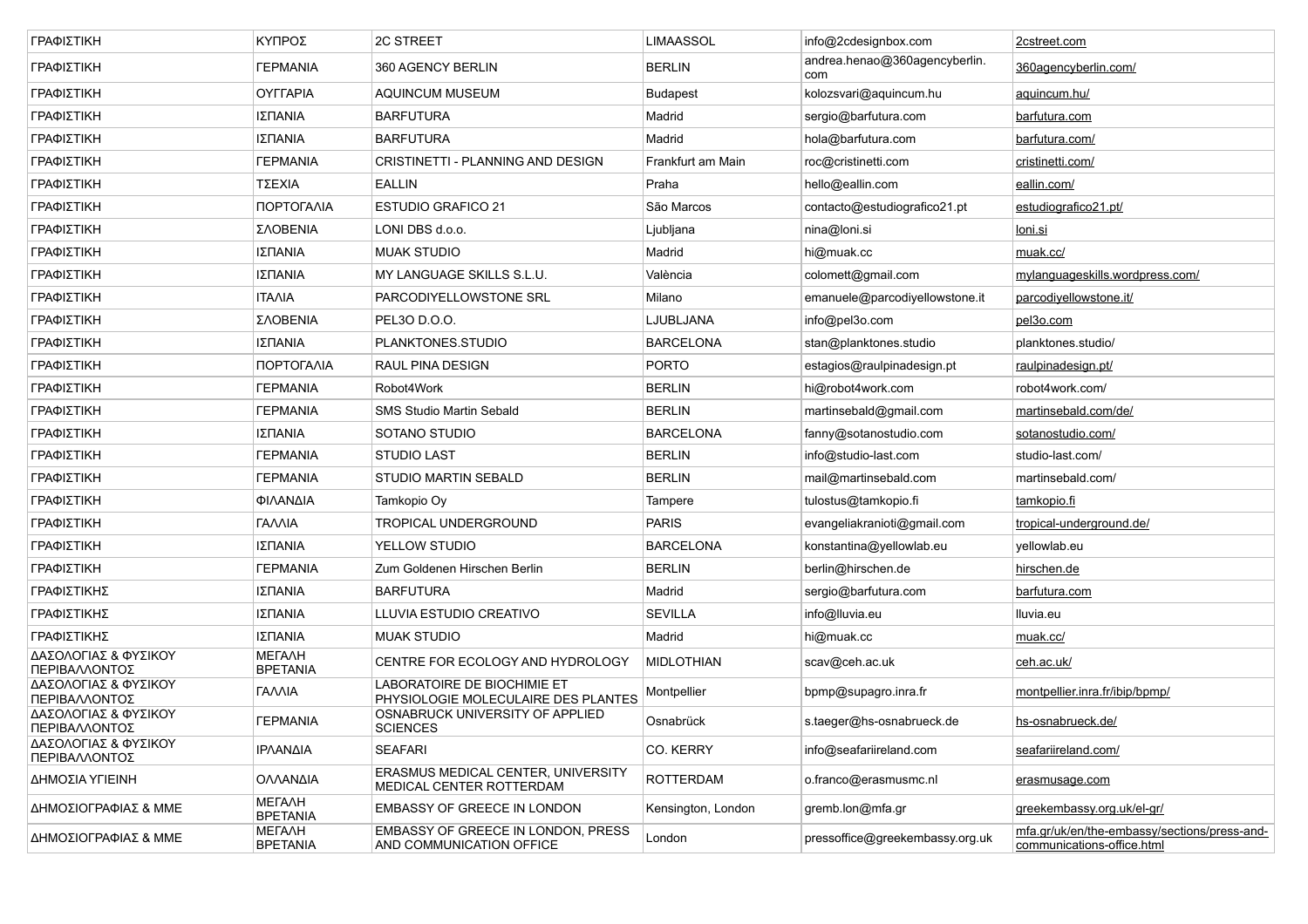| ΓΡΑΦΙΣΤΙΚΗ | ΚΥΠΡΟΣ | 2C STREET | LIMAASSOL | info@2cdesignbox.com | 2cstreet.com |
|---|---|---|---|---|---|
| ΓΡΑΦΙΣΤΙΚΗ | ΓΕΡΜΑΝΙΑ | 360 AGENCY BERLIN | BERLIN | andrea.henao@360agencyberlin.com | 360agencyberlin.com/ |
| ΓΡΑΦΙΣΤΙΚΗ | ΟΥΓΓΑΡΙΑ | AQUINCUM MUSEUM | Budapest | kolozsvari@aquincum.hu | aquincum.hu/ |
| ΓΡΑΦΙΣΤΙΚΗ | ΙΣΠΑΝΙΑ | BARFUTURA | Madrid | sergio@barfutura.com | barfutura.com |
| ΓΡΑΦΙΣΤΙΚΗ | ΙΣΠΑΝΙΑ | BARFUTURA | Madrid | hola@barfutura.com | barfutura.com/ |
| ΓΡΑΦΙΣΤΙΚΗ | ΓΕΡΜΑΝΙΑ | CRISTINETTI - PLANNING AND DESIGN | Frankfurt am Main | roc@cristinetti.com | cristinetti.com/ |
| ΓΡΑΦΙΣΤΙΚΗ | ΤΣΕΧΙΑ | EALLIN | Praha | hello@eallin.com | eallin.com/ |
| ΓΡΑΦΙΣΤΙΚΗ | ΠΟΡΤΟΓΑΛΙΑ | ESTUDIO GRAFICO 21 | São Marcos | contacto@estudiografico21.pt | estudiografico21.pt/ |
| ΓΡΑΦΙΣΤΙΚΗ | ΣΛΟΒΕΝΙΑ | LONI DBS d.o.o. | Ljubljana | nina@loni.si | loni.si |
| ΓΡΑΦΙΣΤΙΚΗ | ΙΣΠΑΝΙΑ | MUAK STUDIO | Madrid | hi@muak.cc | muak.cc/ |
| ΓΡΑΦΙΣΤΙΚΗ | ΙΣΠΑΝΙΑ | MY LANGUAGE SKILLS S.L.U. | València | colomett@gmail.com | mylanguageskills.wordpress.com/ |
| ΓΡΑΦΙΣΤΙΚΗ | ΙΤΑΛΙΑ | PARCODIYELLOWSTONE SRL | Milano | emanuele@parcodiyellowstone.it | parcodiyellowstone.it/ |
| ΓΡΑΦΙΣΤΙΚΗ | ΣΛΟΒΕΝΙΑ | PEL3O D.O.O. | LJUBLJANA | info@pel3o.com | pel3o.com |
| ΓΡΑΦΙΣΤΙΚΗ | ΙΣΠΑΝΙΑ | PLANKTONES.STUDIO | BARCELONA | stan@planktones.studio | planktones.studio/ |
| ΓΡΑΦΙΣΤΙΚΗ | ΠΟΡΤΟΓΑΛΙΑ | RAUL PINA DESIGN | PORTO | estagios@raulpinadesign.pt | raulpinadesign.pt/ |
| ΓΡΑΦΙΣΤΙΚΗ | ΓΕΡΜΑΝΙΑ | Robot4Work | BERLIN | hi@robot4work.com | robot4work.com/ |
| ΓΡΑΦΙΣΤΙΚΗ | ΓΕΡΜΑΝΙΑ | SMS Studio Martin Sebald | BERLIN | martinsebald@gmail.com | martinsebald.com/de/ |
| ΓΡΑΦΙΣΤΙΚΗ | ΙΣΠΑΝΙΑ | SOTANO STUDIO | BARCELONA | fanny@sotanostudio.com | sotanostudio.com/ |
| ΓΡΑΦΙΣΤΙΚΗ | ΓΕΡΜΑΝΙΑ | STUDIO LAST | BERLIN | info@studio-last.com | studio-last.com/ |
| ΓΡΑΦΙΣΤΙΚΗ | ΓΕΡΜΑΝΙΑ | STUDIO MARTIN SEBALD | BERLIN | mail@martinsebald.com | martinsebald.com/ |
| ΓΡΑΦΙΣΤΙΚΗ | ΦΙΛΑΝΔΙΑ | Tamkopio Oy | Tampere | tulostus@tamkopio.fi | tamkopio.fi |
| ΓΡΑΦΙΣΤΙΚΗ | ΓΑΛΛΙΑ | TROPICAL UNDERGROUND | PARIS | evangeliakranioti@gmail.com | tropical-underground.de/ |
| ΓΡΑΦΙΣΤΙΚΗ | ΙΣΠΑΝΙΑ | YELLOW STUDIO | BARCELONA | konstantina@yellowlab.eu | yellowlab.eu |
| ΓΡΑΦΙΣΤΙΚΗ | ΓΕΡΜΑΝΙΑ | Zum Goldenen Hirschen Berlin | BERLIN | berlin@hirschen.de | hirschen.de |
| ΓΡΑΦΙΣΤΙΚΗΣ | ΙΣΠΑΝΙΑ | BARFUTURA | Madrid | sergio@barfutura.com | barfutura.com |
| ΓΡΑΦΙΣΤΙΚΗΣ | ΙΣΠΑΝΙΑ | LLUVIA ESTUDIO CREATIVO | SEVILLA | info@lluvia.eu | lluvia.eu |
| ΓΡΑΦΙΣΤΙΚΗΣ | ΙΣΠΑΝΙΑ | MUAK STUDIO | Madrid | hi@muak.cc | muak.cc/ |
| ΔΑΣΟΛΟΓΙΑΣ & ΦΥΣΙΚΟΥ ΠΕΡΙΒΑΛΛΟΝΤΟΣ | ΜΕΓΑΛΗ ΒΡΕΤΑΝΙΑ | CENTRE FOR ECOLOGY AND HYDROLOGY | MIDLOTHIAN | scav@ceh.ac.uk | ceh.ac.uk/ |
| ΔΑΣΟΛΟΓΙΑΣ & ΦΥΣΙΚΟΥ ΠΕΡΙΒΑΛΛΟΝΤΟΣ | ΓΑΛΛΙΑ | LABORATOIRE DE BIOCHIMIE ET PHYSIOLOGIE MOLECULAIRE DES PLANTES | Montpellier | bpmp@supagro.inra.fr | montpellier.inra.fr/ibip/bpmp/ |
| ΔΑΣΟΛΟΓΙΑΣ & ΦΥΣΙΚΟΥ ΠΕΡΙΒΑΛΛΟΝΤΟΣ | ΓΕΡΜΑΝΙΑ | OSNABRUCK UNIVERSITY OF APPLIED SCIENCES | Osnabrück | s.taeger@hs-osnabrueck.de | hs-osnabrueck.de/ |
| ΔΑΣΟΛΟΓΙΑΣ & ΦΥΣΙΚΟΥ ΠΕΡΙΒΑΛΛΟΝΤΟΣ | ΙΡΛΑΝΔΙΑ | SEAFARI | CO. KERRY | info@seafariireland.com | seafariireland.com/ |
| ΔΗΜΟΣΙΑ ΥΓΙΕΙΝΗ | ΟΛΛΑΝΔΙΑ | ERASMUS MEDICAL CENTER, UNIVERSITY MEDICAL CENTER ROTTERDAM | ROTTERDAM | o.franco@erasmusmc.nl | erasmusage.com |
| ΔΗΜΟΣΙΟΓΡΑΦΙΑΣ & ΜΜΕ | ΜΕΓΑΛΗ ΒΡΕΤΑΝΙΑ | EMBASSY OF GREECE IN LONDON | Kensington, London | gremb.lon@mfa.gr | greekembassy.org.uk/el-gr/ |
| ΔΗΜΟΣΙΟΓΡΑΦΙΑΣ & ΜΜΕ | ΜΕΓΑΛΗ ΒΡΕΤΑΝΙΑ | EMBASSY OF GREECE IN LONDON, PRESS AND COMMUNICATION OFFICE | London | pressoffice@greekembassy.org.uk | mfa.gr/uk/en/the-embassy/sections/press-and-communications-office.html |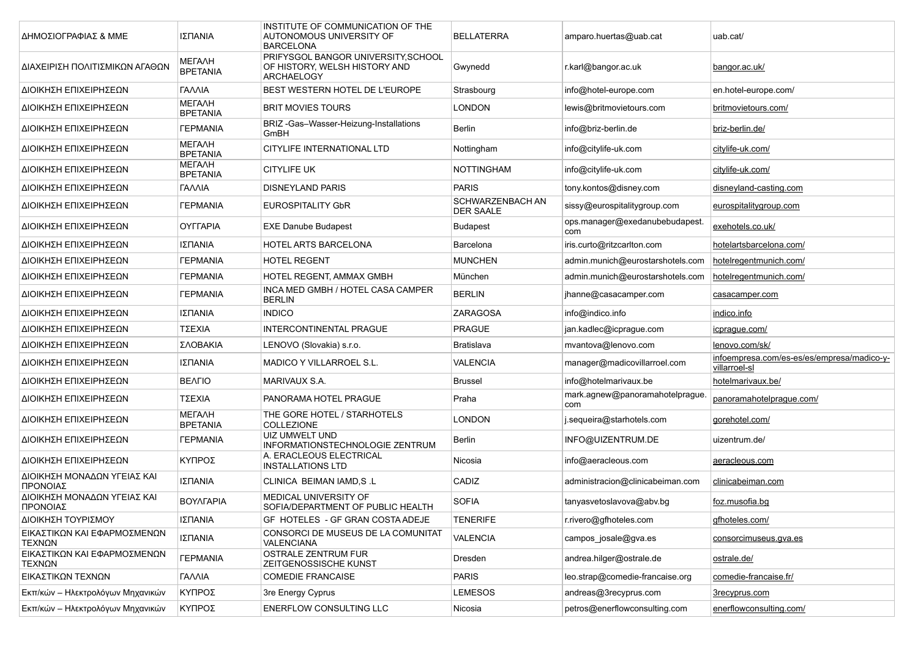| ΔΗΜΟΣΙΟΓΡΑΦΙΑΣ & ΜΜΕ | ΙΣΠΑΝΙΑ | INSTITUTE OF COMMUNICATION OF THE AUTONOMOUS UNIVERSITY OF BARCELONA | BELLATERRA | amparo.huertas@uab.cat | uab.cat/ |
|---|---|---|---|---|---|
| ΔΙΑΧΕΙΡΗΣΗ ΠΟΛΙΤΙΣΜΙΚΩΝ ΑΓΑΘΩΝ | ΜΕΓΑΛΗ ΒΡΕΤΑΝΙΑ | PRIFYSGOL BANGOR UNIVERSITY,SCHOOL OF HISTORY, WELSH HISTORY AND ARCHAELOGY | Gwynedd | r.karl@bangor.ac.uk | bangor.ac.uk/ |
| ΔΙΟΙΚΗΣΗ ΕΠΙΧΕΙΡΗΣΕΩΝ | ΓΑΛΛΙΑ | BEST WESTERN HOTEL DE L'EUROPE | Strasbourg | info@hotel-europe.com | en.hotel-europe.com/ |
| ΔΙΟΙΚΗΣΗ ΕΠΙΧΕΙΡΗΣΕΩΝ | ΜΕΓΑΛΗ ΒΡΕΤΑΝΙΑ | BRIT MOVIES TOURS | LONDON | lewis@britmovietours.com | britmovietours.com/ |
| ΔΙΟΙΚΗΣΗ ΕΠΙΧΕΙΡΗΣΕΩΝ | ΓΕΡΜΑΝΙΑ | BRIZ -Gas–Wasser-Heizung-Installations GmBH | Berlin | info@briz-berlin.de | briz-berlin.de/ |
| ΔΙΟΙΚΗΣΗ ΕΠΙΧΕΙΡΗΣΕΩΝ | ΜΕΓΑΛΗ ΒΡΕΤΑΝΙΑ | CITYLIFE INTERNATIONAL LTD | Nottingham | info@citylife-uk.com | citylife-uk.com/ |
| ΔΙΟΙΚΗΣΗ ΕΠΙΧΕΙΡΗΣΕΩΝ | ΜΕΓΑΛΗ ΒΡΕΤΑΝΙΑ | CITYLIFE UK | NOTTINGHAM | info@citylife-uk.com | citylife-uk.com/ |
| ΔΙΟΙΚΗΣΗ ΕΠΙΧΕΙΡΗΣΕΩΝ | ΓΑΛΛΙΑ | DISNEYLAND PARIS | PARIS | tony.kontos@disney.com | disneyland-casting.com |
| ΔΙΟΙΚΗΣΗ ΕΠΙΧΕΙΡΗΣΕΩΝ | ΓΕΡΜΑΝΙΑ | EUROSPITALITY GbR | SCHWARZENBACH AN DER SAALE | sissy@eurospitalitygroup.com | eurospitalitygroup.com |
| ΔΙΟΙΚΗΣΗ ΕΠΙΧΕΙΡΗΣΕΩΝ | ΟΥΓΓΑΡΙΑ | EXE Danube Budapest | Budapest | ops.manager@exedanubebudapest.com | exehotels.co.uk/ |
| ΔΙΟΙΚΗΣΗ ΕΠΙΧΕΙΡΗΣΕΩΝ | ΙΣΠΑΝΙΑ | HOTEL ARTS BARCELONA | Barcelona | iris.curto@ritzcarlton.com | hotelartsbarcelona.com/ |
| ΔΙΟΙΚΗΣΗ ΕΠΙΧΕΙΡΗΣΕΩΝ | ΓΕΡΜΑΝΙΑ | HOTEL REGENT | MUNCHEN | admin.munich@eurostarshotels.com | hotelregentmunich.com/ |
| ΔΙΟΙΚΗΣΗ ΕΠΙΧΕΙΡΗΣΕΩΝ | ΓΕΡΜΑΝΙΑ | HOTEL REGENT, AMMAX GMBH | München | admin.munich@eurostarshotels.com | hotelregentmunich.com/ |
| ΔΙΟΙΚΗΣΗ ΕΠΙΧΕΙΡΗΣΕΩΝ | ΓΕΡΜΑΝΙΑ | INCA MED GMBH / HOTEL CASA CAMPER BERLIN | BERLIN | jhanne@casacamper.com | casacamper.com |
| ΔΙΟΙΚΗΣΗ ΕΠΙΧΕΙΡΗΣΕΩΝ | ΙΣΠΑΝΙΑ | INDICO | ZARAGOSA | info@indico.info | indico.info |
| ΔΙΟΙΚΗΣΗ ΕΠΙΧΕΙΡΗΣΕΩΝ | ΤΣΕΧΙΑ | INTERCONTINENTAL PRAGUE | PRAGUE | jan.kadlec@icprague.com | icprague.com/ |
| ΔΙΟΙΚΗΣΗ ΕΠΙΧΕΙΡΗΣΕΩΝ | ΣΛΟΒΑΚΙΑ | LENOVO (Slovakia) s.r.o. | Bratislava | mvantova@lenovo.com | lenovo.com/sk/ |
| ΔΙΟΙΚΗΣΗ ΕΠΙΧΕΙΡΗΣΕΩΝ | ΙΣΠΑΝΙΑ | MADICO Y VILLARROEL S.L. | VALENCIA | manager@madicovillarroel.com | infoempresa.com/es-es/es/empresa/madico-y-villarroel-sl |
| ΔΙΟΙΚΗΣΗ ΕΠΙΧΕΙΡΗΣΕΩΝ | ΒΕΛΓΙΟ | MARIVAUX S.A. | Brussel | info@hotelmarivaux.be | hotelmarivaux.be/ |
| ΔΙΟΙΚΗΣΗ ΕΠΙΧΕΙΡΗΣΕΩΝ | ΤΣΕΧΙΑ | PANORAMA HOTEL PRAGUE | Praha | mark.agnew@panoramahotelprague.com | panoramahotelprague.com/ |
| ΔΙΟΙΚΗΣΗ ΕΠΙΧΕΙΡΗΣΕΩΝ | ΜΕΓΑΛΗ ΒΡΕΤΑΝΙΑ | THE GORE HOTEL / STARHOTELS COLLEZIONE | LONDON | j.sequeira@starhotels.com | gorehotel.com/ |
| ΔΙΟΙΚΗΣΗ ΕΠΙΧΕΙΡΗΣΕΩΝ | ΓΕΡΜΑΝΙΑ | UIZ UMWELT UND INFORMATIONSTECHNOLOGIE ZENTRUM | Berlin | INFO@UIZENTRUM.DE | uizentrum.de/ |
| ΔΙΟΙΚΗΣΗ ΕΠΙΧΕΙΡΗΣΕΩΝ | ΚΥΠΡΟΣ | A. ERACLEOUS ELECTRICAL INSTALLATIONS LTD | Nicosia | info@aeracleous.com | aeracleous.com |
| ΔΙΟΙΚΗΣΗ ΜΟΝΑΔΩΝ ΥΓΕΙΑΣ ΚΑΙ ΠΡΟΝΟΙΑΣ | ΙΣΠΑΝΙΑ | CLINICA BEIMAN IAMD,S .L | CADIZ | administracion@clinicabeiman.com | clinicabeiman.com |
| ΔΙΟΙΚΗΣΗ ΜΟΝΑΔΩΝ ΥΓΕΙΑΣ ΚΑΙ ΠΡΟΝΟΙΑΣ | ΒΟΥΛΓΑΡΙΑ | MEDICAL UNIVERSITY OF SOFIA/DEPARTMENT OF PUBLIC HEALTH | SOFIA | tanyasvetoslavova@abv.bg | foz.musofia.bg |
| ΔΙΟΙΚΗΣΗ ΤΟΥΡΙΣΜΟΥ | ΙΣΠΑΝΙΑ | GF HOTELES - GF GRAN COSTA ADEJE | TENERIFE | r.rivero@gfhoteles.com | gfhoteles.com/ |
| ΕΙΚΑΣΤΙΚΩΝ ΚΑΙ ΕΦΑΡΜΟΣΜΕΝΩΝ ΤΕΧΝΩΝ | ΙΣΠΑΝΙΑ | CONSORCI DE MUSEUS DE LA COMUNITAT VALENCIANA | VALENCIA | campos_josale@gva.es | consorcimuseus.gva.es |
| ΕΙΚΑΣΤΙΚΩΝ ΚΑΙ ΕΦΑΡΜΟΣΜΕΝΩΝ ΤΕΧΝΩΝ | ΓΕΡΜΑΝΙΑ | OSTRALE ZENTRUM FUR ZEITGENOSSISCHE KUNST | Dresden | andrea.hilger@ostrale.de | ostrale.de/ |
| ΕΙΚΑΣΤΙΚΩΝ ΤΕΧΝΩΝ | ΓΑΛΛΙΑ | COMEDIE FRANCAISE | PARIS | leo.strap@comedie-francaise.org | comedie-francaise.fr/ |
| Εκπ/κών – Ηλεκτρολόγων Μηχανικών | ΚΥΠΡΟΣ | 3re Energy Cyprus | LEMESOS | andreas@3recyprus.com | 3recyprus.com |
| Εκπ/κών – Ηλεκτρολόγων Μηχανικών | ΚΥΠΡΟΣ | ENERFLOW CONSULTING LLC | Nicosia | petros@enerflowconsulting.com | enerflowconsulting.com/ |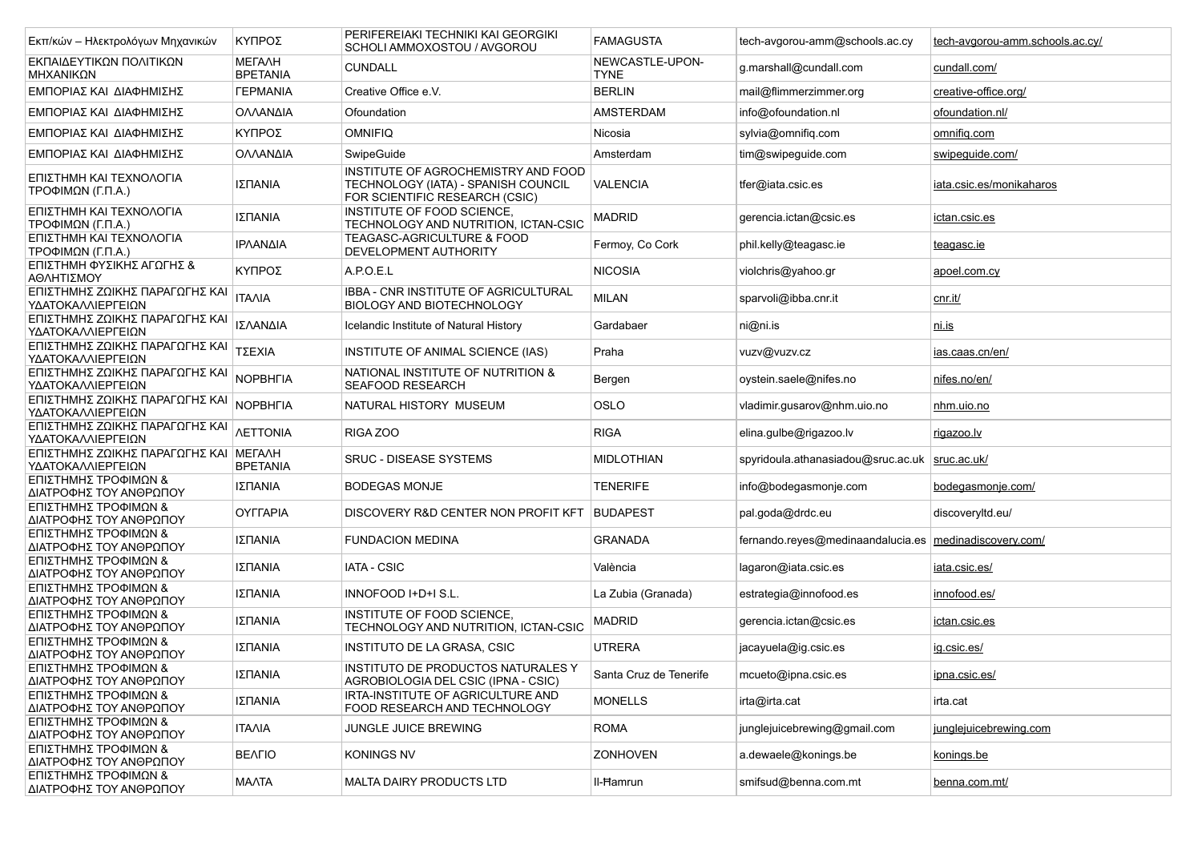| | | | | | |
|---|---|---|---|---|---|
| Εκπ/κών – Ηλεκτρολόγων Μηχανικών | ΚΥΠΡΟΣ | PERIFEREIAKI TECHNIKI KAI GEORGIKI SCHOLI AMMOXOSTOU / AVGOROU | FAMAGUSTA | tech-avgorou-amm@schools.ac.cy | tech-avgorou-amm.schools.ac.cy/ |
| ΕΚΠΑΙΔΕΥΤΙΚΩΝ ΠΟΛΙΤΙΚΩΝ ΜΗΧΑΝΙΚΩΝ | ΜΕΓΑΛΗ ΒΡΕΤΑΝΙΑ | CUNDALL | NEWCASTLE-UPON-TYNE | g.marshall@cundall.com | cundall.com/ |
| ΕΜΠΟΡΙΑΣ ΚΑΙ ΔΙΑΦΗΜΙΣΗΣ | ΓΕΡΜΑΝΙΑ | Creative Office e.V. | BERLIN | mail@flimmerzimmer.org | creative-office.org/ |
| ΕΜΠΟΡΙΑΣ ΚΑΙ ΔΙΑΦΗΜΙΣΗΣ | ΟΛΛΑΝΔΙΑ | Ofoundation | AMSTERDAM | info@ofoundation.nl | ofoundation.nl/ |
| ΕΜΠΟΡΙΑΣ ΚΑΙ ΔΙΑΦΗΜΙΣΗΣ | ΚΥΠΡΟΣ | OMNIFIQ | Nicosia | sylvia@omnifiq.com | omnifiq.com |
| ΕΜΠΟΡΙΑΣ ΚΑΙ ΔΙΑΦΗΜΙΣΗΣ | ΟΛΛΑΝΔΙΑ | SwipeGuide | Amsterdam | tim@swipeguide.com | swipeguide.com/ |
| ΕΠΙΣΤΗΜΗ ΚΑΙ ΤΕΧΝΟΛΟΓΙΑ ΤΡΟΦΙΜΩΝ (Γ.Π.Α.) | ΙΣΠΑΝΙΑ | INSTITUTE OF AGROCHEMISTRY AND FOOD TECHNOLOGY (IATA) - SPANISH COUNCIL FOR SCIENTIFIC RESEARCH (CSIC) | VALENCIA | tfer@iata.csic.es | iata.csic.es/monikaharos |
| ΕΠΙΣΤΗΜΗ ΚΑΙ ΤΕΧΝΟΛΟΓΙΑ ΤΡΟΦΙΜΩΝ (Γ.Π.Α.) | ΙΣΠΑΝΙΑ | INSTITUTE OF FOOD SCIENCE, TECHNOLOGY AND NUTRITION, ICTAN-CSIC | MADRID | gerencia.ictan@csic.es | ictan.csic.es |
| ΕΠΙΣΤΗΜΗ ΚΑΙ ΤΕΧΝΟΛΟΓΙΑ ΤΡΟΦΙΜΩΝ (Γ.Π.Α.) | ΙΡΛΑΝΔΙΑ | TEAGASC-AGRICULTURE & FOOD DEVELOPMENT AUTHORITY | Fermoy, Co Cork | phil.kelly@teagasc.ie | teagasc.ie |
| ΕΠΙΣΤΗΜΗ ΦΥΣΙΚΗΣ ΑΓΩΓΗΣ & ΑΘΛΗΤΙΣΜΟΥ | ΚΥΠΡΟΣ | A.P.O.E.L | NICOSIA | violchris@yahoo.gr | apoel.com.cy |
| ΕΠΙΣΤΗΜΗΣ ΖΩΙΚΗΣ ΠΑΡΑΓΩΓΗΣ ΚΑΙ ΥΔΑΤΟΚΑΛΛΙΕΡΓΕΙΩΝ | ΙΤΑΛΙΑ | IBBA - CNR INSTITUTE OF AGRICULTURAL BIOLOGY AND BIOTECHNOLOGY | MILAN | sparvoli@ibba.cnr.it | cnr.it/ |
| ΕΠΙΣΤΗΜΗΣ ΖΩΙΚΗΣ ΠΑΡΑΓΩΓΗΣ ΚΑΙ ΥΔΑΤΟΚΑΛΛΙΕΡΓΕΙΩΝ | ΙΣΛΑΝΔΙΑ | Icelandic Institute of Natural History | Gardabaer | ni@ni.is | ni.is |
| ΕΠΙΣΤΗΜΗΣ ΖΩΙΚΗΣ ΠΑΡΑΓΩΓΗΣ ΚΑΙ ΥΔΑΤΟΚΑΛΛΙΕΡΓΕΙΩΝ | ΤΣΕΧΙΑ | INSTITUTE OF ANIMAL SCIENCE (IAS) | Praha | vuzv@vuzv.cz | ias.caas.cn/en/ |
| ΕΠΙΣΤΗΜΗΣ ΖΩΙΚΗΣ ΠΑΡΑΓΩΓΗΣ ΚΑΙ ΥΔΑΤΟΚΑΛΛΙΕΡΓΕΙΩΝ | ΝΟΡΒΗΓΙΑ | NATIONAL INSTITUTE OF NUTRITION & SEAFOOD RESEARCH | Bergen | oystein.saele@nifes.no | nifes.no/en/ |
| ΕΠΙΣΤΗΜΗΣ ΖΩΙΚΗΣ ΠΑΡΑΓΩΓΗΣ ΚΑΙ ΥΔΑΤΟΚΑΛΛΙΕΡΓΕΙΩΝ | ΝΟΡΒΗΓΙΑ | NATURAL HISTORY MUSEUM | OSLO | vladimir.gusarov@nhm.uio.no | nhm.uio.no |
| ΕΠΙΣΤΗΜΗΣ ΖΩΙΚΗΣ ΠΑΡΑΓΩΓΗΣ ΚΑΙ ΥΔΑΤΟΚΑΛΛΙΕΡΓΕΙΩΝ | ΛΕΤΤΟΝΙΑ | RIGA ZOO | RIGA | elina.gulbe@rigazoo.lv | rigazoo.lv |
| ΕΠΙΣΤΗΜΗΣ ΖΩΙΚΗΣ ΠΑΡΑΓΩΓΗΣ ΚΑΙ ΥΔΑΤΟΚΑΛΛΙΕΡΓΕΙΩΝ | ΜΕΓΑΛΗ ΒΡΕΤΑΝΙΑ | SRUC - DISEASE SYSTEMS | MIDLOTHIAN | spyridoula.athanasiadou@sruc.ac.uk | sruc.ac.uk/ |
| ΕΠΙΣΤΗΜΗΣ ΤΡΟΦΙΜΩΝ & ΔΙΑΤΡΟΦΗΣ ΤΟΥ ΑΝΘΡΩΠΟΥ | ΙΣΠΑΝΙΑ | BODEGAS MONJE | TENERIFE | info@bodegasmonje.com | bodegasmonje.com/ |
| ΕΠΙΣΤΗΜΗΣ ΤΡΟΦΙΜΩΝ & ΔΙΑΤΡΟΦΗΣ ΤΟΥ ΑΝΘΡΩΠΟΥ | ΟΥΓΓΑΡΙΑ | DISCOVERY R&D CENTER NON PROFIT KFT | BUDAPEST | pal.goda@drdc.eu | discoveryltd.eu/ |
| ΕΠΙΣΤΗΜΗΣ ΤΡΟΦΙΜΩΝ & ΔΙΑΤΡΟΦΗΣ ΤΟΥ ΑΝΘΡΩΠΟΥ | ΙΣΠΑΝΙΑ | FUNDACION MEDINA | GRANADA | fernando.reyes@medinaandalucia.es | medinadiscovery.com/ |
| ΕΠΙΣΤΗΜΗΣ ΤΡΟΦΙΜΩΝ & ΔΙΑΤΡΟΦΗΣ ΤΟΥ ΑΝΘΡΩΠΟΥ | ΙΣΠΑΝΙΑ | IATA - CSIC | València | lagaron@iata.csic.es | iata.csic.es/ |
| ΕΠΙΣΤΗΜΗΣ ΤΡΟΦΙΜΩΝ & ΔΙΑΤΡΟΦΗΣ ΤΟΥ ΑΝΘΡΩΠΟΥ | ΙΣΠΑΝΙΑ | INNOFOOD I+D+I S.L. | La Zubia (Granada) | estrategia@innofood.es | innofood.es/ |
| ΕΠΙΣΤΗΜΗΣ ΤΡΟΦΙΜΩΝ & ΔΙΑΤΡΟΦΗΣ ΤΟΥ ΑΝΘΡΩΠΟΥ | ΙΣΠΑΝΙΑ | INSTITUTE OF FOOD SCIENCE, TECHNOLOGY AND NUTRITION, ICTAN-CSIC | MADRID | gerencia.ictan@csic.es | ictan.csic.es |
| ΕΠΙΣΤΗΜΗΣ ΤΡΟΦΙΜΩΝ & ΔΙΑΤΡΟΦΗΣ ΤΟΥ ΑΝΘΡΩΠΟΥ | ΙΣΠΑΝΙΑ | INSTITUTO DE LA GRASA, CSIC | UTRERA | jacayuela@ig.csic.es | ig.csic.es/ |
| ΕΠΙΣΤΗΜΗΣ ΤΡΟΦΙΜΩΝ & ΔΙΑΤΡΟΦΗΣ ΤΟΥ ΑΝΘΡΩΠΟΥ | ΙΣΠΑΝΙΑ | INSTITUTO DE PRODUCTOS NATURALES Y AGROBIOLOGIA DEL CSIC (IPNA - CSIC) | Santa Cruz de Tenerife | mcueto@ipna.csic.es | ipna.csic.es/ |
| ΕΠΙΣΤΗΜΗΣ ΤΡΟΦΙΜΩΝ & ΔΙΑΤΡΟΦΗΣ ΤΟΥ ΑΝΘΡΩΠΟΥ | ΙΣΠΑΝΙΑ | IRTA-INSTITUTE OF AGRICULTURE AND FOOD RESEARCH AND TECHNOLOGY | MONELLS | irta@irta.cat | irta.cat |
| ΕΠΙΣΤΗΜΗΣ ΤΡΟΦΙΜΩΝ & ΔΙΑΤΡΟΦΗΣ ΤΟΥ ΑΝΘΡΩΠΟΥ | ΙΤΑΛΙΑ | JUNGLE JUICE BREWING | ROMA | junglejuicebrewing@gmail.com | junglejuicebrewing.com |
| ΕΠΙΣΤΗΜΗΣ ΤΡΟΦΙΜΩΝ & ΔΙΑΤΡΟΦΗΣ ΤΟΥ ΑΝΘΡΩΠΟΥ | ΒΕΛΓΙΟ | KONINGS NV | ZONHOVEN | a.dewaele@konings.be | konings.be |
| ΕΠΙΣΤΗΜΗΣ ΤΡΟΦΙΜΩΝ & ΔΙΑΤΡΟΦΗΣ ΤΟΥ ΑΝΘΡΩΠΟΥ | ΜΑΛΤΑ | MALTA DAIRY PRODUCTS LTD | Il-Ħamrun | smifsud@benna.com.mt | benna.com.mt/ |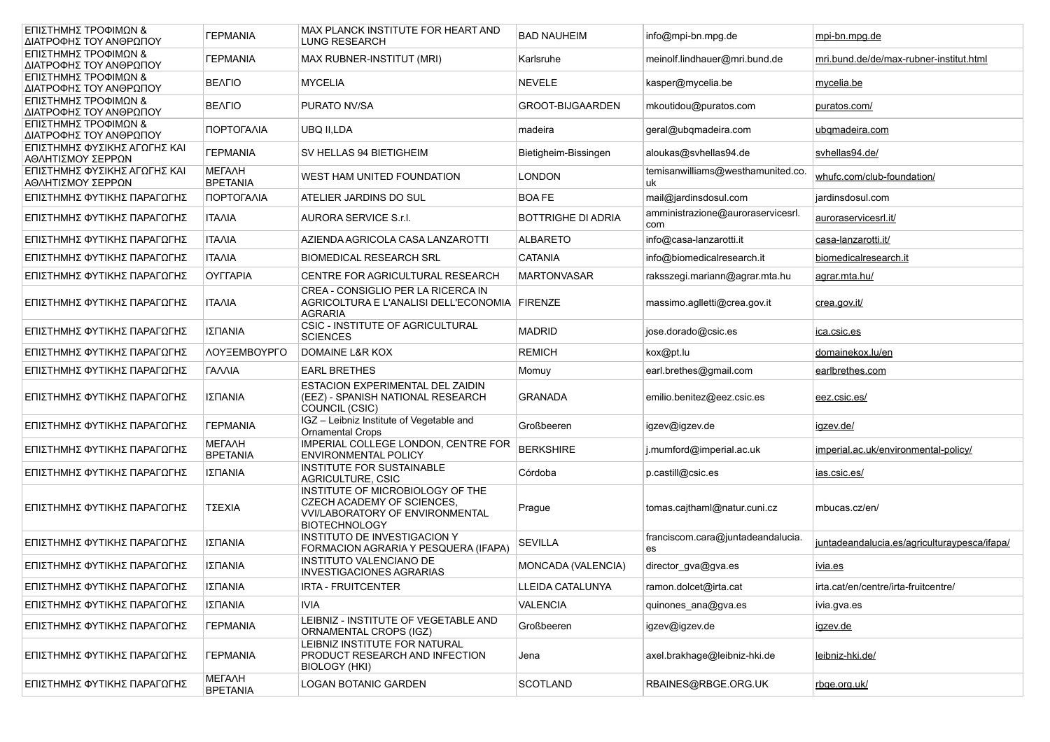| | | | | | |
|---|---|---|---|---|---|
| ΕΠΙΣΤΗΜΗΣ ΤΡΟΦΙΜΩΝ & ΔΙΑΤΡΟΦΗΣ ΤΟΥ ΑΝΘΡΩΠΟΥ | ΓΕΡΜΑΝΙΑ | MAX PLANCK INSTITUTE FOR HEART AND LUNG RESEARCH | BAD NAUHEIM | info@mpi-bn.mpg.de | mpi-bn.mpg.de |
| ΕΠΙΣΤΗΜΗΣ ΤΡΟΦΙΜΩΝ & ΔΙΑΤΡΟΦΗΣ ΤΟΥ ΑΝΘΡΩΠΟΥ | ΓΕΡΜΑΝΙΑ | MAX RUBNER-INSTITUT (MRI) | Karlsruhe | meinolf.lindhauer@mri.bund.de | mri.bund.de/de/max-rubner-institut.html |
| ΕΠΙΣΤΗΜΗΣ ΤΡΟΦΙΜΩΝ & ΔΙΑΤΡΟΦΗΣ ΤΟΥ ΑΝΘΡΩΠΟΥ | ΒΕΛΓΙΟ | MYCELIA | NEVELE | kasper@mycelia.be | mycelia.be |
| ΕΠΙΣΤΗΜΗΣ ΤΡΟΦΙΜΩΝ & ΔΙΑΤΡΟΦΗΣ ΤΟΥ ΑΝΘΡΩΠΟΥ | ΒΕΛΓΙΟ | PURATO NV/SA | GROOT-BIJGAARDEN | mkoutidou@puratos.com | puratos.com/ |
| ΕΠΙΣΤΗΜΗΣ ΤΡΟΦΙΜΩΝ & ΔΙΑΤΡΟΦΗΣ ΤΟΥ ΑΝΘΡΩΠΟΥ | ΠΟΡΤΟΓΑΛΙΑ | UBQ II,LDA | madeira | geral@ubqmadeira.com | ubqmadeira.com |
| ΕΠΙΣΤΗΜΗΣ ΦΥΣΙΚΗΣ ΑΓΩΓΗΣ ΚΑΙ ΑΘΛΗΤΙΣΜΟΥ ΣΕΡΡΩΝ | ΓΕΡΜΑΝΙΑ | SV HELLAS 94 BIETIGHEIM | Bietigheim-Bissingen | aloukas@svhellas94.de | svhellas94.de/ |
| ΕΠΙΣΤΗΜΗΣ ΦΥΣΙΚΗΣ ΑΓΩΓΗΣ ΚΑΙ ΑΘΛΗΤΙΣΜΟΥ ΣΕΡΡΩΝ | ΜΕΓΑΛΗ ΒΡΕΤΑΝΙΑ | WEST HAM UNITED FOUNDATION | LONDON | temisanwilliams@westhamunited.co.uk | whufc.com/club-foundation/ |
| ΕΠΙΣΤΗΜΗΣ ΦΥΤΙΚΗΣ ΠΑΡΑΓΩΓΗΣ | ΠΟΡΤΟΓΑΛΙΑ | ATELIER JARDINS DO SUL | BOA FE | mail@jardinsdosul.com | jardinsdosul.com |
| ΕΠΙΣΤΗΜΗΣ ΦΥΤΙΚΗΣ ΠΑΡΑΓΩΓΗΣ | ΙΤΑΛΙΑ | AURORA SERVICE S.r.l. | BOTTRIGHE DI ADRIA | amministrazione@auroraservicesrl.com | auroraservicesrl.it/ |
| ΕΠΙΣΤΗΜΗΣ ΦΥΤΙΚΗΣ ΠΑΡΑΓΩΓΗΣ | ΙΤΑΛΙΑ | AZIENDA AGRICOLA CASA LANZAROTTI | ALBARETO | info@casa-lanzarotti.it | casa-lanzarotti.it/ |
| ΕΠΙΣΤΗΜΗΣ ΦΥΤΙΚΗΣ ΠΑΡΑΓΩΓΗΣ | ΙΤΑΛΙΑ | BIOMEDICAL RESEARCH SRL | CATANIA | info@biomedicalresearch.it | biomedicalresearch.it |
| ΕΠΙΣΤΗΜΗΣ ΦΥΤΙΚΗΣ ΠΑΡΑΓΩΓΗΣ | ΟΥΓΓΑΡΙΑ | CENTRE FOR AGRICULTURAL RESEARCH | MARTONVASAR | raksszegi.mariann@agrar.mta.hu | agrar.mta.hu/ |
| ΕΠΙΣΤΗΜΗΣ ΦΥΤΙΚΗΣ ΠΑΡΑΓΩΓΗΣ | ΙΤΑΛΙΑ | CREA - CONSIGLIO PER LA RICERCA IN AGRICOLTURA E L'ANALISI DELL'ECONOMIA AGRARIA | FIRENZE | massimo.aglletti@crea.gov.it | crea.gov.it/ |
| ΕΠΙΣΤΗΜΗΣ ΦΥΤΙΚΗΣ ΠΑΡΑΓΩΓΗΣ | ΙΣΠΑΝΙΑ | CSIC - INSTITUTE OF AGRICULTURAL SCIENCES | MADRID | jose.dorado@csic.es | ica.csic.es |
| ΕΠΙΣΤΗΜΗΣ ΦΥΤΙΚΗΣ ΠΑΡΑΓΩΓΗΣ | ΛΟΥΞΕΜΒΟΥΡΓΟ | DOMAINE L&R KOX | REMICH | kox@pt.lu | domainekox.lu/en |
| ΕΠΙΣΤΗΜΗΣ ΦΥΤΙΚΗΣ ΠΑΡΑΓΩΓΗΣ | ΓΑΛΛΙΑ | EARL BRETHES | Momuy | earl.brethes@gmail.com | earlbrethes.com |
| ΕΠΙΣΤΗΜΗΣ ΦΥΤΙΚΗΣ ΠΑΡΑΓΩΓΗΣ | ΙΣΠΑΝΙΑ | ESTACION EXPERIMENTAL DEL ZAIDIN (EEZ) - SPANISH NATIONAL RESEARCH COUNCIL (CSIC) | GRANADA | emilio.benitez@eez.csic.es | eez.csic.es/ |
| ΕΠΙΣΤΗΜΗΣ ΦΥΤΙΚΗΣ ΠΑΡΑΓΩΓΗΣ | ΓΕΡΜΑΝΙΑ | IGZ – Leibniz Institute of Vegetable and Ornamental Crops | Großbeeren | igzev@igzev.de | igzev.de/ |
| ΕΠΙΣΤΗΜΗΣ ΦΥΤΙΚΗΣ ΠΑΡΑΓΩΓΗΣ | ΜΕΓΑΛΗ ΒΡΕΤΑΝΙΑ | IMPERIAL COLLEGE LONDON, CENTRE FOR ENVIRONMENTAL POLICY | BERKSHIRE | j.mumford@imperial.ac.uk | imperial.ac.uk/environmental-policy/ |
| ΕΠΙΣΤΗΜΗΣ ΦΥΤΙΚΗΣ ΠΑΡΑΓΩΓΗΣ | ΙΣΠΑΝΙΑ | INSTITUTE FOR SUSTAINABLE AGRICULTURE, CSIC | Córdoba | p.castill@csic.es | ias.csic.es/ |
| ΕΠΙΣΤΗΜΗΣ ΦΥΤΙΚΗΣ ΠΑΡΑΓΩΓΗΣ | ΤΣΕΧΙΑ | INSTITUTE OF MICROBIOLOGY OF THE CZECH ACADEMY OF SCIENCES, VVI/LABORATORY OF ENVIRONMENTAL BIOTECHNOLOGY | Prague | tomas.cajthaml@natur.cuni.cz | mbucas.cz/en/ |
| ΕΠΙΣΤΗΜΗΣ ΦΥΤΙΚΗΣ ΠΑΡΑΓΩΓΗΣ | ΙΣΠΑΝΙΑ | INSTITUTO DE INVESTIGACION Y FORMACION AGRARIA Y PESQUERA (IFAPA) | SEVILLA | franciscom.cara@juntadeandalucia.es | juntadeandalucia.es/agriculturaypesca/ifapa/ |
| ΕΠΙΣΤΗΜΗΣ ΦΥΤΙΚΗΣ ΠΑΡΑΓΩΓΗΣ | ΙΣΠΑΝΙΑ | INSTITUTO VALENCIANO DE INVESTIGACIONES AGRARIAS | MONCADA (VALENCIA) | director_gva@gva.es | ivia.es |
| ΕΠΙΣΤΗΜΗΣ ΦΥΤΙΚΗΣ ΠΑΡΑΓΩΓΗΣ | ΙΣΠΑΝΙΑ | IRTA - FRUITCENTER | LLEIDA CATALUNYA | ramon.dolcet@irta.cat | irta.cat/en/centre/irta-fruitcentre/ |
| ΕΠΙΣΤΗΜΗΣ ΦΥΤΙΚΗΣ ΠΑΡΑΓΩΓΗΣ | ΙΣΠΑΝΙΑ | IVIA | VALENCIA | quinones_ana@gva.es | ivia.gva.es |
| ΕΠΙΣΤΗΜΗΣ ΦΥΤΙΚΗΣ ΠΑΡΑΓΩΓΗΣ | ΓΕΡΜΑΝΙΑ | LEIBNIZ - INSTITUTE OF VEGETABLE AND ORNAMENTAL CROPS (IGZ) | Großbeeren | igzev@igzev.de | igzev.de |
| ΕΠΙΣΤΗΜΗΣ ΦΥΤΙΚΗΣ ΠΑΡΑΓΩΓΗΣ | ΓΕΡΜΑΝΙΑ | LEIBNIZ INSTITUTE FOR NATURAL PRODUCT RESEARCH AND INFECTION BIOLOGY (HKI) | Jena | axel.brakhage@leibniz-hki.de | leibniz-hki.de/ |
| ΕΠΙΣΤΗΜΗΣ ΦΥΤΙΚΗΣ ΠΑΡΑΓΩΓΗΣ | ΜΕΓΑΛΗ ΒΡΕΤΑΝΙΑ | LOGAN BOTANIC GARDEN | SCOTLAND | RBAINES@RBGE.ORG.UK | rbge.org.uk/ |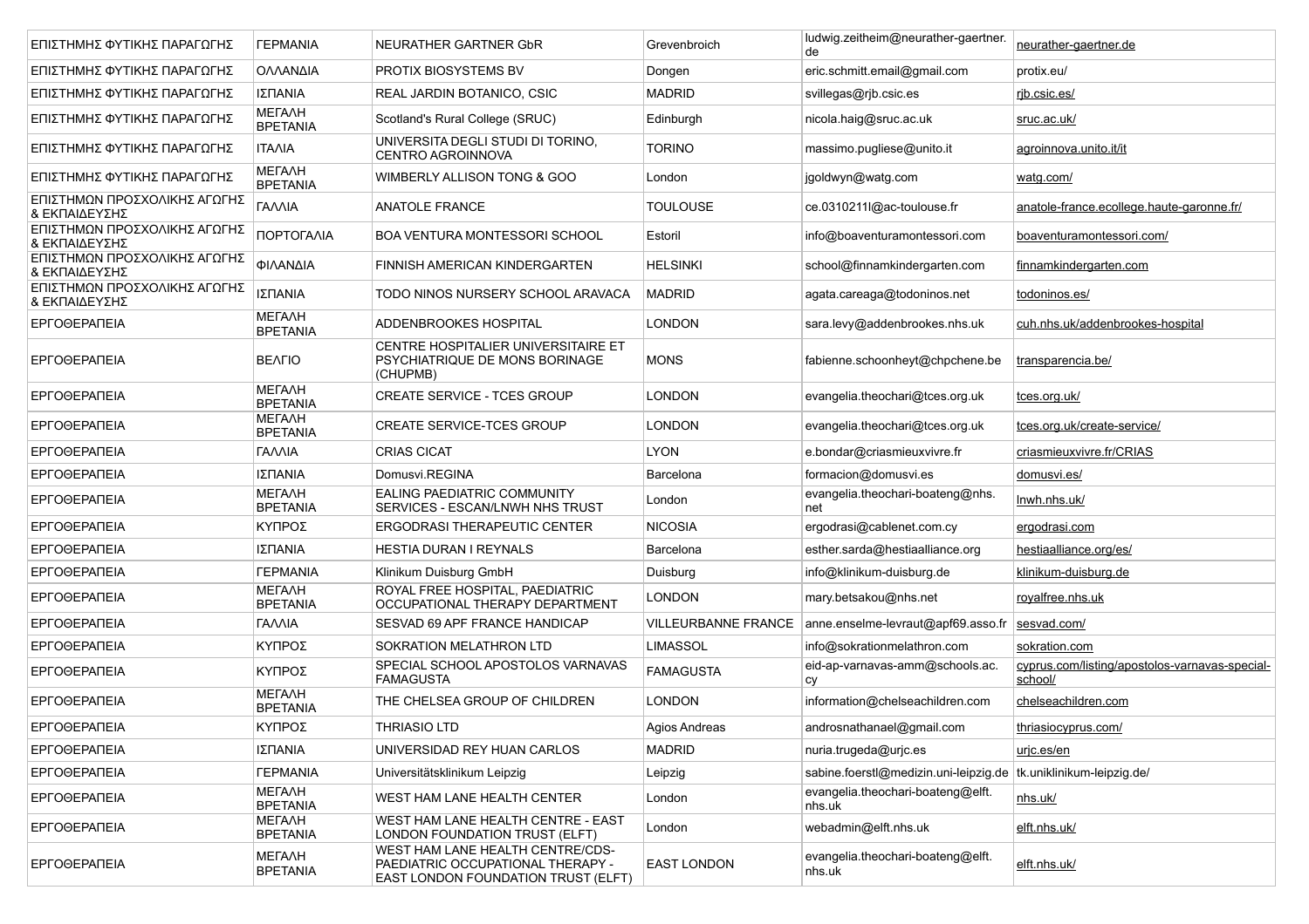| | | | | | |
|---|---|---|---|---|---|
| ΕΠΙΣΤΗΜΗΣ ΦΥΤΙΚΗΣ ΠΑΡΑΓΩΓΗΣ | ΓΕΡΜΑΝΙΑ | NEURATHER GARTNER GbR | Grevenbroich | ludwig.zeitheim@neurather-gaertner.de | neurather-gaertner.de |
| ΕΠΙΣΤΗΜΗΣ ΦΥΤΙΚΗΣ ΠΑΡΑΓΩΓΗΣ | ΟΛΛΑΝΔΙΑ | PROTIX BIOSYSTEMS BV | Dongen | eric.schmitt.email@gmail.com | protix.eu/ |
| ΕΠΙΣΤΗΜΗΣ ΦΥΤΙΚΗΣ ΠΑΡΑΓΩΓΗΣ | ΙΣΠΑΝΙΑ | REAL JARDIN BOTANICO, CSIC | MADRID | svillegas@rjb.csic.es | rjb.csic.es/ |
| ΕΠΙΣΤΗΜΗΣ ΦΥΤΙΚΗΣ ΠΑΡΑΓΩΓΗΣ | ΜΕΓΑΛΗ ΒΡΕΤΑΝΙΑ | Scotland's Rural College (SRUC) | Edinburgh | nicola.haig@sruc.ac.uk | sruc.ac.uk/ |
| ΕΠΙΣΤΗΜΗΣ ΦΥΤΙΚΗΣ ΠΑΡΑΓΩΓΗΣ | ΙΤΑΛΙΑ | UNIVERSITA DEGLI STUDI DI TORINO, CENTRO AGROINNOVA | TORINO | massimo.pugliese@unito.it | agroinnova.unito.it/it |
| ΕΠΙΣΤΗΜΗΣ ΦΥΤΙΚΗΣ ΠΑΡΑΓΩΓΗΣ | ΜΕΓΑΛΗ ΒΡΕΤΑΝΙΑ | WIMBERLY ALLISON TONG & GOO | London | jgoldwyn@watg.com | watg.com/ |
| ΕΠΙΣΤΗΜΩΝ ΠΡΟΣΧΟΛΙΚΗΣ ΑΓΩΓΗΣ & ΕΚΠΑΙΔΕΥΣΗΣ | ΓΑΛΛΙΑ | ANATOLE FRANCE | TOULOUSE | ce.0310211l@ac-toulouse.fr | anatole-france.ecollege.haute-garonne.fr/ |
| ΕΠΙΣΤΗΜΩΝ ΠΡΟΣΧΟΛΙΚΗΣ ΑΓΩΓΗΣ & ΕΚΠΑΙΔΕΥΣΗΣ | ΠΟΡΤΟΓΑΛΙΑ | BOA VENTURA MONTESSORI SCHOOL | Estoril | info@boaventuramontessori.com | boaventuramontessori.com/ |
| ΕΠΙΣΤΗΜΩΝ ΠΡΟΣΧΟΛΙΚΗΣ ΑΓΩΓΗΣ & ΕΚΠΑΙΔΕΥΣΗΣ | ΦΙΛΑΝΔΙΑ | FINNISH AMERICAN KINDERGARTEN | HELSINKI | school@finnamkindergarten.com | finnamkindergarten.com |
| ΕΠΙΣΤΗΜΩΝ ΠΡΟΣΧΟΛΙΚΗΣ ΑΓΩΓΗΣ & ΕΚΠΑΙΔΕΥΣΗΣ | ΙΣΠΑΝΙΑ | TODO NINOS NURSERY SCHOOL ARAVACA | MADRID | agata.careaga@todoninos.net | todoninos.es/ |
| ΕΡΓΟΘΕΡΑΠΕΙΑ | ΜΕΓΑΛΗ ΒΡΕΤΑΝΙΑ | ADDENBROOKES HOSPITAL | LONDON | sara.levy@addenbrookes.nhs.uk | cuh.nhs.uk/addenbrookes-hospital |
| ΕΡΓΟΘΕΡΑΠΕΙΑ | ΒΕΛΓΙΟ | CENTRE HOSPITALIER UNIVERSITAIRE ET PSYCHIATRIQUE DE MONS BORINAGE (CHUPMB) | MONS | fabienne.schoonheyt@chpchene.be | transparencia.be/ |
| ΕΡΓΟΘΕΡΑΠΕΙΑ | ΜΕΓΑΛΗ ΒΡΕΤΑΝΙΑ | CREATE SERVICE - TCES GROUP | LONDON | evangelia.theochari@tces.org.uk | tces.org.uk/ |
| ΕΡΓΟΘΕΡΑΠΕΙΑ | ΜΕΓΑΛΗ ΒΡΕΤΑΝΙΑ | CREATE SERVICE-TCES GROUP | LONDON | evangelia.theochari@tces.org.uk | tces.org.uk/create-service/ |
| ΕΡΓΟΘΕΡΑΠΕΙΑ | ΓΑΛΛΙΑ | CRIAS CICAT | LYON | e.bondar@criasmieuxvivre.fr | criasmieuxvivre.fr/CRIAS |
| ΕΡΓΟΘΕΡΑΠΕΙΑ | ΙΣΠΑΝΙΑ | Domusvi.REGINA | Barcelona | formacion@domusvi.es | domusvi.es/ |
| ΕΡΓΟΘΕΡΑΠΕΙΑ | ΜΕΓΑΛΗ ΒΡΕΤΑΝΙΑ | EALING PAEDIATRIC COMMUNITY SERVICES - ESCAN/LNWH NHS TRUST | London | evangelia.theochari-boateng@nhs.net | lnwh.nhs.uk/ |
| ΕΡΓΟΘΕΡΑΠΕΙΑ | ΚΥΠΡΟΣ | ERGODRASI THERAPEUTIC CENTER | NICOSIA | ergodrasi@cablenet.com.cy | ergodrasi.com |
| ΕΡΓΟΘΕΡΑΠΕΙΑ | ΙΣΠΑΝΙΑ | HESTIA DURAN I REYNALS | Barcelona | esther.sarda@hestiaalliance.org | hestiaalliance.org/es/ |
| ΕΡΓΟΘΕΡΑΠΕΙΑ | ΓΕΡΜΑΝΙΑ | Klinikum Duisburg GmbH | Duisburg | info@klinikum-duisburg.de | klinikum-duisburg.de |
| ΕΡΓΟΘΕΡΑΠΕΙΑ | ΜΕΓΑΛΗ ΒΡΕΤΑΝΙΑ | ROYAL FREE HOSPITAL, PAEDIATRIC OCCUPATIONAL THERAPY DEPARTMENT | LONDON | mary.betsakou@nhs.net | royalfree.nhs.uk |
| ΕΡΓΟΘΕΡΑΠΕΙΑ | ΓΑΛΛΙΑ | SESVAD 69 APF FRANCE HANDICAP | VILLEURBANNE FRANCE | anne.enselme-levraut@apf69.asso.fr | sesvad.com/ |
| ΕΡΓΟΘΕΡΑΠΕΙΑ | ΚΥΠΡΟΣ | SOKRATION MELATHRON LTD | LIMASSOL | info@sokrationmelathron.com | sokration.com |
| ΕΡΓΟΘΕΡΑΠΕΙΑ | ΚΥΠΡΟΣ | SPECIAL SCHOOL APOSTOLOS VARNAVAS FAMAGUSTA | FAMAGUSTA | eid-ap-varnavas-amm@schools.ac.cy | cyprus.com/listing/apostolos-varnavas-special-school/ |
| ΕΡΓΟΘΕΡΑΠΕΙΑ | ΜΕΓΑΛΗ ΒΡΕΤΑΝΙΑ | THE CHELSEA GROUP OF CHILDREN | LONDON | information@chelseachildren.com | chelseachildren.com |
| ΕΡΓΟΘΕΡΑΠΕΙΑ | ΚΥΠΡΟΣ | THRIASIO LTD | Agios Andreas | androsnathanael@gmail.com | thriasiocyprus.com/ |
| ΕΡΓΟΘΕΡΑΠΕΙΑ | ΙΣΠΑΝΙΑ | UNIVERSIDAD REY HUAN CARLOS | MADRID | nuria.trugeda@urjc.es | urjc.es/en |
| ΕΡΓΟΘΕΡΑΠΕΙΑ | ΓΕΡΜΑΝΙΑ | Universitätsklinikum Leipzig | Leipzig | sabine.foerstl@medizin.uni-leipzig.de | tk.uniklinikum-leipzig.de/ |
| ΕΡΓΟΘΕΡΑΠΕΙΑ | ΜΕΓΑΛΗ ΒΡΕΤΑΝΙΑ | WEST HAM LANE HEALTH CENTER | London | evangelia.theochari-boateng@elft.nhs.uk | nhs.uk/ |
| ΕΡΓΟΘΕΡΑΠΕΙΑ | ΜΕΓΑΛΗ ΒΡΕΤΑΝΙΑ | WEST HAM LANE HEALTH CENTRE - EAST LONDON FOUNDATION TRUST (ELFT) | London | webadmin@elft.nhs.uk | elft.nhs.uk/ |
| ΕΡΓΟΘΕΡΑΠΕΙΑ | ΜΕΓΑΛΗ ΒΡΕΤΑΝΙΑ | WEST HAM LANE HEALTH CENTRE/CDS-PAEDIATRIC OCCUPATIONAL THERAPY - EAST LONDON FOUNDATION TRUST (ELFT) | EAST LONDON | evangelia.theochari-boateng@elft.nhs.uk | elft.nhs.uk/ |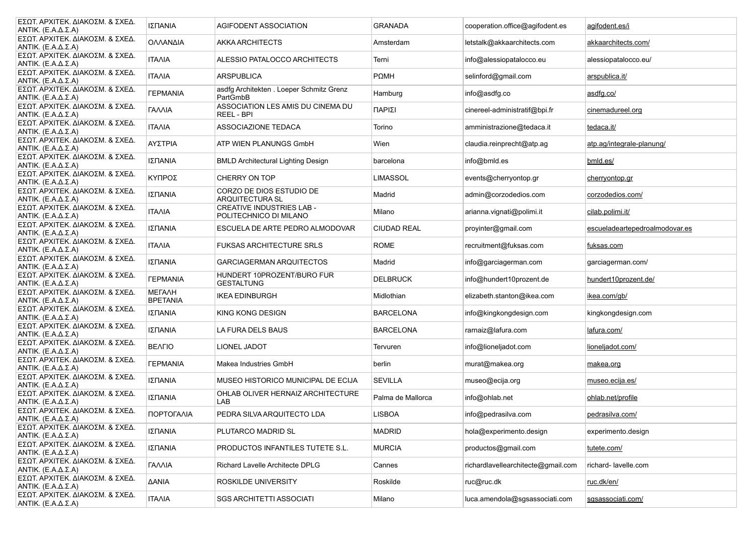| | | | | | |
|---|---|---|---|---|---|
| ΕΣΩΤ. ΑΡΧΙΤΕΚ. ΔΙΑΚΟΣΜ. & ΣΧΕΔ. ΑΝΤΙΚ. (Ε.Α.Δ.Σ.Α) | ΙΣΠΑΝΙΑ | AGIFODENT ASSOCIATION | GRANADA | cooperation.office@agifodent.es | agifodent.es/i |
| ΕΣΩΤ. ΑΡΧΙΤΕΚ. ΔΙΑΚΟΣΜ. & ΣΧΕΔ. ΑΝΤΙΚ. (Ε.Α.Δ.Σ.Α) | ΟΛΛΑΝΔΙΑ | AKKA ARCHITECTS | Amsterdam | letstalk@akkaarchitects.com | akkaarchitects.com/ |
| ΕΣΩΤ. ΑΡΧΙΤΕΚ. ΔΙΑΚΟΣΜ. & ΣΧΕΔ. ΑΝΤΙΚ. (Ε.Α.Δ.Σ.Α) | ΙΤΑΛΙΑ | ALESSIO PATALOCCO ARCHITECTS | Terni | info@alessiopatalocco.eu | alessiopatalocco.eu/ |
| ΕΣΩΤ. ΑΡΧΙΤΕΚ. ΔΙΑΚΟΣΜ. & ΣΧΕΔ. ΑΝΤΙΚ. (Ε.Α.Δ.Σ.Α) | ΙΤΑΛΙΑ | ARSPUBLICA | ΡΩΜΗ | selinford@gmail.com | arspublica.it/ |
| ΕΣΩΤ. ΑΡΧΙΤΕΚ. ΔΙΑΚΟΣΜ. & ΣΧΕΔ. ΑΝΤΙΚ. (Ε.Α.Δ.Σ.Α) | ΓΕΡΜΑΝΙΑ | asdfg Architekten . Loeper Schmitz Grenz PartGmbB | Hamburg | info@asdfg.co | asdfg.co/ |
| ΕΣΩΤ. ΑΡΧΙΤΕΚ. ΔΙΑΚΟΣΜ. & ΣΧΕΔ. ΑΝΤΙΚ. (Ε.Α.Δ.Σ.Α) | ΓΑΛΛΙΑ | ASSOCIATION LES AMIS DU CINEMA DU REEL - BPI | ΠΑΡΙΣΙ | cinereel-administratif@bpi.fr | cinemadureel.org |
| ΕΣΩΤ. ΑΡΧΙΤΕΚ. ΔΙΑΚΟΣΜ. & ΣΧΕΔ. ΑΝΤΙΚ. (Ε.Α.Δ.Σ.Α) | ΙΤΑΛΙΑ | ASSOCIAZIONE TEDACA | Torino | amministrazione@tedaca.it | tedaca.it/ |
| ΕΣΩΤ. ΑΡΧΙΤΕΚ. ΔΙΑΚΟΣΜ. & ΣΧΕΔ. ΑΝΤΙΚ. (Ε.Α.Δ.Σ.Α) | ΑΥΣΤΡΙΑ | ATP WIEN PLANUNGS GmbH | Wien | claudia.reinprecht@atp.ag | atp.ag/integrale-planung/ |
| ΕΣΩΤ. ΑΡΧΙΤΕΚ. ΔΙΑΚΟΣΜ. & ΣΧΕΔ. ΑΝΤΙΚ. (Ε.Α.Δ.Σ.Α) | ΙΣΠΑΝΙΑ | BMLD Architectural Lighting Design | barcelona | info@bmld.es | bmld.es/ |
| ΕΣΩΤ. ΑΡΧΙΤΕΚ. ΔΙΑΚΟΣΜ. & ΣΧΕΔ. ΑΝΤΙΚ. (Ε.Α.Δ.Σ.Α) | ΚΥΠΡΟΣ | CHERRY ON TOP | LIMASSOL | events@cherryontop.gr | cherryontop.gr |
| ΕΣΩΤ. ΑΡΧΙΤΕΚ. ΔΙΑΚΟΣΜ. & ΣΧΕΔ. ΑΝΤΙΚ. (Ε.Α.Δ.Σ.Α) | ΙΣΠΑΝΙΑ | CORZO DE DIOS ESTUDIO DE ARQUITECTURA SL | Madrid | admin@corzodedios.com | corzodedios.com/ |
| ΕΣΩΤ. ΑΡΧΙΤΕΚ. ΔΙΑΚΟΣΜ. & ΣΧΕΔ. ΑΝΤΙΚ. (Ε.Α.Δ.Σ.Α) | ΙΤΑΛΙΑ | CREATIVE INDUSTRIES LAB - POLITECHNICO DI MILANO | Milano | arianna.vignati@polimi.it | cilab.polimi.it/ |
| ΕΣΩΤ. ΑΡΧΙΤΕΚ. ΔΙΑΚΟΣΜ. & ΣΧΕΔ. ΑΝΤΙΚ. (Ε.Α.Δ.Σ.Α) | ΙΣΠΑΝΙΑ | ESCUELA DE ARTE PEDRO ALMODOVAR | CIUDAD REAL | proyinter@gmail.com | escueladeartepedroalmodovar.es |
| ΕΣΩΤ. ΑΡΧΙΤΕΚ. ΔΙΑΚΟΣΜ. & ΣΧΕΔ. ΑΝΤΙΚ. (Ε.Α.Δ.Σ.Α) | ΙΤΑΛΙΑ | FUKSAS ARCHITECTURE SRLS | ROME | recruitment@fuksas.com | fuksas.com |
| ΕΣΩΤ. ΑΡΧΙΤΕΚ. ΔΙΑΚΟΣΜ. & ΣΧΕΔ. ΑΝΤΙΚ. (Ε.Α.Δ.Σ.Α) | ΙΣΠΑΝΙΑ | GARCIAGERMAN ARQUITECTOS | Madrid | info@garciagerman.com | garciagerman.com/ |
| ΕΣΩΤ. ΑΡΧΙΤΕΚ. ΔΙΑΚΟΣΜ. & ΣΧΕΔ. ΑΝΤΙΚ. (Ε.Α.Δ.Σ.Α) | ΓΕΡΜΑΝΙΑ | HUNDERT 10PROZENT/BURO FUR GESTALTUNG | DELBRUCK | info@hundert10prozent.de | hundert10prozent.de/ |
| ΕΣΩΤ. ΑΡΧΙΤΕΚ. ΔΙΑΚΟΣΜ. & ΣΧΕΔ. ΑΝΤΙΚ. (Ε.Α.Δ.Σ.Α) | ΜΕΓΑΛΗ ΒΡΕΤΑΝΙΑ | IKEA EDINBURGH | Midlothian | elizabeth.stanton@ikea.com | ikea.com/gb/ |
| ΕΣΩΤ. ΑΡΧΙΤΕΚ. ΔΙΑΚΟΣΜ. & ΣΧΕΔ. ΑΝΤΙΚ. (Ε.Α.Δ.Σ.Α) | ΙΣΠΑΝΙΑ | KING KONG DESIGN | BARCELONA | info@kingkongdesign.com | kingkongdesign.com |
| ΕΣΩΤ. ΑΡΧΙΤΕΚ. ΔΙΑΚΟΣΜ. & ΣΧΕΔ. ΑΝΤΙΚ. (Ε.Α.Δ.Σ.Α) | ΙΣΠΑΝΙΑ | LA FURA DELS BAUS | BARCELONA | rarnaiz@lafura.com | lafura.com/ |
| ΕΣΩΤ. ΑΡΧΙΤΕΚ. ΔΙΑΚΟΣΜ. & ΣΧΕΔ. ΑΝΤΙΚ. (Ε.Α.Δ.Σ.Α) | ΒΕΛΓΙΟ | LIONEL JADOT | Tervuren | info@lioneljadot.com | lioneljadot.com/ |
| ΕΣΩΤ. ΑΡΧΙΤΕΚ. ΔΙΑΚΟΣΜ. & ΣΧΕΔ. ΑΝΤΙΚ. (Ε.Α.Δ.Σ.Α) | ΓΕΡΜΑΝΙΑ | Makea Industries GmbH | berlin | murat@makea.org | makea.org |
| ΕΣΩΤ. ΑΡΧΙΤΕΚ. ΔΙΑΚΟΣΜ. & ΣΧΕΔ. ΑΝΤΙΚ. (Ε.Α.Δ.Σ.Α) | ΙΣΠΑΝΙΑ | MUSEO HISTORICO MUNICIPAL DE ECIJA | SEVILLA | museo@ecija.org | museo.ecija.es/ |
| ΕΣΩΤ. ΑΡΧΙΤΕΚ. ΔΙΑΚΟΣΜ. & ΣΧΕΔ. ΑΝΤΙΚ. (Ε.Α.Δ.Σ.Α) | ΙΣΠΑΝΙΑ | OHLAB OLIVER HERNAIZ ARCHITECTURE LAB | Palma de Mallorca | info@ohlab.net | ohlab.net/profile |
| ΕΣΩΤ. ΑΡΧΙΤΕΚ. ΔΙΑΚΟΣΜ. & ΣΧΕΔ. ΑΝΤΙΚ. (Ε.Α.Δ.Σ.Α) | ΠΟΡΤΟΓΑΛΙΑ | PEDRA SILVA ARQUITECTO LDA | LISBOA | info@pedrasilva.com | pedrasilva.com/ |
| ΕΣΩΤ. ΑΡΧΙΤΕΚ. ΔΙΑΚΟΣΜ. & ΣΧΕΔ. ΑΝΤΙΚ. (Ε.Α.Δ.Σ.Α) | ΙΣΠΑΝΙΑ | PLUTARCO MADRID SL | MADRID | hola@experimento.design | experimento.design |
| ΕΣΩΤ. ΑΡΧΙΤΕΚ. ΔΙΑΚΟΣΜ. & ΣΧΕΔ. ΑΝΤΙΚ. (Ε.Α.Δ.Σ.Α) | ΙΣΠΑΝΙΑ | PRODUCTOS INFANTILES TUTETE S.L. | MURCIA | productos@gmail.com | tutete.com/ |
| ΕΣΩΤ. ΑΡΧΙΤΕΚ. ΔΙΑΚΟΣΜ. & ΣΧΕΔ. ΑΝΤΙΚ. (Ε.Α.Δ.Σ.Α) | ΓΑΛΛΙΑ | Richard Lavelle Architecte DPLG | Cannes | richardlavellearchitecte@gmail.com | richard- lavelle.com |
| ΕΣΩΤ. ΑΡΧΙΤΕΚ. ΔΙΑΚΟΣΜ. & ΣΧΕΔ. ΑΝΤΙΚ. (Ε.Α.Δ.Σ.Α) | ΔΑΝΙΑ | ROSKILDE UNIVERSITY | Roskilde | ruc@ruc.dk | ruc.dk/en/ |
| ΕΣΩΤ. ΑΡΧΙΤΕΚ. ΔΙΑΚΟΣΜ. & ΣΧΕΔ. ΑΝΤΙΚ. (Ε.Α.Δ.Σ.Α) | ΙΤΑΛΙΑ | SGS ARCHITETTI ASSOCIATI | Milano | luca.amendola@sgsassociati.com | sgsassociati.com/ |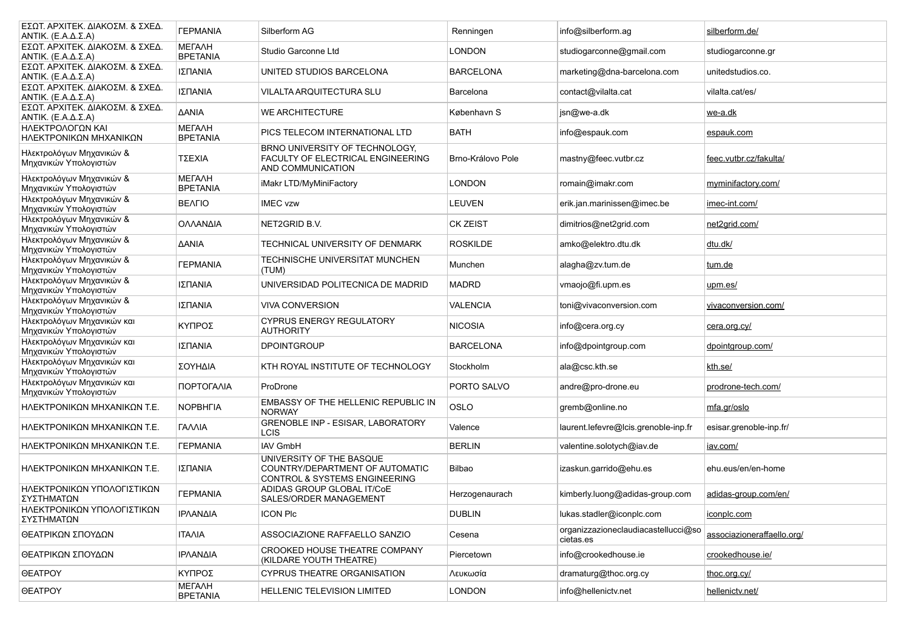| | | | | | |
|---|---|---|---|---|---|
| ΕΣΩΤ. ΑΡΧΙΤΕΚ. ΔΙΑΚΟΣΜ. & ΣΧΕΔ. ΑΝΤΙΚ. (Ε.Α.Δ.Σ.Α) | ΓΕΡΜΑΝΙΑ | Silberform AG | Renningen | info@silberform.ag | silberform.de/ |
| ΕΣΩΤ. ΑΡΧΙΤΕΚ. ΔΙΑΚΟΣΜ. & ΣΧΕΔ. ΑΝΤΙΚ. (Ε.Α.Δ.Σ.Α) | ΜΕΓΑΛΗ ΒΡΕΤΑΝΙΑ | Studio Garconne Ltd | LONDON | studiogarconne@gmail.com | studiogarconne.gr |
| ΕΣΩΤ. ΑΡΧΙΤΕΚ. ΔΙΑΚΟΣΜ. & ΣΧΕΔ. ΑΝΤΙΚ. (Ε.Α.Δ.Σ.Α) | ΙΣΠΑΝΙΑ | UNITED STUDIOS BARCELONA | BARCELONA | marketing@dna-barcelona.com | unitedstudios.co. |
| ΕΣΩΤ. ΑΡΧΙΤΕΚ. ΔΙΑΚΟΣΜ. & ΣΧΕΔ. ΑΝΤΙΚ. (Ε.Α.Δ.Σ.Α) | ΙΣΠΑΝΙΑ | VILALTA ARQUITECTURA SLU | Barcelona | contact@vilalta.cat | vilalta.cat/es/ |
| ΕΣΩΤ. ΑΡΧΙΤΕΚ. ΔΙΑΚΟΣΜ. & ΣΧΕΔ. ΑΝΤΙΚ. (Ε.Α.Δ.Σ.Α) | ΔΑΝΙΑ | WE ARCHITECTURE | København S | jsn@we-a.dk | we-a.dk |
| ΗΛΕΚΤΡΟΛΟΓΩΝ ΚΑΙ ΗΛΕΚΤΡΟΝΙΚΩΝ ΜΗΧΑΝΙΚΩΝ | ΜΕΓΑΛΗ ΒΡΕΤΑΝΙΑ | PICS TELECOM INTERNATIONAL LTD | BATH | info@espauk.com | espauk.com |
| Ηλεκτρολόγων Μηχανικών & Μηχανικών Υπολογιστών | ΤΣΕΧΙΑ | BRNO UNIVERSITY OF TECHNOLOGY, FACULTY OF ELECTRICAL ENGINEERING AND COMMUNICATION | Brno-Královo Pole | mastny@feec.vutbr.cz | feec.vutbr.cz/fakulta/ |
| Ηλεκτρολόγων Μηχανικών & Μηχανικών Υπολογιστών | ΜΕΓΑΛΗ ΒΡΕΤΑΝΙΑ | iMakr LTD/MyMiniFactory | LONDON | romain@imakr.com | myminifactory.com/ |
| Ηλεκτρολόγων Μηχανικών & Μηχανικών Υπολογιστών | ΒΕΛΓΙΟ | IMEC vzw | LEUVEN | erik.jan.marinissen@imec.be | imec-int.com/ |
| Ηλεκτρολόγων Μηχανικών & Μηχανικών Υπολογιστών | ΟΛΛΑΝΔΙΑ | NET2GRID B.V. | CK ZEIST | dimitrios@net2grid.com | net2grid.com/ |
| Ηλεκτρολόγων Μηχανικών & Μηχανικών Υπολογιστών | ΔΑΝΙΑ | TECHNICAL UNIVERSITY OF DENMARK | ROSKILDE | amko@elektro.dtu.dk | dtu.dk/ |
| Ηλεκτρολόγων Μηχανικών & Μηχανικών Υπολογιστών | ΓΕΡΜΑΝΙΑ | TECHNISCHE UNIVERSITAT MUNCHEN (TUM) | Munchen | alagha@zv.tum.de | tum.de |
| Ηλεκτρολόγων Μηχανικών & Μηχανικών Υπολογιστών | ΙΣΠΑΝΙΑ | UNIVERSIDAD POLITECNICA DE MADRID | MADRD | vmaojo@fi.upm.es | upm.es/ |
| Ηλεκτρολόγων Μηχανικών & Μηχανικών Υπολογιστών | ΙΣΠΑΝΙΑ | VIVA CONVERSION | VALENCIA | toni@vivaconversion.com | vivaconversion.com/ |
| Ηλεκτρολόγων Μηχανικών και Μηχανικών Υπολογιστών | ΚΥΠΡΟΣ | CYPRUS ENERGY REGULATORY AUTHORITY | NICOSIA | info@cera.org.cy | cera.org.cy/ |
| Ηλεκτρολόγων Μηχανικών και Μηχανικών Υπολογιστών | ΙΣΠΑΝΙΑ | DPOINTGROUP | BARCELONA | info@dpointgroup.com | dpointgroup.com/ |
| Ηλεκτρολόγων Μηχανικών και Μηχανικών Υπολογιστών | ΣΟΥΗΔΙΑ | KTH ROYAL INSTITUTE OF TECHNOLOGY | Stockholm | ala@csc.kth.se | kth.se/ |
| Ηλεκτρολόγων Μηχανικών και Μηχανικών Υπολογιστών | ΠΟΡΤΟΓΑΛΙΑ | ProDrone | PORTO SALVO | andre@pro-drone.eu | prodrone-tech.com/ |
| ΗΛΕΚΤΡΟΝΙΚΩΝ ΜΗΧΑΝΙΚΩΝ Τ.Ε. | ΝΟΡΒΗΓΙΑ | EMBASSY OF THE HELLENIC REPUBLIC IN NORWAY | OSLO | gremb@online.no | mfa.gr/oslo |
| ΗΛΕΚΤΡΟΝΙΚΩΝ ΜΗΧΑΝΙΚΩΝ Τ.Ε. | ΓΑΛΛΙΑ | GRENOBLE INP - ESISAR, LABORATORY LCIS | Valence | laurent.lefevre@lcis.grenoble-inp.fr | esisar.grenoble-inp.fr/ |
| ΗΛΕΚΤΡΟΝΙΚΩΝ ΜΗΧΑΝΙΚΩΝ Τ.Ε. | ΓΕΡΜΑΝΙΑ | IAV GmbH | BERLIN | valentine.solotych@iav.de | iav.com/ |
| ΗΛΕΚΤΡΟΝΙΚΩΝ ΜΗΧΑΝΙΚΩΝ Τ.Ε. | ΙΣΠΑΝΙΑ | UNIVERSITY OF THE BASQUE COUNTRY/DEPARTMENT OF AUTOMATIC CONTROL & SYSTEMS ENGINEERING | Bilbao | izaskun.garrido@ehu.es | ehu.eus/en/en-home |
| ΗΛΕΚΤΡΟΝΙΚΩΝ ΥΠΟΛΟΓΙΣΤΙΚΩΝ ΣΥΣΤΗΜΑΤΩΝ | ΓΕΡΜΑΝΙΑ | ADIDAS GROUP GLOBAL IT/CoE SALES/ORDER MANAGEMENT | Herzogenaurach | kimberly.luong@adidas-group.com | adidas-group.com/en/ |
| ΗΛΕΚΤΡΟΝΙΚΩΝ ΥΠΟΛΟΓΙΣΤΙΚΩΝ ΣΥΣΤΗΜΑΤΩΝ | ΙΡΛΑΝΔΙΑ | ICON Plc | DUBLIN | lukas.stadler@iconplc.com | iconplc.com |
| ΘΕΑΤΡΙΚΩΝ ΣΠΟΥΔΩΝ | ΙΤΑΛΙΑ | ASSOCIAZIONE RAFFAELLO SANZIO | Cesena | organizzazioneclaudiacastellucci@societas.es | associazioneraffaello.org/ |
| ΘΕΑΤΡΙΚΩΝ ΣΠΟΥΔΩΝ | ΙΡΛΑΝΔΙΑ | CROOKED HOUSE THEATRE COMPANY (KILDARE YOUTH THEATRE) | Piercetown | info@crookedhouse.ie | crookedhouse.ie/ |
| ΘΕΑΤΡΟΥ | ΚΥΠΡΟΣ | CYPRUS THEATRE ORGANISATION | Λευκωσία | dramaturg@thoc.org.cy | thoc.org.cy/ |
| ΘΕΑΤΡΟΥ | ΜΕΓΑΛΗ ΒΡΕΤΑΝΙΑ | HELLENIC TELEVISION LIMITED | LONDON | info@hellenictv.net | hellenictv.net/ |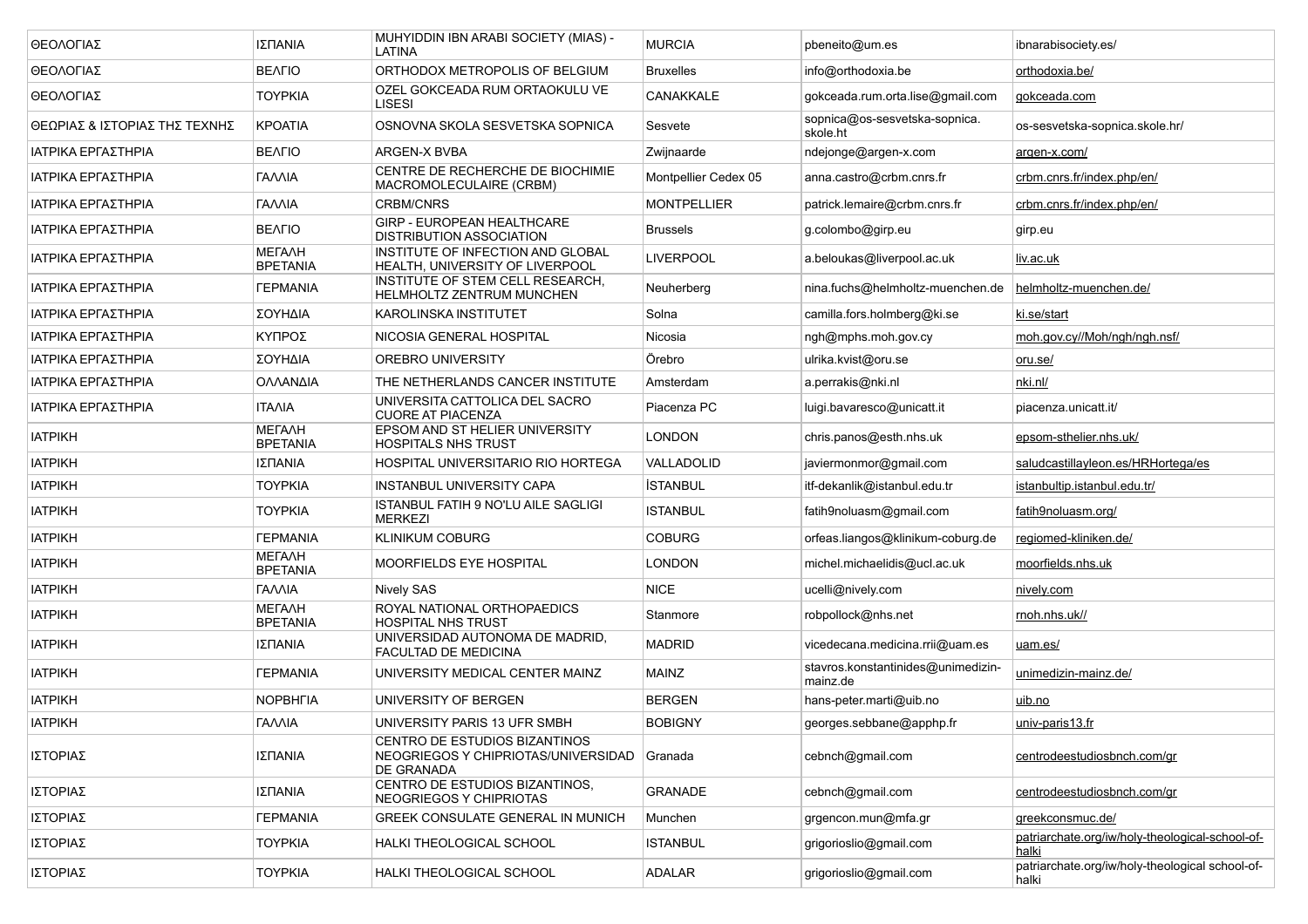| | | | | | |
|---|---|---|---|---|---|
| ΘΕΟΛΟΓΙΑΣ | ΙΣΠΑΝΙΑ | MUHYIDDIN IBN ARABI SOCIETY (MIAS) - LATINA | MURCIA | pbeneito@um.es | ibnarabisociety.es/ |
| ΘΕΟΛΟΓΙΑΣ | ΒΕΛΓΙΟ | ORTHODOX METROPOLIS OF BELGIUM | Bruxelles | info@orthodoxia.be | orthodoxia.be/ |
| ΘΕΟΛΟΓΙΑΣ | ΤΟΥΡΚΙΑ | OZEL GOKCEADA RUM ORTAOKULU VE LISESI | CANAKKALE | gokceada.rum.orta.lise@gmail.com | gokceada.com |
| ΘΕΩΡΙΑΣ & ΙΣΤΟΡΙΑΣ ΤΗΣ ΤΕΧΝΗΣ | ΚΡΟΑΤΙΑ | OSNOVNA SKOLA SESVETSKA SOPNICA | Sesvete | sopnica@os-sesvetska-sopnica.skole.ht | os-sesvetska-sopnica.skole.hr/ |
| ΙΑΤΡΙΚΑ ΕΡΓΑΣΤΗΡΙΑ | ΒΕΛΓΙΟ | ARGEN-X BVBA | Zwijnaarde | ndejonge@argen-x.com | argen-x.com/ |
| ΙΑΤΡΙΚΑ ΕΡΓΑΣΤΗΡΙΑ | ΓΑΛΛΙΑ | CENTRE DE RECHERCHE DE BIOCHIMIE MACROMOLECULAIRE (CRBM) | Montpellier Cedex 05 | anna.castro@crbm.cnrs.fr | crbm.cnrs.fr/index.php/en/ |
| ΙΑΤΡΙΚΑ ΕΡΓΑΣΤΗΡΙΑ | ΓΑΛΛΙΑ | CRBM/CNRS | MONTPELLIER | patrick.lemaire@crbm.cnrs.fr | crbm.cnrs.fr/index.php/en/ |
| ΙΑΤΡΙΚΑ ΕΡΓΑΣΤΗΡΙΑ | ΒΕΛΓΙΟ | GIRP - EUROPEAN HEALTHCARE DISTRIBUTION ASSOCIATION | Brussels | g.colombo@girp.eu | girp.eu |
| ΙΑΤΡΙΚΑ ΕΡΓΑΣΤΗΡΙΑ | ΜΕΓΑΛΗ ΒΡΕΤΑΝΙΑ | INSTITUTE OF INFECTION AND GLOBAL HEALTH, UNIVERSITY OF LIVERPOOL | LIVERPOOL | a.beloukas@liverpool.ac.uk | liv.ac.uk |
| ΙΑΤΡΙΚΑ ΕΡΓΑΣΤΗΡΙΑ | ΓΕΡΜΑΝΙΑ | INSTITUTE OF STEM CELL RESEARCH, HELMHOLTZ ZENTRUM MUNCHEN | Neuherberg | nina.fuchs@helmholtz-muenchen.de | helmholtz-muenchen.de/ |
| ΙΑΤΡΙΚΑ ΕΡΓΑΣΤΗΡΙΑ | ΣΟΥΗΔΙΑ | KAROLINSKA INSTITUTET | Solna | camilla.fors.holmberg@ki.se | ki.se/start |
| ΙΑΤΡΙΚΑ ΕΡΓΑΣΤΗΡΙΑ | ΚΥΠΡΟΣ | NICOSIA GENERAL HOSPITAL | Nicosia | ngh@mphs.moh.gov.cy | moh.gov.cy//Moh/ngh/ngh.nsf/ |
| ΙΑΤΡΙΚΑ ΕΡΓΑΣΤΗΡΙΑ | ΣΟΥΗΔΙΑ | OREBRO UNIVERSITY | Örebro | ulrika.kvist@oru.se | oru.se/ |
| ΙΑΤΡΙΚΑ ΕΡΓΑΣΤΗΡΙΑ | ΟΛΛΑΝΔΙΑ | THE NETHERLANDS CANCER INSTITUTE | Amsterdam | a.perrakis@nki.nl | nki.nl/ |
| ΙΑΤΡΙΚΑ ΕΡΓΑΣΤΗΡΙΑ | ΙΤΑΛΙΑ | UNIVERSITA CATTOLICA DEL SACRO CUORE AT PIACENZA | Piacenza PC | luigi.bavaresco@unicatt.it | piacenza.unicatt.it/ |
| ΙΑΤΡΙΚΗ | ΜΕΓΑΛΗ ΒΡΕΤΑΝΙΑ | EPSOM AND ST HELIER UNIVERSITY HOSPITALS NHS TRUST | LONDON | chris.panos@esth.nhs.uk | epsom-sthelier.nhs.uk/ |
| ΙΑΤΡΙΚΗ | ΙΣΠΑΝΙΑ | HOSPITAL UNIVERSITARIO RIO HORTEGA | VALLADOLID | javiermonmor@gmail.com | saludcastillayleon.es/HRHortega/es |
| ΙΑΤΡΙΚΗ | ΤΟΥΡΚΙΑ | INSTANBUL UNIVERSITY CAPA | İSTANBUL | itf-dekanlik@istanbul.edu.tr | istanbultip.istanbul.edu.tr/ |
| ΙΑΤΡΙΚΗ | ΤΟΥΡΚΙΑ | ISTANBUL FATIH 9 NO'LU AILE SAGLIGI MERKEZI | ISTANBUL | fatih9noluasm@gmail.com | fatih9noluasm.org/ |
| ΙΑΤΡΙΚΗ | ΓΕΡΜΑΝΙΑ | KLINIKUM COBURG | COBURG | orfeas.liangos@klinikum-coburg.de | regiomed-kliniken.de/ |
| ΙΑΤΡΙΚΗ | ΜΕΓΑΛΗ ΒΡΕΤΑΝΙΑ | MOORFIELDS EYE HOSPITAL | LONDON | michel.michaelidis@ucl.ac.uk | moorfields.nhs.uk |
| ΙΑΤΡΙΚΗ | ΓΑΛΛΙΑ | Nively SAS | NICE | ucelli@nively.com | nively.com |
| ΙΑΤΡΙΚΗ | ΜΕΓΑΛΗ ΒΡΕΤΑΝΙΑ | ROYAL NATIONAL ORTHOPAEDICS HOSPITAL NHS TRUST | Stanmore | robpollock@nhs.net | rnoh.nhs.uk// |
| ΙΑΤΡΙΚΗ | ΙΣΠΑΝΙΑ | UNIVERSIDAD AUTONOMA DE MADRID, FACULTAD DE MEDICINA | MADRID | vicedecana.medicina.rrii@uam.es | uam.es/ |
| ΙΑΤΡΙΚΗ | ΓΕΡΜΑΝΙΑ | UNIVERSITY MEDICAL CENTER MAINZ | MAINZ | stavros.konstantinides@unimedizin-mainz.de | unimedizin-mainz.de/ |
| ΙΑΤΡΙΚΗ | ΝΟΡΒΗΓΙΑ | UNIVERSITY OF BERGEN | BERGEN | hans-peter.marti@uib.no | uib.no |
| ΙΑΤΡΙΚΗ | ΓΑΛΛΙΑ | UNIVERSITY PARIS 13 UFR SMBH | BOBIGNY | georges.sebbane@apphp.fr | univ-paris13.fr |
| ΙΣΤΟΡΙΑΣ | ΙΣΠΑΝΙΑ | CENTRO DE ESTUDIOS BIZANTINOS NEOGRIEGOS Y CHIPRIOTAS/UNIVERSIDAD DE GRANADA | Granada | cebnch@gmail.com | centrodeestudiosbnch.com/gr |
| ΙΣΤΟΡΙΑΣ | ΙΣΠΑΝΙΑ | CENTRO DE ESTUDIOS BIZANTINOS, NEOGRIEGOS Y CHIPRIOTAS | GRANADE | cebnch@gmail.com | centrodeestudiosbnch.com/gr |
| ΙΣΤΟΡΙΑΣ | ΓΕΡΜΑΝΙΑ | GREEK CONSULATE GENERAL IN MUNICH | Munchen | grgencon.mun@mfa.gr | greekconsmuc.de/ |
| ΙΣΤΟΡΙΑΣ | ΤΟΥΡΚΙΑ | HALKI THEOLOGICAL SCHOOL | ISTANBUL | grigorioslio@gmail.com | patriarchate.org/iw/holy-theological-school-of-halki |
| ΙΣΤΟΡΙΑΣ | ΤΟΥΡΚΙΑ | HALKI THEOLOGICAL SCHOOL | ADALAR | grigorioslio@gmail.com | patriarchate.org/iw/holy-theological school-of-halki |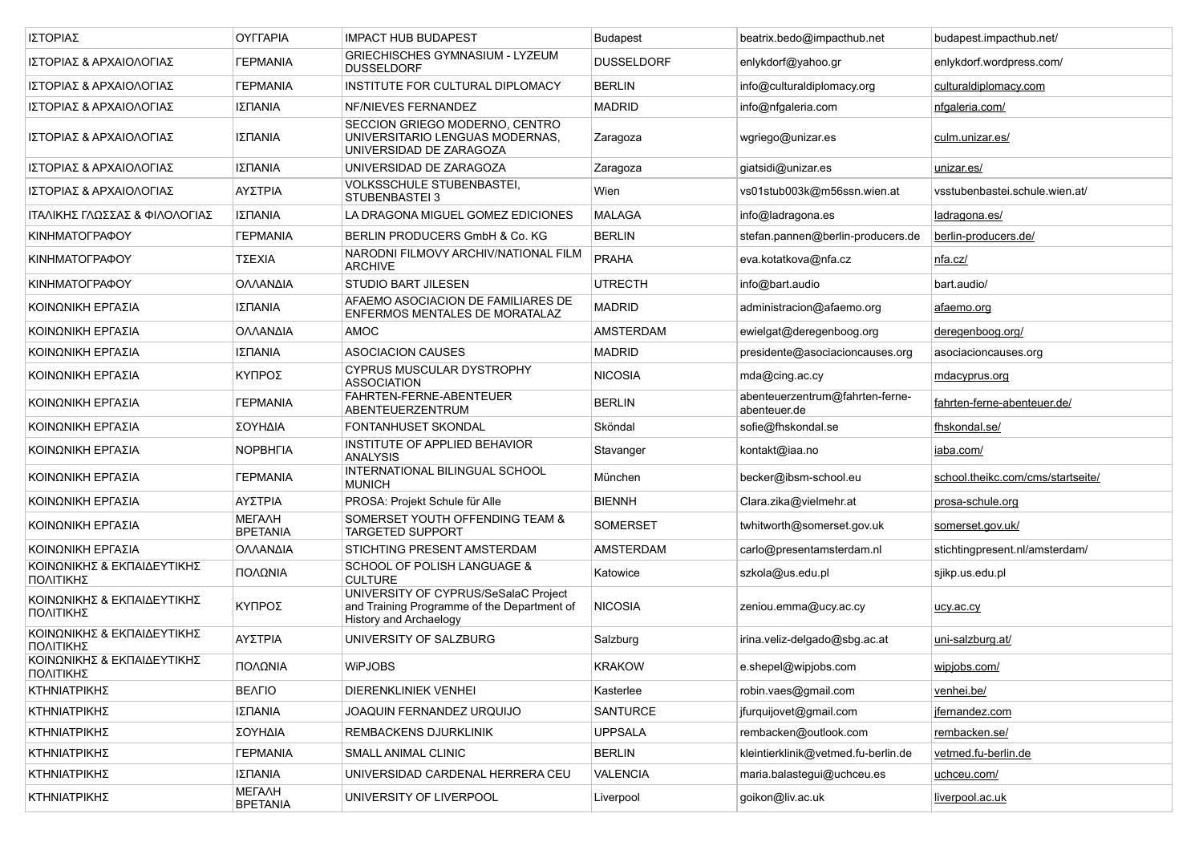| ΙΣΤΟΡΙΑΣ | ΟΥΓΓΑΡΙΑ | IMPACT HUB BUDAPEST | Budapest | beatrix.bedo@impacthub.net | budapest.impacthub.net/ |
|---|---|---|---|---|---|
| ΙΣΤΟΡΙΑΣ & ΑΡΧΑΙΟΛΟΓΙΑΣ | ΓΕΡΜΑΝΙΑ | GRIECHISCHES GYMNASIUM - LYZEUM DUSSELDORF | DUSSELDORF | enlykdorf@yahoo.gr | enlykdorf.wordpress.com/ |
| ΙΣΤΟΡΙΑΣ & ΑΡΧΑΙΟΛΟΓΙΑΣ | ΓΕΡΜΑΝΙΑ | INSTITUTE FOR CULTURAL DIPLOMACY | BERLIN | info@culturaldiplomacy.org | culturaldiplomacy.com |
| ΙΣΤΟΡΙΑΣ & ΑΡΧΑΙΟΛΟΓΙΑΣ | ΙΣΠΑΝΙΑ | NF/NIEVES FERNANDEZ | MADRID | info@nfgaleria.com | nfgaleria.com/ |
| ΙΣΤΟΡΙΑΣ & ΑΡΧΑΙΟΛΟΓΙΑΣ | ΙΣΠΑΝΙΑ | SECCION GRIEGO MODERNO, CENTRO UNIVERSITARIO LENGUAS MODERNAS, UNIVERSIDAD DE ZARAGOZA | Zaragoza | wgriego@unizar.es | culm.unizar.es/ |
| ΙΣΤΟΡΙΑΣ & ΑΡΧΑΙΟΛΟΓΙΑΣ | ΙΣΠΑΝΙΑ | UNIVERSIDAD DE ZARAGOZA | Zaragoza | giatsidi@unizar.es | unizar.es/ |
| ΙΣΤΟΡΙΑΣ & ΑΡΧΑΙΟΛΟΓΙΑΣ | ΑΥΣΤΡΙΑ | VOLKSSCHULE STUBENBASTEI, STUBENBASTEI 3 | Wien | vs01stub003k@m56ssn.wien.at | vsstubenbastei.schule.wien.at/ |
| ΙΤΑΛΙΚΗΣ ΓΛΩΣΣΑΣ & ΦΙΛΟΛΟΓΙΑΣ | ΙΣΠΑΝΙΑ | LA DRAGONA MIGUEL GOMEZ EDICIONES | MALAGA | info@ladragona.es | ladragona.es/ |
| ΚΙΝΗΜΑΤΟΓΡΑΦΟΥ | ΓΕΡΜΑΝΙΑ | BERLIN PRODUCERS GmbH & Co. KG | BERLIN | stefan.pannen@berlin-producers.de | berlin-producers.de/ |
| ΚΙΝΗΜΑΤΟΓΡΑΦΟΥ | ΤΣΕΧΙΑ | NARODNI FILMOVY ARCHIV/NATIONAL FILM ARCHIVE | PRAHA | eva.kotatkova@nfa.cz | nfa.cz/ |
| ΚΙΝΗΜΑΤΟΓΡΑΦΟΥ | ΟΛΛΑΝΔΙΑ | STUDIO BART JILESEN | UTRECTH | info@bart.audio | bart.audio/ |
| ΚΟΙΝΩΝΙΚΗ ΕΡΓΑΣΙΑ | ΙΣΠΑΝΙΑ | AFAEMO ASOCIACION DE FAMILIARES DE ENFERMOS MENTALES DE MORATALAZ | MADRID | administracion@afaemo.org | afaemo.org |
| ΚΟΙΝΩΝΙΚΗ ΕΡΓΑΣΙΑ | ΟΛΛΑΝΔΙΑ | AMOC | AMSTERDAM | ewielgat@deregenboog.org | deregenboog.org/ |
| ΚΟΙΝΩΝΙΚΗ ΕΡΓΑΣΙΑ | ΙΣΠΑΝΙΑ | ASOCIACION CAUSES | MADRID | presidente@asociacioncauses.org | asociacioncauses.org |
| ΚΟΙΝΩΝΙΚΗ ΕΡΓΑΣΙΑ | ΚΥΠΡΟΣ | CYPRUS MUSCULAR DYSTROPHY ASSOCIATION | NICOSIA | mda@cing.ac.cy | mdacyprus.org |
| ΚΟΙΝΩΝΙΚΗ ΕΡΓΑΣΙΑ | ΓΕΡΜΑΝΙΑ | FAHRTEN-FERNE-ABENTEUER ABENTEUERZENTRUM | BERLIN | abenteuerzentrum@fahrten-ferne-abenteuer.de | fahrten-ferne-abenteuer.de/ |
| ΚΟΙΝΩΝΙΚΗ ΕΡΓΑΣΙΑ | ΣΟΥΗΔΙΑ | FONTANHUSET SKONDAL | Sköndal | sofie@fhskondal.se | fhskondal.se/ |
| ΚΟΙΝΩΝΙΚΗ ΕΡΓΑΣΙΑ | ΝΟΡΒΗΓΙΑ | INSTITUTE OF APPLIED BEHAVIOR ANALYSIS | Stavanger | kontakt@iaa.no | iaba.com/ |
| ΚΟΙΝΩΝΙΚΗ ΕΡΓΑΣΙΑ | ΓΕΡΜΑΝΙΑ | INTERNATIONAL BILINGUAL SCHOOL MUNICH | München | becker@ibsm-school.eu | school.theikc.com/cms/startseite/ |
| ΚΟΙΝΩΝΙΚΗ ΕΡΓΑΣΙΑ | ΑΥΣΤΡΙΑ | PROSA: Projekt Schule für Alle | BIENNH | Clara.zika@vielmehr.at | prosa-schule.org |
| ΚΟΙΝΩΝΙΚΗ ΕΡΓΑΣΙΑ | ΜΕΓΑΛΗ ΒΡΕΤΑΝΙΑ | SOMERSET YOUTH OFFENDING TEAM & TARGETED SUPPORT | SOMERSET | twhitworth@somerset.gov.uk | somerset.gov.uk/ |
| ΚΟΙΝΩΝΙΚΗ ΕΡΓΑΣΙΑ | ΟΛΛΑΝΔΙΑ | STICHTING PRESENT AMSTERDAM | AMSTERDAM | carlo@presentamsterdam.nl | stichtingpresent.nl/amsterdam/ |
| ΚΟΙΝΩΝΙΚΗΣ & ΕΚΠΑΙΔΕΥΤΙΚΗΣ ΠΟΛΙΤΙΚΗΣ | ΠΟΛΩΝΙΑ | SCHOOL OF POLISH LANGUAGE & CULTURE | Katowice | szkola@us.edu.pl | sjikp.us.edu.pl |
| ΚΟΙΝΩΝΙΚΗΣ & ΕΚΠΑΙΔΕΥΤΙΚΗΣ ΠΟΛΙΤΙΚΗΣ | ΚΥΠΡΟΣ | UNIVERSITY OF CYPRUS/SeSalaC Project and Training Programme of the Department of History and Archaelogy | NICOSIA | zeniou.emma@ucy.ac.cy | ucy.ac.cy |
| ΚΟΙΝΩΝΙΚΗΣ & ΕΚΠΑΙΔΕΥΤΙΚΗΣ ΠΟΛΙΤΙΚΗΣ | ΑΥΣΤΡΙΑ | UNIVERSITY OF SALZBURG | Salzburg | irina.veliz-delgado@sbg.ac.at | uni-salzburg.at/ |
| ΚΟΙΝΩΝΙΚΗΣ & ΕΚΠΑΙΔΕΥΤΙΚΗΣ ΠΟΛΙΤΙΚΗΣ | ΠΟΛΩΝΙΑ | WiPJOBS | KRAKOW | e.shepel@wipjobs.com | wipjobs.com/ |
| ΚΤΗΝΙΑΤΡΙΚΗΣ | ΒΕΛΓΙΟ | DIERENKLINIEK VENHEI | Kasterlee | robin.vaes@gmail.com | venhei.be/ |
| ΚΤΗΝΙΑΤΡΙΚΗΣ | ΙΣΠΑΝΙΑ | JOAQUIN FERNANDEZ URQUIJO | SANTURCE | jfurquijovet@gmail.com | jfernandez.com |
| ΚΤΗΝΙΑΤΡΙΚΗΣ | ΣΟΥΗΔΙΑ | REMBACKENS DJURKLINIK | UPPSALA | rembacken@outlook.com | rembacken.se/ |
| ΚΤΗΝΙΑΤΡΙΚΗΣ | ΓΕΡΜΑΝΙΑ | SMALL ANIMAL CLINIC | BERLIN | kleintierklinik@vetmed.fu-berlin.de | vetmed.fu-berlin.de |
| ΚΤΗΝΙΑΤΡΙΚΗΣ | ΙΣΠΑΝΙΑ | UNIVERSIDAD CARDENAL HERRERA CEU | VALENCIA | maria.balastegui@uchceu.es | uchceu.com/ |
| ΚΤΗΝΙΑΤΡΙΚΗΣ | ΜΕΓΑΛΗ ΒΡΕΤΑΝΙΑ | UNIVERSITY OF LIVERPOOL | Liverpool | goikon@liv.ac.uk | liverpool.ac.uk |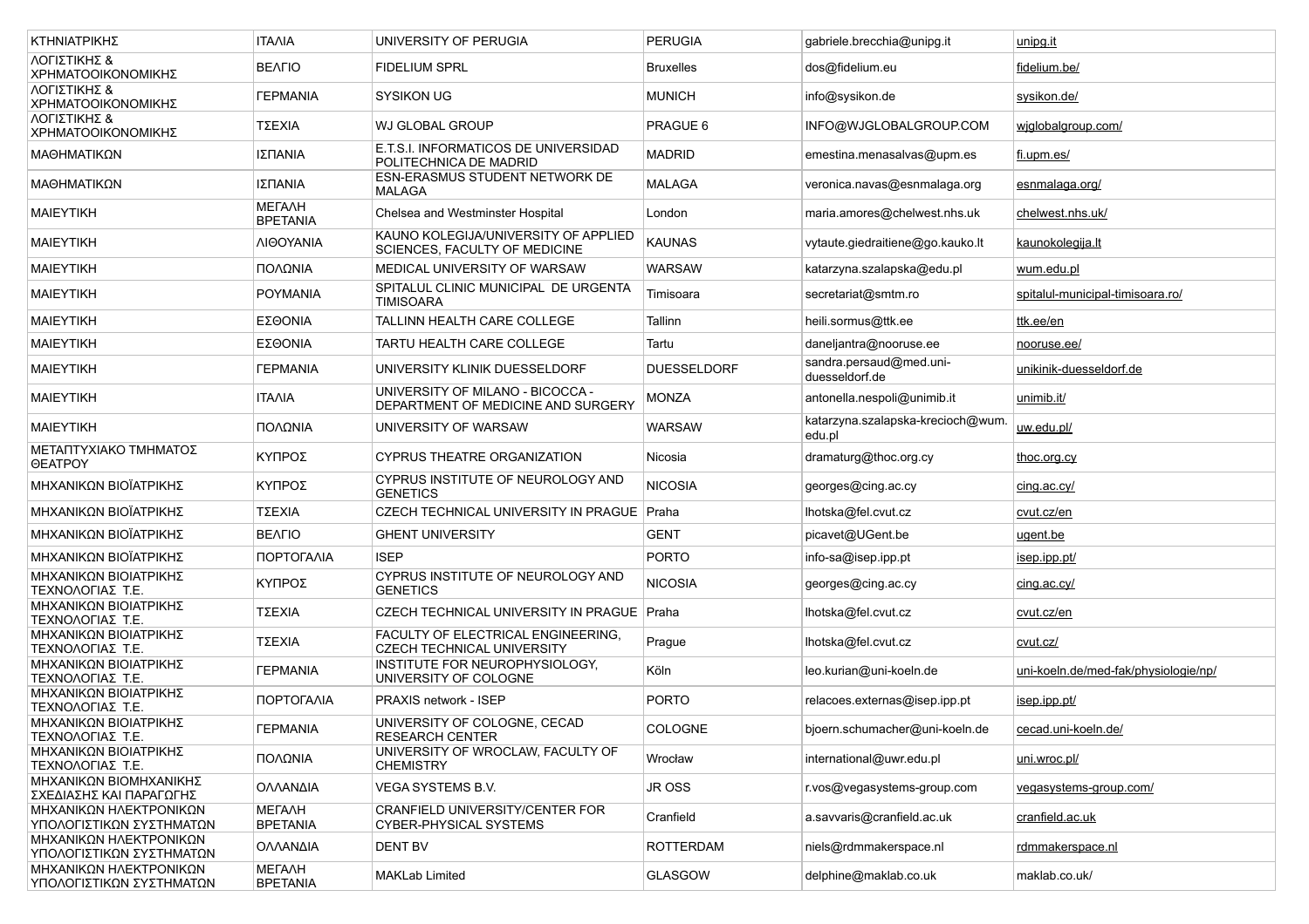| | | | | | |
|---|---|---|---|---|---|
| ΚΤΗΝΙΑΤΡΙΚΗΣ | ΙΤΑΛΙΑ | UNIVERSITY OF PERUGIA | PERUGIA | gabriele.brecchia@unipg.it | unipg.it |
| ΛΟΓΙΣΤΙΚΗΣ & ΧΡΗΜΑΤΟΟΙΚΟΝΟΜΙΚΗΣ | ΒΕΛΓΙΟ | FIDELIUM SPRL | Bruxelles | dos@fidelium.eu | fidelium.be/ |
| ΛΟΓΙΣΤΙΚΗΣ & ΧΡΗΜΑΤΟΟΙΚΟΝΟΜΙΚΗΣ | ΓΕΡΜΑΝΙΑ | SYSIKON UG | MUNICH | info@sysikon.de | sysikon.de/ |
| ΛΟΓΙΣΤΙΚΗΣ & ΧΡΗΜΑΤΟΟΙΚΟΝΟΜΙΚΗΣ | ΤΣΕΧΙΑ | WJ GLOBAL GROUP | PRAGUE 6 | INFO@WJGLOBALGROUP.COM | wjglobalgroup.com/ |
| ΜΑΘΗΜΑΤΙΚΩΝ | ΙΣΠΑΝΙΑ | E.T.S.I. INFORMATICOS DE UNIVERSIDAD POLITECHNICA DE MADRID | MADRID | emestina.menasalvas@upm.es | fi.upm.es/ |
| ΜΑΘΗΜΑΤΙΚΩΝ | ΙΣΠΑΝΙΑ | ESN-ERASMUS STUDENT NETWORK DE MALAGA | MALAGA | veronica.navas@esnmalaga.org | esnmalaga.org/ |
| ΜΑΙΕΥΤΙΚΗ | ΜΕΓΑΛΗ ΒΡΕΤΑΝΙΑ | Chelsea and Westminster Hospital | London | maria.amores@chelwest.nhs.uk | chelwest.nhs.uk/ |
| ΜΑΙΕΥΤΙΚΗ | ΛΙΘΟΥΑΝΙΑ | KAUNO KOLEGIJA/UNIVERSITY OF APPLIED SCIENCES, FACULTY OF MEDICINE | KAUNAS | vytaute.giedraitiene@go.kauko.lt | kaunokolegija.lt |
| ΜΑΙΕΥΤΙΚΗ | ΠΟΛΩΝΙΑ | MEDICAL UNIVERSITY OF WARSAW | WARSAW | katarzyna.szalapska@edu.pl | wum.edu.pl |
| ΜΑΙΕΥΤΙΚΗ | ΡΟΥΜΑΝΙΑ | SPITALUL CLINIC MUNICIPAL DE URGENTA TIMISOARA | Timisoara | secretariat@smtm.ro | spitalul-municipal-timisoara.ro/ |
| ΜΑΙΕΥΤΙΚΗ | ΕΣΘΟΝΙΑ | TALLINN HEALTH CARE COLLEGE | Tallinn | heili.sormus@ttk.ee | ttk.ee/en |
| ΜΑΙΕΥΤΙΚΗ | ΕΣΘΟΝΙΑ | TARTU HEALTH CARE COLLEGE | Tartu | daneljantra@nooruse.ee | nooruse.ee/ |
| ΜΑΙΕΥΤΙΚΗ | ΓΕΡΜΑΝΙΑ | UNIVERSITY KLINIK DUESSELDORF | DUESSELDORF | sandra.persaud@med.uni-duesseldorf.de | unikinik-duesseldorf.de |
| ΜΑΙΕΥΤΙΚΗ | ΙΤΑΛΙΑ | UNIVERSITY OF MILANO - BICOCCA - DEPARTMENT OF MEDICINE AND SURGERY | MONZA | antonella.nespoli@unimib.it | unimib.it/ |
| ΜΑΙΕΥΤΙΚΗ | ΠΟΛΩΝΙΑ | UNIVERSITY OF WARSAW | WARSAW | katarzyna.szalapska-krecioch@wum.edu.pl | uw.edu.pl/ |
| ΜΕΤΑΠΤΥΧΙΑΚΟ ΤΜΗΜΑΤΟΣ ΘΕΑΤΡΟΥ | ΚΥΠΡΟΣ | CYPRUS THEATRE ORGANIZATION | Nicosia | dramaturg@thoc.org.cy | thoc.org.cy |
| ΜΗΧΑΝΙΚΩΝ ΒΙΟΪΑΤΡΙΚΗΣ | ΚΥΠΡΟΣ | CYPRUS INSTITUTE OF NEUROLOGY AND GENETICS | NICOSIA | georges@cing.ac.cy | cing.ac.cy/ |
| ΜΗΧΑΝΙΚΩΝ ΒΙΟΪΑΤΡΙΚΗΣ | ΤΣΕΧΙΑ | CZECH TECHNICAL UNIVERSITY IN PRAGUE | Praha | lhotska@fel.cvut.cz | cvut.cz/en |
| ΜΗΧΑΝΙΚΩΝ ΒΙΟΪΑΤΡΙΚΗΣ | ΒΕΛΓΙΟ | GHENT UNIVERSITY | GENT | picavet@UGent.be | ugent.be |
| ΜΗΧΑΝΙΚΩΝ ΒΙΟΪΑΤΡΙΚΗΣ | ΠΟΡΤΟΓΑΛΙΑ | ISEP | PORTO | info-sa@isep.ipp.pt | isep.ipp.pt/ |
| ΜΗΧΑΝΙΚΩΝ ΒΙΟΙΑΤΡΙΚΗΣ ΤΕΧΝΟΛΟΓΙΑΣ Τ.Ε. | ΚΥΠΡΟΣ | CYPRUS INSTITUTE OF NEUROLOGY AND GENETICS | NICOSIA | georges@cing.ac.cy | cing.ac.cy/ |
| ΜΗΧΑΝΙΚΩΝ ΒΙΟΙΑΤΡΙΚΗΣ ΤΕΧΝΟΛΟΓΙΑΣ Τ.Ε. | ΤΣΕΧΙΑ | CZECH TECHNICAL UNIVERSITY IN PRAGUE | Praha | lhotska@fel.cvut.cz | cvut.cz/en |
| ΜΗΧΑΝΙΚΩΝ ΒΙΟΙΑΤΡΙΚΗΣ ΤΕΧΝΟΛΟΓΙΑΣ Τ.Ε. | ΤΣΕΧΙΑ | FACULTY OF ELECTRICAL ENGINEERING, CZECH TECHNICAL UNIVERSITY | Prague | lhotska@fel.cvut.cz | cvut.cz/ |
| ΜΗΧΑΝΙΚΩΝ ΒΙΟΙΑΤΡΙΚΗΣ ΤΕΧΝΟΛΟΓΙΑΣ Τ.Ε. | ΓΕΡΜΑΝΙΑ | INSTITUTE FOR NEUROPHYSIOLOGY, UNIVERSITY OF COLOGNE | Köln | leo.kurian@uni-koeln.de | uni-koeln.de/med-fak/physiologie/np/ |
| ΜΗΧΑΝΙΚΩΝ ΒΙΟΙΑΤΡΙΚΗΣ ΤΕΧΝΟΛΟΓΙΑΣ Τ.Ε. | ΠΟΡΤΟΓΑΛΙΑ | PRAXIS network - ISEP | PORTO | relacoes.externas@isep.ipp.pt | isep.ipp.pt/ |
| ΜΗΧΑΝΙΚΩΝ ΒΙΟΙΑΤΡΙΚΗΣ ΤΕΧΝΟΛΟΓΙΑΣ Τ.Ε. | ΓΕΡΜΑΝΙΑ | UNIVERSITY OF COLOGNE, CECAD RESEARCH CENTER | COLOGNE | bjoern.schumacher@uni-koeln.de | cecad.uni-koeln.de/ |
| ΜΗΧΑΝΙΚΩΝ ΒΙΟΙΑΤΡΙΚΗΣ ΤΕΧΝΟΛΟΓΙΑΣ Τ.Ε. | ΠΟΛΩΝΙΑ | UNIVERSITY OF WROCLAW, FACULTY OF CHEMISTRY | Wrocław | international@uwr.edu.pl | uni.wroc.pl/ |
| ΜΗΧΑΝΙΚΩΝ ΒΙΟΜΗΧΑΝΙΚΗΣ ΣΧΕΔΙΑΣΗΣ ΚΑΙ ΠΑΡΑΓΩΓΗΣ | ΟΛΛΑΝΔΙΑ | VEGA SYSTEMS B.V. | JR OSS | r.vos@vegasystems-group.com | vegasystems-group.com/ |
| ΜΗΧΑΝΙΚΩΝ ΗΛΕΚΤΡΟΝΙΚΩΝ ΥΠΟΛΟΓΙΣΤΙΚΩΝ ΣΥΣΤΗΜΑΤΩΝ | ΜΕΓΑΛΗ ΒΡΕΤΑΝΙΑ | CRANFIELD UNIVERSITY/CENTER FOR CYBER-PHYSICAL SYSTEMS | Cranfield | a.savvaris@cranfield.ac.uk | cranfield.ac.uk |
| ΜΗΧΑΝΙΚΩΝ ΗΛΕΚΤΡΟΝΙΚΩΝ ΥΠΟΛΟΓΙΣΤΙΚΩΝ ΣΥΣΤΗΜΑΤΩΝ | ΟΛΛΑΝΔΙΑ | DENT BV | ROTTERDAM | niels@rdmmakerspace.nl | rdmmakerspace.nl |
| ΜΗΧΑΝΙΚΩΝ ΗΛΕΚΤΡΟΝΙΚΩΝ ΥΠΟΛΟΓΙΣΤΙΚΩΝ ΣΥΣΤΗΜΑΤΩΝ | ΜΕΓΑΛΗ ΒΡΕΤΑΝΙΑ | MAKLab Limited | GLASGOW | delphine@maklab.co.uk | maklab.co.uk/ |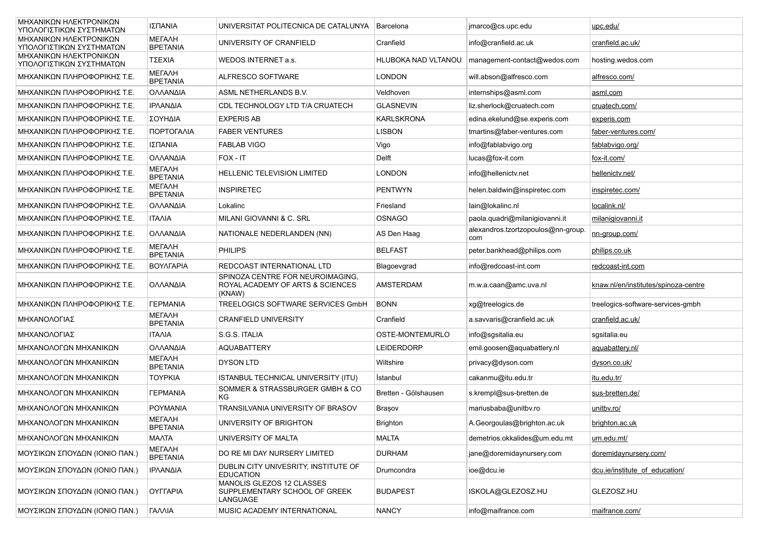| | | | | | |
|---|---|---|---|---|---|
| ΜΗΧΑΝΙΚΩΝ ΗΛΕΚΤΡΟΝΙΚΩΝ ΥΠΟΛΟΓΙΣΤΙΚΩΝ ΣΥΣΤΗΜΑΤΩΝ | ΙΣΠΑΝΙΑ | UNIVERSITAT POLITECNICA DE CATALUNYA | Barcelona | jmarco@cs.upc.edu | upc.edu/ |
| ΜΗΧΑΝΙΚΩΝ ΗΛΕΚΤΡΟΝΙΚΩΝ ΥΠΟΛΟΓΙΣΤΙΚΩΝ ΣΥΣΤΗΜΑΤΩΝ | ΜΕΓΑΛΗ ΒΡΕΤΑΝΙΑ | UNIVERSITY OF CRANFIELD | Cranfield | info@cranfield.ac.uk | cranfield.ac.uk/ |
| ΜΗΧΑΝΙΚΩΝ ΗΛΕΚΤΡΟΝΙΚΩΝ ΥΠΟΛΟΓΙΣΤΙΚΩΝ ΣΥΣΤΗΜΑΤΩΝ | ΤΣΕΧΙΑ | WEDOS INTERNET a.s. | HLUBOKA NAD VLTANOU | management-contact@wedos.com | hosting.wedos.com |
| ΜΗΧΑΝΙΚΩΝ ΠΛΗΡΟΦΟΡΙΚΗΣ Τ.Ε. | ΜΕΓΑΛΗ ΒΡΕΤΑΝΙΑ | ALFRESCO SOFTWARE | LONDON | will.abson@alfresco.com | alfresco.com/ |
| ΜΗΧΑΝΙΚΩΝ ΠΛΗΡΟΦΟΡΙΚΗΣ Τ.Ε. | ΟΛΛΑΝΔΙΑ | ASML NETHERLANDS B.V. | Veldhoven | internships@asml.com | asml.com |
| ΜΗΧΑΝΙΚΩΝ ΠΛΗΡΟΦΟΡΙΚΗΣ Τ.Ε. | ΙΡΛΑΝΔΙΑ | CDL TECHNOLOGY LTD T/A CRUATECH | GLASNEVIN | liz.sherlock@cruatech.com | cruatech.com/ |
| ΜΗΧΑΝΙΚΩΝ ΠΛΗΡΟΦΟΡΙΚΗΣ Τ.Ε. | ΣΟΥΗΔΙΑ | EXPERIS AB | KARLSKRONA | edina.ekelund@se.experis.com | experis.com |
| ΜΗΧΑΝΙΚΩΝ ΠΛΗΡΟΦΟΡΙΚΗΣ Τ.Ε. | ΠΟΡΤΟΓΑΛΙΑ | FABER VENTURES | LISBON | tmartins@faber-ventures.com | faber-ventures.com/ |
| ΜΗΧΑΝΙΚΩΝ ΠΛΗΡΟΦΟΡΙΚΗΣ Τ.Ε. | ΙΣΠΑΝΙΑ | FABLAB VIGO | Vigo | info@fablabvigo.org | fablabvigo.org/ |
| ΜΗΧΑΝΙΚΩΝ ΠΛΗΡΟΦΟΡΙΚΗΣ Τ.Ε. | ΟΛΛΑΝΔΙΑ | FOX - IT | Delft | lucas@fox-it.com | fox-it.com/ |
| ΜΗΧΑΝΙΚΩΝ ΠΛΗΡΟΦΟΡΙΚΗΣ Τ.Ε. | ΜΕΓΑΛΗ ΒΡΕΤΑΝΙΑ | HELLENIC TELEVISION LIMITED | LONDON | info@hellenictv.net | hellenictv.net/ |
| ΜΗΧΑΝΙΚΩΝ ΠΛΗΡΟΦΟΡΙΚΗΣ Τ.Ε. | ΜΕΓΑΛΗ ΒΡΕΤΑΝΙΑ | INSPIRETEC | PENTWYN | helen.baldwin@inspiretec.com | inspiretec.com/ |
| ΜΗΧΑΝΙΚΩΝ ΠΛΗΡΟΦΟΡΙΚΗΣ Τ.Ε. | ΟΛΛΑΝΔΙΑ | Lokalinc | Friesland | Iain@lokalinc.nl | localink.nl/ |
| ΜΗΧΑΝΙΚΩΝ ΠΛΗΡΟΦΟΡΙΚΗΣ Τ.Ε. | ΙΤΑΛΙΑ | MILANI GIOVANNI & C. SRL | OSNAGO | paola.quadri@milanigiovanni.it | milanigiovanni.it |
| ΜΗΧΑΝΙΚΩΝ ΠΛΗΡΟΦΟΡΙΚΗΣ Τ.Ε. | ΟΛΛΑΝΔΙΑ | NATIONALE NEDERLANDEN (NN) | AS Den Haag | alexandros.tzortzopoulos@nn-group.com | nn-group.com/ |
| ΜΗΧΑΝΙΚΩΝ ΠΛΗΡΟΦΟΡΙΚΗΣ Τ.Ε. | ΜΕΓΑΛΗ ΒΡΕΤΑΝΙΑ | PHILIPS | BELFAST | peter.bankhead@philips.com | philips.co.uk |
| ΜΗΧΑΝΙΚΩΝ ΠΛΗΡΟΦΟΡΙΚΗΣ Τ.Ε. | ΒΟΥΛΓΑΡΙΑ | REDCOAST INTERNATIONAL LTD | Blagoevgrad | info@redcoast-int.com | redcoast-int.com |
| ΜΗΧΑΝΙΚΩΝ ΠΛΗΡΟΦΟΡΙΚΗΣ Τ.Ε. | ΟΛΛΑΝΔΙΑ | SPINOZA CENTRE FOR NEUROIMAGING, ROYAL ACADEMY OF ARTS & SCIENCES (KNAW) | AMSTERDAM | m.w.a.caan@amc.uva.nl | knaw.nl/en/institutes/spinoza-centre |
| ΜΗΧΑΝΙΚΩΝ ΠΛΗΡΟΦΟΡΙΚΗΣ Τ.Ε. | ΓΕΡΜΑΝΙΑ | TREELOGICS SOFTWARE SERVICES GmbH | BONN | xg@treelogics.de | treelogics-software-services-gmbh |
| ΜΗΧΑΝΟΛΟΓΙΑΣ | ΜΕΓΑΛΗ ΒΡΕΤΑΝΙΑ | CRANFIELD UNIVERSITY | Cranfield | a.savvaris@cranfield.ac.uk | cranfield.ac.uk/ |
| ΜΗΧΑΝΟΛΟΓΙΑΣ | ΙΤΑΛΙΑ | S.G.S. ITALIA | OSTE-MONTEMURLO | info@sgsitalia.eu | sgsitalia.eu |
| ΜΗΧΑΝΟΛΟΓΩΝ ΜΗΧΑΝΙΚΩΝ | ΟΛΛΑΝΔΙΑ | AQUABATTERY | LEIDERDORP | emil.goosen@aquabattery.nl | aquabattery.nl/ |
| ΜΗΧΑΝΟΛΟΓΩΝ ΜΗΧΑΝΙΚΩΝ | ΜΕΓΑΛΗ ΒΡΕΤΑΝΙΑ | DYSON LTD | Wiltshire | privacy@dyson.com | dyson.co.uk/ |
| ΜΗΧΑΝΟΛΟΓΩΝ ΜΗΧΑΝΙΚΩΝ | ΤΟΥΡΚΙΑ | ISTANBUL TECHNICAL UNIVERSITY (ITU) | İstanbul | cakanmu@itu.edu.tr | itu.edu.tr/ |
| ΜΗΧΑΝΟΛΟΓΩΝ ΜΗΧΑΝΙΚΩΝ | ΓΕΡΜΑΝΙΑ | SOMMER & STRASSBURGER GMBH & CO KG | Bretten - Gölshausen | s.krempl@sus-bretten.de | sus-bretten.de/ |
| ΜΗΧΑΝΟΛΟΓΩΝ ΜΗΧΑΝΙΚΩΝ | ΡΟΥΜΑΝΙΑ | TRANSILVANIA UNIVERSITY OF BRASOV | Brașov | mariusbaba@unitbv.ro | unitbv.ro/ |
| ΜΗΧΑΝΟΛΟΓΩΝ ΜΗΧΑΝΙΚΩΝ | ΜΕΓΑΛΗ ΒΡΕΤΑΝΙΑ | UNIVERSITY OF BRIGHTON | Brighton | A.Georgoulas@brighton.ac.uk | brighton.ac.uk |
| ΜΗΧΑΝΟΛΟΓΩΝ ΜΗΧΑΝΙΚΩΝ | ΜΑΛΤΑ | UNIVERSITY OF MALTA | MALTA | demetrios.okkalides@um.edu.mt | um.edu.mt/ |
| ΜΟΥΣΙΚΩΝ ΣΠΟΥΔΩΝ (ΙΟΝΙΟ ΠΑΝ.) | ΜΕΓΑΛΗ ΒΡΕΤΑΝΙΑ | DO RE MI DAY NURSERY LIMITED | DURHAM | jane@doremidaynursery.com | doremidaynursery.com/ |
| ΜΟΥΣΙΚΩΝ ΣΠΟΥΔΩΝ (ΙΟΝΙΟ ΠΑΝ.) | ΙΡΛΑΝΔΙΑ | DUBLIN CITY UNIVESRITY, INSTITUTE OF EDUCATION | Drumcondra | ioe@dcu.ie | dcu.ie/institute_of_education/ |
| ΜΟΥΣΙΚΩΝ ΣΠΟΥΔΩΝ (ΙΟΝΙΟ ΠΑΝ.) | ΟΥΓΓΑΡΙΑ | MANOLIS GLEZOS 12 CLASSES SUPPLEMENTARY SCHOOL OF GREEK LANGUAGE | BUDAPEST | ISKOLA@GLEZOSZ.HU | GLEZOSZ.HU |
| ΜΟΥΣΙΚΩΝ ΣΠΟΥΔΩΝ (ΙΟΝΙΟ ΠΑΝ.) | ΓΑΛΛΙΑ | MUSIC ACADEMY INTERNATIONAL | NANCY | info@maifrance.com | maifrance.com/ |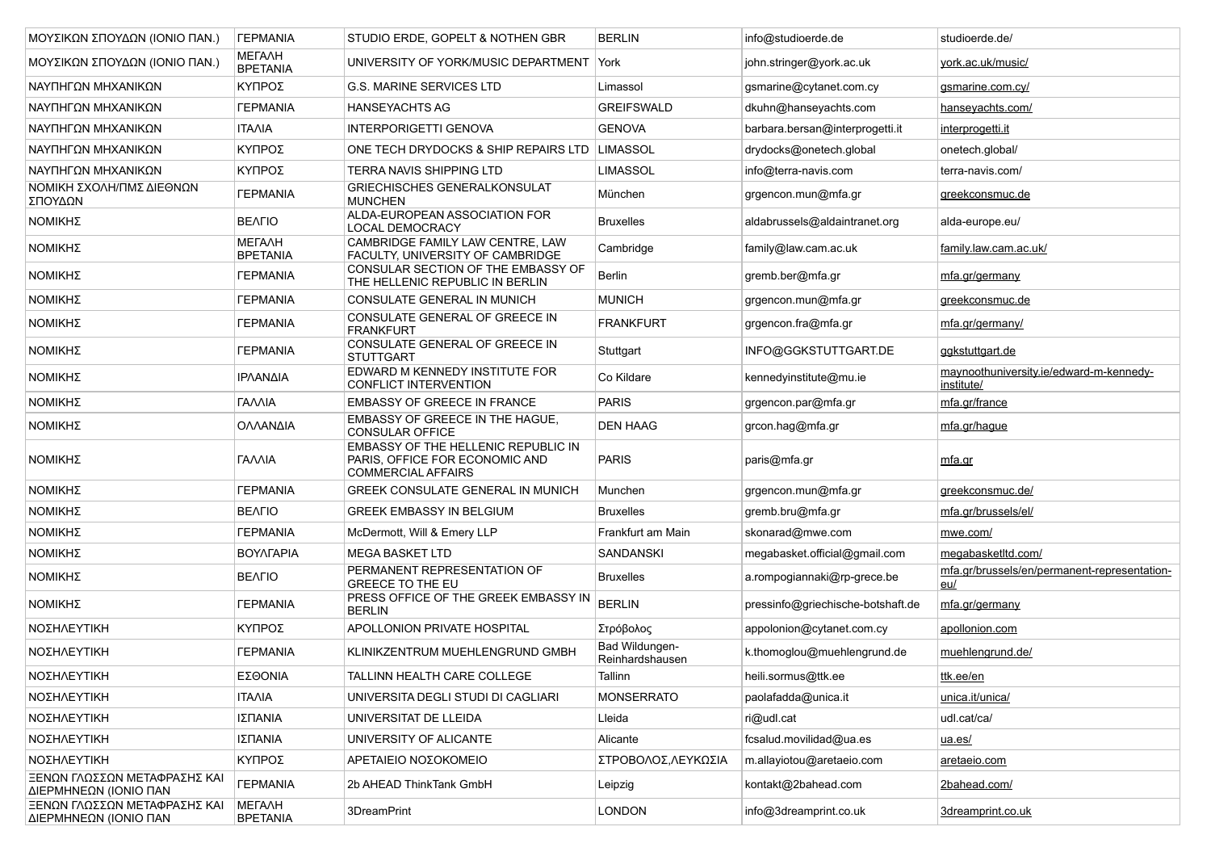| | | | | | |
|---|---|---|---|---|---|
| ΜΟΥΣΙΚΩΝ ΣΠΟΥΔΩΝ (ΙΟΝΙΟ ΠΑΝ.) | ΓΕΡΜΑΝΙΑ | STUDIO ERDE, GOPELT & NOTHEN GBR | BERLIN | info@studioerde.de | studioerde.de/ |
| ΜΟΥΣΙΚΩΝ ΣΠΟΥΔΩΝ (ΙΟΝΙΟ ΠΑΝ.) | ΜΕΓΑΛΗ ΒΡΕΤΑΝΙΑ | UNIVERSITY OF YORK/MUSIC DEPARTMENT | York | john.stringer@york.ac.uk | york.ac.uk/music/ |
| ΝΑΥΠΗΓΩΝ ΜΗΧΑΝΙΚΩΝ | ΚΥΠΡΟΣ | G.S. MARINE SERVICES LTD | Limassol | gsmarine@cytanet.com.cy | gsmarine.com.cy/ |
| ΝΑΥΠΗΓΩΝ ΜΗΧΑΝΙΚΩΝ | ΓΕΡΜΑΝΙΑ | HANSEYACHTS AG | GREIFSWALD | dkuhn@hanseyachts.com | hanseyachts.com/ |
| ΝΑΥΠΗΓΩΝ ΜΗΧΑΝΙΚΩΝ | ΙΤΑΛΙΑ | INTERPORIGETTI GENOVA | GENOVA | barbara.bersan@interprogetti.it | interprogetti.it |
| ΝΑΥΠΗΓΩΝ ΜΗΧΑΝΙΚΩΝ | ΚΥΠΡΟΣ | ONE TECH DRYDOCKS & SHIP REPAIRS LTD | LIMASSOL | drydocks@onetech.global | onetech.global/ |
| ΝΑΥΠΗΓΩΝ ΜΗΧΑΝΙΚΩΝ | ΚΥΠΡΟΣ | TERRA NAVIS SHIPPING LTD | LIMASSOL | info@terra-navis.com | terra-navis.com/ |
| ΝΟΜΙΚΗ ΣΧΟΛΗ/ΠΜΣ ΔΙΕΘΝΩΝ ΣΠΟΥΔΩΝ | ΓΕΡΜΑΝΙΑ | GRIECHISCHES GENERALKONSULAT MUNCHEN | München | grgencon.mun@mfa.gr | greekconsmuc.de |
| ΝΟΜΙΚΗΣ | ΒΕΛΓΙΟ | ALDA-EUROPEAN ASSOCIATION FOR LOCAL DEMOCRACY | Bruxelles | aldabrussels@aldaintranet.org | alda-europe.eu/ |
| ΝΟΜΙΚΗΣ | ΜΕΓΑΛΗ ΒΡΕΤΑΝΙΑ | CAMBRIDGE FAMILY LAW CENTRE, LAW FACULTY, UNIVERSITY OF CAMBRIDGE | Cambridge | family@law.cam.ac.uk | family.law.cam.ac.uk/ |
| ΝΟΜΙΚΗΣ | ΓΕΡΜΑΝΙΑ | CONSULAR SECTION OF THE EMBASSY OF THE HELLENIC REPUBLIC IN BERLIN | Berlin | gremb.ber@mfa.gr | mfa.gr/germany |
| ΝΟΜΙΚΗΣ | ΓΕΡΜΑΝΙΑ | CONSULATE GENERAL IN MUNICH | MUNICH | grgencon.mun@mfa.gr | greekconsmuc.de |
| ΝΟΜΙΚΗΣ | ΓΕΡΜΑΝΙΑ | CONSULATE GENERAL OF GREECE IN FRANKFURT | FRANKFURT | grgencon.fra@mfa.gr | mfa.gr/germany/ |
| ΝΟΜΙΚΗΣ | ΓΕΡΜΑΝΙΑ | CONSULATE GENERAL OF GREECE IN STUTTGART | Stuttgart | INFO@GGKSTUTTGART.DE | ggkstuttgart.de |
| ΝΟΜΙΚΗΣ | ΙΡΛΑΝΔΙΑ | EDWARD M KENNEDY INSTITUTE FOR CONFLICT INTERVENTION | Co Kildare | kennedyinstitute@mu.ie | maynoothuniversity.ie/edward-m-kennedy-institute/ |
| ΝΟΜΙΚΗΣ | ΓΑΛΛΙΑ | EMBASSY OF GREECE IN FRANCE | PARIS | grgencon.par@mfa.gr | mfa.gr/france |
| ΝΟΜΙΚΗΣ | ΟΛΛΑΝΔΙΑ | EMBASSY OF GREECE IN THE HAGUE, CONSULAR OFFICE | DEN HAAG | grcon.hag@mfa.gr | mfa.gr/hague |
| ΝΟΜΙΚΗΣ | ΓΑΛΛΙΑ | EMBASSY OF THE HELLENIC REPUBLIC IN PARIS, OFFICE FOR ECONOMIC AND COMMERCIAL AFFAIRS | PARIS | paris@mfa.gr | mfa.gr |
| ΝΟΜΙΚΗΣ | ΓΕΡΜΑΝΙΑ | GREEK CONSULATE GENERAL IN MUNICH | Munchen | grgencon.mun@mfa.gr | greekconsmuc.de/ |
| ΝΟΜΙΚΗΣ | ΒΕΛΓΙΟ | GREEK EMBASSY IN BELGIUM | Bruxelles | gremb.bru@mfa.gr | mfa.gr/brussels/el/ |
| ΝΟΜΙΚΗΣ | ΓΕΡΜΑΝΙΑ | McDermott, Will & Emery LLP | Frankfurt am Main | skonarad@mwe.com | mwe.com/ |
| ΝΟΜΙΚΗΣ | ΒΟΥΛΓΑΡΙΑ | MEGA BASKET LTD | SANDANSKI | megabasket.official@gmail.com | megabasketltd.com/ |
| ΝΟΜΙΚΗΣ | ΒΕΛΓΙΟ | PERMANENT REPRESENTATION OF GREECE TO THE EU | Bruxelles | a.rompogiannaki@rp-grece.be | mfa.gr/brussels/en/permanent-representation-eu/ |
| ΝΟΜΙΚΗΣ | ΓΕΡΜΑΝΙΑ | PRESS OFFICE OF THE GREEK EMBASSY IN BERLIN | BERLIN | pressinfo@griechische-botshaft.de | mfa.gr/germany |
| ΝΟΣΗΛΕΥΤΙΚΗ | ΚΥΠΡΟΣ | APOLLONION PRIVATE HOSPITAL | Στρόβολος | appolonion@cytanet.com.cy | apollonion.com |
| ΝΟΣΗΛΕΥΤΙΚΗ | ΓΕΡΜΑΝΙΑ | KLINIKZENTRUM MUEHLENGRUND GMBH | Bad Wildungen-Reinhardshausen | k.thomoglou@muehlengrund.de | muehlengrund.de/ |
| ΝΟΣΗΛΕΥΤΙΚΗ | ΕΣΘΟΝΙΑ | TALLINN HEALTH CARE COLLEGE | Tallinn | heili.sormus@ttk.ee | ttk.ee/en |
| ΝΟΣΗΛΕΥΤΙΚΗ | ΙΤΑΛΙΑ | UNIVERSITA DEGLI STUDI DI CAGLIARI | MONSERRATO | paolafadda@unica.it | unica.it/unica/ |
| ΝΟΣΗΛΕΥΤΙΚΗ | ΙΣΠΑΝΙΑ | UNIVERSITAT DE LLEIDA | Lleida | ri@udl.cat | udl.cat/ca/ |
| ΝΟΣΗΛΕΥΤΙΚΗ | ΙΣΠΑΝΙΑ | UNIVERSITY OF ALICANTE | Alicante | fcsalud.movilidad@ua.es | ua.es/ |
| ΝΟΣΗΛΕΥΤΙΚΗ | ΚΥΠΡΟΣ | ΑΡΕΤΑΙΕΙΟ ΝΟΣΟΚΟΜΕΙΟ | ΣΤΡΟΒΟΛΟΣ,ΛΕΥΚΩΣΙΑ | m.allayiotou@aretaeio.com | aretaeio.com |
| ΞΕΝΩΝ ΓΛΩΣΣΩΝ ΜΕΤΑΦΡΑΣΗΣ ΚΑΙ ΔΙΕΡΜΗΝΕΩΝ (ΙΟΝΙΟ ΠΑΝ | ΓΕΡΜΑΝΙΑ | 2b AHEAD ThinkTank GmbH | Leipzig | kontakt@2bahead.com | 2bahead.com/ |
| ΞΕΝΩΝ ΓΛΩΣΣΩΝ ΜΕΤΑΦΡΑΣΗΣ ΚΑΙ ΔΙΕΡΜΗΝΕΩΝ (ΙΟΝΙΟ ΠΑΝ | ΜΕΓΑΛΗ ΒΡΕΤΑΝΙΑ | 3DreamPrint | LONDON | info@3dreamprint.co.uk | 3dreamprint.co.uk |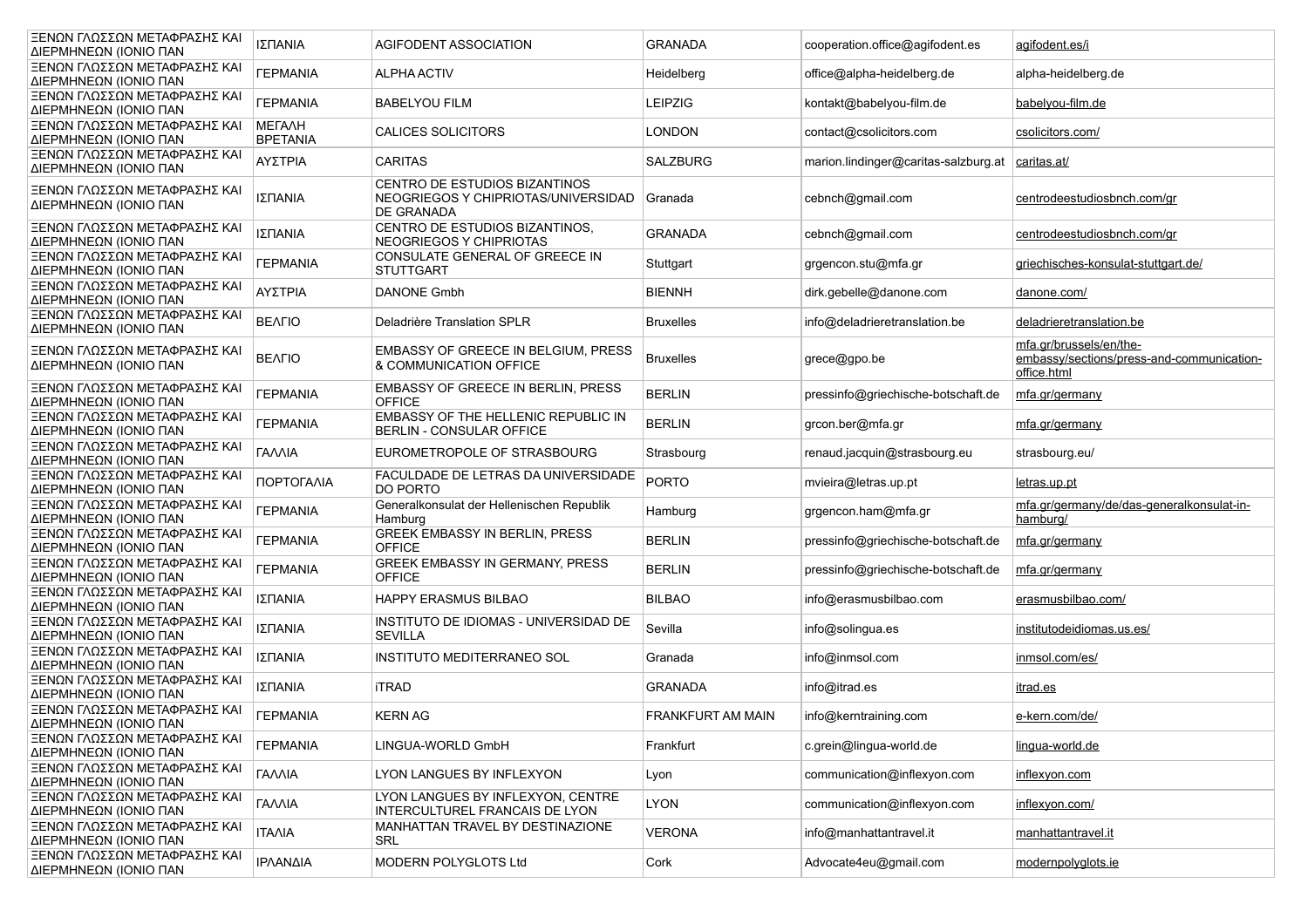| | | | | | |
|---|---|---|---|---|---|
| ΞΕΝΩΝ ΓΛΩΣΣΩΝ ΜΕΤΑΦΡΑΣΗΣ ΚΑΙ ΔΙΕΡΜΗΝΕΩΝ (ΙΟΝΙΟ ΠΑΝ | ΙΣΠΑΝΙΑ | AGIFODENT ASSOCIATION | GRANADA | cooperation.office@agifodent.es | agifodent.es/i |
| ΞΕΝΩΝ ΓΛΩΣΣΩΝ ΜΕΤΑΦΡΑΣΗΣ ΚΑΙ ΔΙΕΡΜΗΝΕΩΝ (ΙΟΝΙΟ ΠΑΝ | ΓΕΡΜΑΝΙΑ | ALPHA ACTIV | Heidelberg | office@alpha-heidelberg.de | alpha-heidelberg.de |
| ΞΕΝΩΝ ΓΛΩΣΣΩΝ ΜΕΤΑΦΡΑΣΗΣ ΚΑΙ ΔΙΕΡΜΗΝΕΩΝ (ΙΟΝΙΟ ΠΑΝ | ΓΕΡΜΑΝΙΑ | BABELYOU FILM | LEIPZIG | kontakt@babelyou-film.de | babelyou-film.de |
| ΞΕΝΩΝ ΓΛΩΣΣΩΝ ΜΕΤΑΦΡΑΣΗΣ ΚΑΙ ΔΙΕΡΜΗΝΕΩΝ (ΙΟΝΙΟ ΠΑΝ | ΜΕΓΑΛΗ ΒΡΕΤΑΝΙΑ | CALICES SOLICITORS | LONDON | contact@csolicitors.com | csolicitors.com/ |
| ΞΕΝΩΝ ΓΛΩΣΣΩΝ ΜΕΤΑΦΡΑΣΗΣ ΚΑΙ ΔΙΕΡΜΗΝΕΩΝ (ΙΟΝΙΟ ΠΑΝ | ΑΥΣΤΡΙΑ | CARITAS | SALZBURG | marion.lindinger@caritas-salzburg.at | caritas.at/ |
| ΞΕΝΩΝ ΓΛΩΣΣΩΝ ΜΕΤΑΦΡΑΣΗΣ ΚΑΙ ΔΙΕΡΜΗΝΕΩΝ (ΙΟΝΙΟ ΠΑΝ | ΙΣΠΑΝΙΑ | CENTRO DE ESTUDIOS BIZANTINOS NEOGRIEGOS Y CHIPRIOTAS/UNIVERSIDAD DE GRANADA | Granada | cebnch@gmail.com | centrodeestudiosbnch.com/gr |
| ΞΕΝΩΝ ΓΛΩΣΣΩΝ ΜΕΤΑΦΡΑΣΗΣ ΚΑΙ ΔΙΕΡΜΗΝΕΩΝ (ΙΟΝΙΟ ΠΑΝ | ΙΣΠΑΝΙΑ | CENTRO DE ESTUDIOS BIZANTINOS, NEOGRIEGOS Y CHIPRIOTAS | GRANADA | cebnch@gmail.com | centrodeestudiosbnch.com/gr |
| ΞΕΝΩΝ ΓΛΩΣΣΩΝ ΜΕΤΑΦΡΑΣΗΣ ΚΑΙ ΔΙΕΡΜΗΝΕΩΝ (ΙΟΝΙΟ ΠΑΝ | ΓΕΡΜΑΝΙΑ | CONSULATE GENERAL OF GREECE IN STUTTGART | Stuttgart | grgencon.stu@mfa.gr | griechisches-konsulat-stuttgart.de/ |
| ΞΕΝΩΝ ΓΛΩΣΣΩΝ ΜΕΤΑΦΡΑΣΗΣ ΚΑΙ ΔΙΕΡΜΗΝΕΩΝ (ΙΟΝΙΟ ΠΑΝ | ΑΥΣΤΡΙΑ | DANONE Gmbh | ΒΙΕΝΝΗ | dirk.gebelle@danone.com | danone.com/ |
| ΞΕΝΩΝ ΓΛΩΣΣΩΝ ΜΕΤΑΦΡΑΣΗΣ ΚΑΙ ΔΙΕΡΜΗΝΕΩΝ (ΙΟΝΙΟ ΠΑΝ | ΒΕΛΓΙΟ | Deladrière Translation SPLR | Bruxelles | info@deladrieretranslation.be | deladrieretranslation.be |
| ΞΕΝΩΝ ΓΛΩΣΣΩΝ ΜΕΤΑΦΡΑΣΗΣ ΚΑΙ ΔΙΕΡΜΗΝΕΩΝ (ΙΟΝΙΟ ΠΑΝ | ΒΕΛΓΙΟ | EMBASSY OF GREECE IN BELGIUM, PRESS & COMMUNICATION OFFICE | Bruxelles | grece@gpo.be | mfa.gr/brussels/en/the-embassy/sections/press-and-communication-office.html |
| ΞΕΝΩΝ ΓΛΩΣΣΩΝ ΜΕΤΑΦΡΑΣΗΣ ΚΑΙ ΔΙΕΡΜΗΝΕΩΝ (ΙΟΝΙΟ ΠΑΝ | ΓΕΡΜΑΝΙΑ | EMBASSY OF GREECE IN BERLIN, PRESS OFFICE | BERLIN | pressinfo@griechische-botschaft.de | mfa.gr/germany |
| ΞΕΝΩΝ ΓΛΩΣΣΩΝ ΜΕΤΑΦΡΑΣΗΣ ΚΑΙ ΔΙΕΡΜΗΝΕΩΝ (ΙΟΝΙΟ ΠΑΝ | ΓΕΡΜΑΝΙΑ | EMBASSY OF THE HELLENIC REPUBLIC IN BERLIN - CONSULAR OFFICE | BERLIN | grcon.ber@mfa.gr | mfa.gr/germany |
| ΞΕΝΩΝ ΓΛΩΣΣΩΝ ΜΕΤΑΦΡΑΣΗΣ ΚΑΙ ΔΙΕΡΜΗΝΕΩΝ (ΙΟΝΙΟ ΠΑΝ | ΓΑΛΛΙΑ | EUROMETROPOLE OF STRASBOURG | Strasbourg | renaud.jacquin@strasbourg.eu | strasbourg.eu/ |
| ΞΕΝΩΝ ΓΛΩΣΣΩΝ ΜΕΤΑΦΡΑΣΗΣ ΚΑΙ ΔΙΕΡΜΗΝΕΩΝ (ΙΟΝΙΟ ΠΑΝ | ΠΟΡΤΟΓΑΛΙΑ | FACULDADE DE LETRAS DA UNIVERSIDADE DO PORTO | PORTO | mvieira@letras.up.pt | letras.up.pt |
| ΞΕΝΩΝ ΓΛΩΣΣΩΝ ΜΕΤΑΦΡΑΣΗΣ ΚΑΙ ΔΙΕΡΜΗΝΕΩΝ (ΙΟΝΙΟ ΠΑΝ | ΓΕΡΜΑΝΙΑ | Generalkonsulat der Hellenischen Republik Hamburg | Hamburg | grgencon.ham@mfa.gr | mfa.gr/germany/de/das-generalkonsulat-in-hamburg/ |
| ΞΕΝΩΝ ΓΛΩΣΣΩΝ ΜΕΤΑΦΡΑΣΗΣ ΚΑΙ ΔΙΕΡΜΗΝΕΩΝ (ΙΟΝΙΟ ΠΑΝ | ΓΕΡΜΑΝΙΑ | GREEK EMBASSY IN BERLIN, PRESS OFFICE | BERLIN | pressinfo@griechische-botschaft.de | mfa.gr/germany |
| ΞΕΝΩΝ ΓΛΩΣΣΩΝ ΜΕΤΑΦΡΑΣΗΣ ΚΑΙ ΔΙΕΡΜΗΝΕΩΝ (ΙΟΝΙΟ ΠΑΝ | ΓΕΡΜΑΝΙΑ | GREEK EMBASSY IN GERMANY, PRESS OFFICE | BERLIN | pressinfo@griechische-botschaft.de | mfa.gr/germany |
| ΞΕΝΩΝ ΓΛΩΣΣΩΝ ΜΕΤΑΦΡΑΣΗΣ ΚΑΙ ΔΙΕΡΜΗΝΕΩΝ (ΙΟΝΙΟ ΠΑΝ | ΙΣΠΑΝΙΑ | HAPPY ERASMUS BILBAO | BILBAO | info@erasmusbilbao.com | erasmusbilbao.com/ |
| ΞΕΝΩΝ ΓΛΩΣΣΩΝ ΜΕΤΑΦΡΑΣΗΣ ΚΑΙ ΔΙΕΡΜΗΝΕΩΝ (ΙΟΝΙΟ ΠΑΝ | ΙΣΠΑΝΙΑ | INSTITUTO DE IDIOMAS - UNIVERSIDAD DE SEVILLA | Sevilla | info@solingua.es | institutodeidiomas.us.es/ |
| ΞΕΝΩΝ ΓΛΩΣΣΩΝ ΜΕΤΑΦΡΑΣΗΣ ΚΑΙ ΔΙΕΡΜΗΝΕΩΝ (ΙΟΝΙΟ ΠΑΝ | ΙΣΠΑΝΙΑ | INSTITUTO MEDITERRANEO SOL | Granada | info@inmsol.com | inmsol.com/es/ |
| ΞΕΝΩΝ ΓΛΩΣΣΩΝ ΜΕΤΑΦΡΑΣΗΣ ΚΑΙ ΔΙΕΡΜΗΝΕΩΝ (ΙΟΝΙΟ ΠΑΝ | ΙΣΠΑΝΙΑ | iTRAD | GRANADA | info@itrad.es | itrad.es |
| ΞΕΝΩΝ ΓΛΩΣΣΩΝ ΜΕΤΑΦΡΑΣΗΣ ΚΑΙ ΔΙΕΡΜΗΝΕΩΝ (ΙΟΝΙΟ ΠΑΝ | ΓΕΡΜΑΝΙΑ | KERN AG | FRANKFURT AM MAIN | info@kerntraining.com | e-kern.com/de/ |
| ΞΕΝΩΝ ΓΛΩΣΣΩΝ ΜΕΤΑΦΡΑΣΗΣ ΚΑΙ ΔΙΕΡΜΗΝΕΩΝ (ΙΟΝΙΟ ΠΑΝ | ΓΕΡΜΑΝΙΑ | LINGUA-WORLD GmbH | Frankfurt | c.grein@lingua-world.de | lingua-world.de |
| ΞΕΝΩΝ ΓΛΩΣΣΩΝ ΜΕΤΑΦΡΑΣΗΣ ΚΑΙ ΔΙΕΡΜΗΝΕΩΝ (ΙΟΝΙΟ ΠΑΝ | ΓΑΛΛΙΑ | LYON LANGUES BY INFLEXYON | Lyon | communication@inflexyon.com | inflexyon.com |
| ΞΕΝΩΝ ΓΛΩΣΣΩΝ ΜΕΤΑΦΡΑΣΗΣ ΚΑΙ ΔΙΕΡΜΗΝΕΩΝ (ΙΟΝΙΟ ΠΑΝ | ΓΑΛΛΙΑ | LYON LANGUES BY INFLEXYON, CENTRE INTERCULTUREL FRANCAIS DE LYON | LYON | communication@inflexyon.com | inflexyon.com/ |
| ΞΕΝΩΝ ΓΛΩΣΣΩΝ ΜΕΤΑΦΡΑΣΗΣ ΚΑΙ ΔΙΕΡΜΗΝΕΩΝ (ΙΟΝΙΟ ΠΑΝ | ΙΤΑΛΙΑ | MANHATTAN TRAVEL BY DESTINAZIONE SRL | VERONA | info@manhattantravel.it | manhattantravel.it |
| ΞΕΝΩΝ ΓΛΩΣΣΩΝ ΜΕΤΑΦΡΑΣΗΣ ΚΑΙ ΔΙΕΡΜΗΝΕΩΝ (ΙΟΝΙΟ ΠΑΝ | ΙΡΛΑΝΔΙΑ | MODERN POLYGLOTS Ltd | Cork | Advocate4eu@gmail.com | modernpolyglots.ie |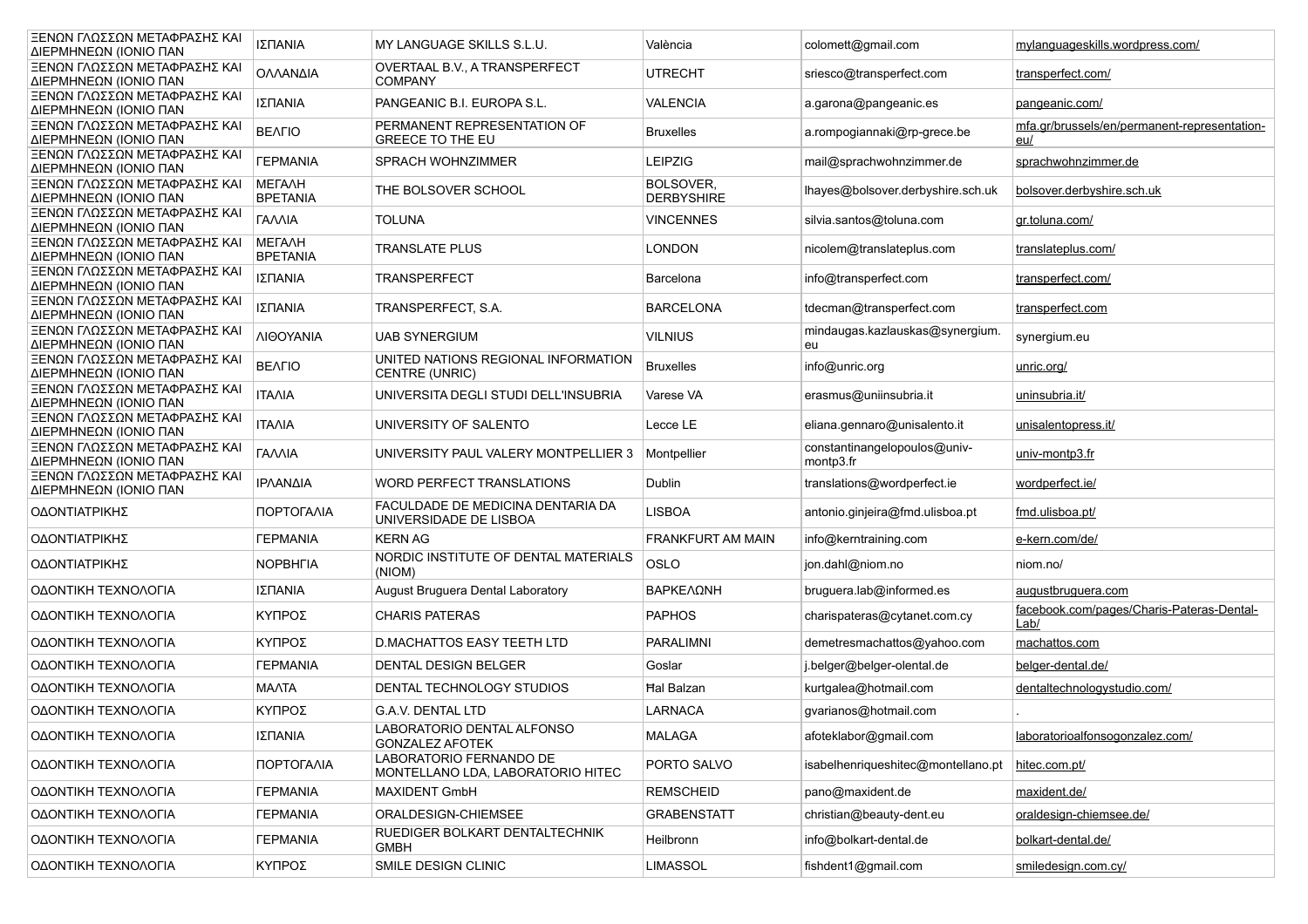| | | | | | |
|---|---|---|---|---|---|
| ΞΕΝΩΝ ΓΛΩΣΣΩΝ ΜΕΤΑΦΡΑΣΗΣ ΚΑΙ ΔΙΕΡΜΗΝΕΩΝ (ΙΟΝΙΟ ΠΑΝ | ΙΣΠΑΝΙΑ | MY LANGUAGE SKILLS S.L.U. | València | colomett@gmail.com | mylanguageskills.wordpress.com/ |
| ΞΕΝΩΝ ΓΛΩΣΣΩΝ ΜΕΤΑΦΡΑΣΗΣ ΚΑΙ ΔΙΕΡΜΗΝΕΩΝ (ΙΟΝΙΟ ΠΑΝ | ΟΛΛΑΝΔΙΑ | OVERTAAL B.V., A TRANSPERFECT COMPANY | UTRECHT | sriesco@transperfect.com | transperfect.com/ |
| ΞΕΝΩΝ ΓΛΩΣΣΩΝ ΜΕΤΑΦΡΑΣΗΣ ΚΑΙ ΔΙΕΡΜΗΝΕΩΝ (ΙΟΝΙΟ ΠΑΝ | ΙΣΠΑΝΙΑ | PANGEANIC B.I. EUROPA S.L. | VALENCIA | a.garona@pangeanic.es | pangeanic.com/ |
| ΞΕΝΩΝ ΓΛΩΣΣΩΝ ΜΕΤΑΦΡΑΣΗΣ ΚΑΙ ΔΙΕΡΜΗΝΕΩΝ (ΙΟΝΙΟ ΠΑΝ | ΒΕΛΓΙΟ | PERMANENT REPRESENTATION OF GREECE TO THE EU | Bruxelles | a.rompogiannaki@rp-grece.be | mfa.gr/brussels/en/permanent-representation-eu/ |
| ΞΕΝΩΝ ΓΛΩΣΣΩΝ ΜΕΤΑΦΡΑΣΗΣ ΚΑΙ ΔΙΕΡΜΗΝΕΩΝ (ΙΟΝΙΟ ΠΑΝ | ΓΕΡΜΑΝΙΑ | SPRACH WOHNZIMMER | LEIPZIG | mail@sprachwohnzimmer.de | sprachwohnzimmer.de |
| ΞΕΝΩΝ ΓΛΩΣΣΩΝ ΜΕΤΑΦΡΑΣΗΣ ΚΑΙ ΔΙΕΡΜΗΝΕΩΝ (ΙΟΝΙΟ ΠΑΝ | ΜΕΓΑΛΗ ΒΡΕΤΑΝΙΑ | THE BOLSOVER SCHOOL | BOLSOVER, DERBYSHIRE | lhayes@bolsover.derbyshire.sch.uk | bolsover.derbyshire.sch.uk |
| ΞΕΝΩΝ ΓΛΩΣΣΩΝ ΜΕΤΑΦΡΑΣΗΣ ΚΑΙ ΔΙΕΡΜΗΝΕΩΝ (ΙΟΝΙΟ ΠΑΝ | ΓΑΛΛΙΑ | TOLUNA | VINCENNES | silvia.santos@toluna.com | gr.toluna.com/ |
| ΞΕΝΩΝ ΓΛΩΣΣΩΝ ΜΕΤΑΦΡΑΣΗΣ ΚΑΙ ΔΙΕΡΜΗΝΕΩΝ (ΙΟΝΙΟ ΠΑΝ | ΜΕΓΑΛΗ ΒΡΕΤΑΝΙΑ | TRANSLATE PLUS | LONDON | nicolem@translateplus.com | translateplus.com/ |
| ΞΕΝΩΝ ΓΛΩΣΣΩΝ ΜΕΤΑΦΡΑΣΗΣ ΚΑΙ ΔΙΕΡΜΗΝΕΩΝ (ΙΟΝΙΟ ΠΑΝ | ΙΣΠΑΝΙΑ | TRANSPERFECT | Barcelona | info@transperfect.com | transperfect.com/ |
| ΞΕΝΩΝ ΓΛΩΣΣΩΝ ΜΕΤΑΦΡΑΣΗΣ ΚΑΙ ΔΙΕΡΜΗΝΕΩΝ (ΙΟΝΙΟ ΠΑΝ | ΙΣΠΑΝΙΑ | TRANSPERFECT, S.A. | BARCELONA | tdecman@transperfect.com | transperfect.com |
| ΞΕΝΩΝ ΓΛΩΣΣΩΝ ΜΕΤΑΦΡΑΣΗΣ ΚΑΙ ΔΙΕΡΜΗΝΕΩΝ (ΙΟΝΙΟ ΠΑΝ | ΛΙΘΟΥΑΝΙΑ | UAB SYNERGIUM | VILNIUS | mindaugas.kazlauskas@synergium.eu | synergium.eu |
| ΞΕΝΩΝ ΓΛΩΣΣΩΝ ΜΕΤΑΦΡΑΣΗΣ ΚΑΙ ΔΙΕΡΜΗΝΕΩΝ (ΙΟΝΙΟ ΠΑΝ | ΒΕΛΓΙΟ | UNITED NATIONS REGIONAL INFORMATION CENTRE (UNRIC) | Bruxelles | info@unric.org | unric.org/ |
| ΞΕΝΩΝ ΓΛΩΣΣΩΝ ΜΕΤΑΦΡΑΣΗΣ ΚΑΙ ΔΙΕΡΜΗΝΕΩΝ (ΙΟΝΙΟ ΠΑΝ | ΙΤΑΛΙΑ | UNIVERSITA DEGLI STUDI DELL'INSUBRIA | Varese VA | erasmus@uniinsubria.it | uninsubria.it/ |
| ΞΕΝΩΝ ΓΛΩΣΣΩΝ ΜΕΤΑΦΡΑΣΗΣ ΚΑΙ ΔΙΕΡΜΗΝΕΩΝ (ΙΟΝΙΟ ΠΑΝ | ΙΤΑΛΙΑ | UNIVERSITY OF SALENTO | Lecce LE | eliana.gennaro@unisalento.it | unisalentopress.it/ |
| ΞΕΝΩΝ ΓΛΩΣΣΩΝ ΜΕΤΑΦΡΑΣΗΣ ΚΑΙ ΔΙΕΡΜΗΝΕΩΝ (ΙΟΝΙΟ ΠΑΝ | ΓΑΛΛΙΑ | UNIVERSITY PAUL VALERY MONTPELLIER 3 | Montpellier | constantinangelopoulos@univ-montp3.fr | univ-montp3.fr |
| ΞΕΝΩΝ ΓΛΩΣΣΩΝ ΜΕΤΑΦΡΑΣΗΣ ΚΑΙ ΔΙΕΡΜΗΝΕΩΝ (ΙΟΝΙΟ ΠΑΝ | ΙΡΛΑΝΔΙΑ | WORD PERFECT TRANSLATIONS | Dublin | translations@wordperfect.ie | wordperfect.ie/ |
| ΟΔΟΝΤΙΑΤΡΙΚΗΣ | ΠΟΡΤΟΓΑΛΙΑ | FACULDADE DE MEDICINA DENTARIA DA UNIVERSIDADE DE LISBOA | LISBOA | antonio.ginjeira@fmd.ulisboa.pt | fmd.ulisboa.pt/ |
| ΟΔΟΝΤΙΑΤΡΙΚΗΣ | ΓΕΡΜΑΝΙΑ | KERN AG | FRANKFURT AM MAIN | info@kerntraining.com | e-kern.com/de/ |
| ΟΔΟΝΤΙΑΤΡΙΚΗΣ | ΝΟΡΒΗΓΙΑ | NORDIC INSTITUTE OF DENTAL MATERIALS (NIOM) | OSLO | jon.dahl@niom.no | niom.no/ |
| ΟΔΟΝΤΙΚΗ ΤΕΧΝΟΛΟΓΙΑ | ΙΣΠΑΝΙΑ | August Bruguera Dental Laboratory | ΒΑΡΚΕΛΩΝΗ | bruguera.lab@informed.es | augustbruguera.com |
| ΟΔΟΝΤΙΚΗ ΤΕΧΝΟΛΟΓΙΑ | ΚΥΠΡΟΣ | CHARIS PATERAS | PAPHOS | charispateras@cytanet.com.cy | facebook.com/pages/Charis-Pateras-Dental-Lab/ |
| ΟΔΟΝΤΙΚΗ ΤΕΧΝΟΛΟΓΙΑ | ΚΥΠΡΟΣ | D.MACHATTOS EASY TEETH LTD | PARALIMNI | demetresmachattos@yahoo.com | machattos.com |
| ΟΔΟΝΤΙΚΗ ΤΕΧΝΟΛΟΓΙΑ | ΓΕΡΜΑΝΙΑ | DENTAL DESIGN BELGER | Goslar | j.belger@belger-olental.de | belger-dental.de/ |
| ΟΔΟΝΤΙΚΗ ΤΕΧΝΟΛΟΓΙΑ | ΜΑΛΤΑ | DENTAL TECHNOLOGY STUDIOS | Ħal Balzan | kurtgalea@hotmail.com | dentaltechnologystudio.com/ |
| ΟΔΟΝΤΙΚΗ ΤΕΧΝΟΛΟΓΙΑ | ΚΥΠΡΟΣ | G.A.V. DENTAL LTD | LARNACA | gvarianos@hotmail.com | . |
| ΟΔΟΝΤΙΚΗ ΤΕΧΝΟΛΟΓΙΑ | ΙΣΠΑΝΙΑ | LABORATORIO DENTAL ALFONSO GONZALEZ AFOTEK | MALAGA | afoteklabor@gmail.com | laboratorioalfonsogonzalez.com/ |
| ΟΔΟΝΤΙΚΗ ΤΕΧΝΟΛΟΓΙΑ | ΠΟΡΤΟΓΑΛΙΑ | LABORATORIO FERNANDO DE MONTELLANO LDA, LABORATORIO HITEC | PORTO SALVO | isabelhenriqueshitec@montellano.pt | hitec.com.pt/ |
| ΟΔΟΝΤΙΚΗ ΤΕΧΝΟΛΟΓΙΑ | ΓΕΡΜΑΝΙΑ | MAXIDENT GmbH | REMSCHEID | pano@maxident.de | maxident.de/ |
| ΟΔΟΝΤΙΚΗ ΤΕΧΝΟΛΟΓΙΑ | ΓΕΡΜΑΝΙΑ | ORALDESIGN-CHIEMSEE | GRABENSTATT | christian@beauty-dent.eu | oraldesign-chiemsee.de/ |
| ΟΔΟΝΤΙΚΗ ΤΕΧΝΟΛΟΓΙΑ | ΓΕΡΜΑΝΙΑ | RUEDIGER BOLKART DENTALTECHNIK GMBH | Heilbronn | info@bolkart-dental.de | bolkart-dental.de/ |
| ΟΔΟΝΤΙΚΗ ΤΕΧΝΟΛΟΓΙΑ | ΚΥΠΡΟΣ | SMILE DESIGN CLINIC | LIMASSOL | fishdent1@gmail.com | smiledesign.com.cy/ |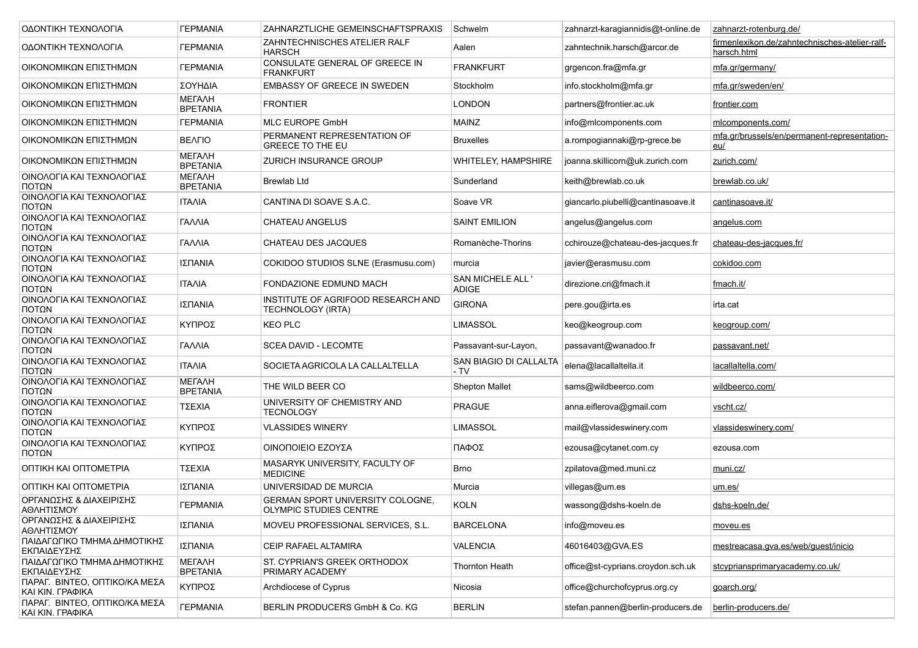| | | | | | |
|---|---|---|---|---|---|
| ΟΔΟΝΤΙΚΗ ΤΕΧΝΟΛΟΓΙΑ | ΓΕΡΜΑΝΙΑ | ZAHNARZTLICHE GEMEINSCHAFTSPRAXIS | Schwelm | zahnarzt-karagiannidis@t-online.de | zahnarzt-rotenburg.de/ |
| ΟΔΟΝΤΙΚΗ ΤΕΧΝΟΛΟΓΙΑ | ΓΕΡΜΑΝΙΑ | ZAHNTECHNISCHES ATELIER RALF HARSCH | Aalen | zahntechnik.harsch@arcor.de | firmenlexikon.de/zahntechnisches-atelier-ralf-harsch.html |
| ΟΙΚΟΝΟΜΙΚΩΝ ΕΠΙΣΤΗΜΩΝ | ΓΕΡΜΑΝΙΑ | CONSULATE GENERAL OF GREECE IN FRANKFURT | FRANKFURT | grgencon.fra@mfa.gr | mfa.gr/germany/ |
| ΟΙΚΟΝΟΜΙΚΩΝ ΕΠΙΣΤΗΜΩΝ | ΣΟΥΗΔΙΑ | EMBASSY OF GREECE IN SWEDEN | Stockholm | info.stockholm@mfa.gr | mfa.gr/sweden/en/ |
| ΟΙΚΟΝΟΜΙΚΩΝ ΕΠΙΣΤΗΜΩΝ | ΜΕΓΑΛΗ ΒΡΕΤΑΝΙΑ | FRONTIER | LONDON | partners@frontier.ac.uk | frontier.com |
| ΟΙΚΟΝΟΜΙΚΩΝ ΕΠΙΣΤΗΜΩΝ | ΓΕΡΜΑΝΙΑ | MLC EUROPE GmbH | MAINZ | info@mlcomponents.com | mlcomponents.com/ |
| ΟΙΚΟΝΟΜΙΚΩΝ ΕΠΙΣΤΗΜΩΝ | ΒΕΛΓΙΟ | PERMANENT REPRESENTATION OF GREECE TO THE EU | Bruxelles | a.rompogiannaki@rp-grece.be | mfa.gr/brussels/en/permanent-representation-eu/ |
| ΟΙΚΟΝΟΜΙΚΩΝ ΕΠΙΣΤΗΜΩΝ | ΜΕΓΑΛΗ ΒΡΕΤΑΝΙΑ | ZURICH INSURANCE GROUP | WHITELEY, HAMPSHIRE | joanna.skillicorn@uk.zurich.com | zurich.com/ |
| ΟΙΝΟΛΟΓΙΑ ΚΑΙ ΤΕΧΝΟΛΟΓΙΑΣ ΠΟΤΩΝ | ΜΕΓΑΛΗ ΒΡΕΤΑΝΙΑ | Brewlab Ltd | Sunderland | keith@brewlab.co.uk | brewlab.co.uk/ |
| ΟΙΝΟΛΟΓΙΑ ΚΑΙ ΤΕΧΝΟΛΟΓΙΑΣ ΠΟΤΩΝ | ΙΤΑΛΙΑ | CANTINA DI SOAVE S.A.C. | Soave VR | giancarlo.piubelli@cantinasoave.it | cantinasoave.it/ |
| ΟΙΝΟΛΟΓΙΑ ΚΑΙ ΤΕΧΝΟΛΟΓΙΑΣ ΠΟΤΩΝ | ΓΑΛΛΙΑ | CHATEAU ANGELUS | SAINT EMILION | angelus@angelus.com | angelus.com |
| ΟΙΝΟΛΟΓΙΑ ΚΑΙ ΤΕΧΝΟΛΟΓΙΑΣ ΠΟΤΩΝ | ΓΑΛΛΙΑ | CHATEAU DES JACQUES | Romanèche-Thorins | cchirouze@chateau-des-jacques.fr | chateau-des-jacques.fr/ |
| ΟΙΝΟΛΟΓΙΑ ΚΑΙ ΤΕΧΝΟΛΟΓΙΑΣ ΠΟΤΩΝ | ΙΣΠΑΝΙΑ | COKIDOO STUDIOS SLNE (Erasmusu.com) | murcia | javier@erasmusu.com | cokidoo.com |
| ΟΙΝΟΛΟΓΙΑ ΚΑΙ ΤΕΧΝΟΛΟΓΙΑΣ ΠΟΤΩΝ | ΙΤΑΛΙΑ | FONDAZIONE EDMUND MACH | SAN MICHELE ALL ' ADIGE | direzione.cri@fmach.it | fmach.it/ |
| ΟΙΝΟΛΟΓΙΑ ΚΑΙ ΤΕΧΝΟΛΟΓΙΑΣ ΠΟΤΩΝ | ΙΣΠΑΝΙΑ | INSTITUTE OF AGRIFOOD RESEARCH AND TECHNOLOGY (IRTA) | GIRONA | pere.gou@irta.es | irta.cat |
| ΟΙΝΟΛΟΓΙΑ ΚΑΙ ΤΕΧΝΟΛΟΓΙΑΣ ΠΟΤΩΝ | ΚΥΠΡΟΣ | KEO PLC | LIMASSOL | keo@keogroup.com | keogroup.com/ |
| ΟΙΝΟΛΟΓΙΑ ΚΑΙ ΤΕΧΝΟΛΟΓΙΑΣ ΠΟΤΩΝ | ΓΑΛΛΙΑ | SCEA DAVID - LECOMTE | Passavant-sur-Layon, | passavant@wanadoo.fr | passavant.net/ |
| ΟΙΝΟΛΟΓΙΑ ΚΑΙ ΤΕΧΝΟΛΟΓΙΑΣ ΠΟΤΩΝ | ΙΤΑΛΙΑ | SOCIETA AGRICOLA LA CALLALTELLA | SAN BIAGIO DI CALLALTA - TV | elena@lacallaltella.it | lacallaltella.com/ |
| ΟΙΝΟΛΟΓΙΑ ΚΑΙ ΤΕΧΝΟΛΟΓΙΑΣ ΠΟΤΩΝ | ΜΕΓΑΛΗ ΒΡΕΤΑΝΙΑ | THE WILD BEER CO | Shepton Mallet | sams@wildbeerco.com | wildbeerco.com/ |
| ΟΙΝΟΛΟΓΙΑ ΚΑΙ ΤΕΧΝΟΛΟΓΙΑΣ ΠΟΤΩΝ | ΤΣΕΧΙΑ | UNIVERSITY OF CHEMISTRY AND TECNOLOGY | PRAGUE | anna.eiflerova@gmail.com | vscht.cz/ |
| ΟΙΝΟΛΟΓΙΑ ΚΑΙ ΤΕΧΝΟΛΟΓΙΑΣ ΠΟΤΩΝ | ΚΥΠΡΟΣ | VLASSIDES WINERY | LIMASSOL | mail@vlassideswinery.com | vlassideswinery.com/ |
| ΟΙΝΟΛΟΓΙΑ ΚΑΙ ΤΕΧΝΟΛΟΓΙΑΣ ΠΟΤΩΝ | ΚΥΠΡΟΣ | ΟΙΝΟΠΟΙΕΙΟ ΕΖΟΥΣΑ | ΠΑΦΟΣ | ezousa@cytanet.com.cy | ezousa.com |
| ΟΠΤΙΚΗ ΚΑΙ ΟΠΤΟΜΕΤΡΙΑ | ΤΣΕΧΙΑ | MASARYK UNIVERSITY, FACULTY OF MEDICINE | Brno | zpilatova@med.muni.cz | muni.cz/ |
| ΟΠΤΙΚΗ ΚΑΙ ΟΠΤΟΜΕΤΡΙΑ | ΙΣΠΑΝΙΑ | UNIVERSIDAD DE MURCIA | Murcia | villegas@um.es | um.es/ |
| ΟΡΓΑΝΩΣΗΣ & ΔΙΑΧΕΙΡΙΣΗΣ ΑΘΛΗΤΙΣΜΟΥ | ΓΕΡΜΑΝΙΑ | GERMAN SPORT UNIVERSITY COLOGNE, OLYMPIC STUDIES CENTRE | KOLN | wassong@dshs-koeln.de | dshs-koeln.de/ |
| ΟΡΓΑΝΩΣΗΣ & ΔΙΑΧΕΙΡΙΣΗΣ ΑΘΛΗΤΙΣΜΟΥ | ΙΣΠΑΝΙΑ | MOVEU PROFESSIONAL SERVICES, S.L. | BARCELONA | info@moveu.es | moveu.es |
| ΠΑΙΔΑΓΩΓΙΚΟ ΤΜΗΜΑ ΔΗΜΟΤΙΚΗΣ ΕΚΠΑΙΔΕΥΣΗΣ | ΙΣΠΑΝΙΑ | CEIP RAFAEL ALTAMIRA | VALENCIA | 46016403@GVA.ES | mestreacasa.gva.es/web/guest/inicio |
| ΠΑΙΔΑΓΩΓΙΚΟ ΤΜΗΜΑ ΔΗΜΟΤΙΚΗΣ ΕΚΠΑΙΔΕΥΣΗΣ | ΜΕΓΑΛΗ ΒΡΕΤΑΝΙΑ | ST. CYPRIAN'S GREEK ORTHODOX PRIMARY ACADEMY | Thornton Heath | office@st-cyprians.croydon.sch.uk | stcypriansprimaryacademy.co.uk/ |
| ΠΑΡΑΓ. ΒΙΝΤΕΟ, ΟΠΤΙΚΟ/ΚΑ ΜΕΣΑ ΚΑΙ ΚΙΝ. ΓΡΑΦΙΚΑ | ΚΥΠΡΟΣ | Archdiocese of Cyprus | Nicosia | office@churchofcyprus.org.cy | goarch.org/ |
| ΠΑΡΑΓ. ΒΙΝΤΕΟ, ΟΠΤΙΚΟ/ΚΑ ΜΕΣΑ ΚΑΙ ΚΙΝ. ΓΡΑΦΙΚΑ | ΓΕΡΜΑΝΙΑ | BERLIN PRODUCERS GmbH & Co. KG | BERLIN | stefan.pannen@berlin-producers.de | berlin-producers.de/ |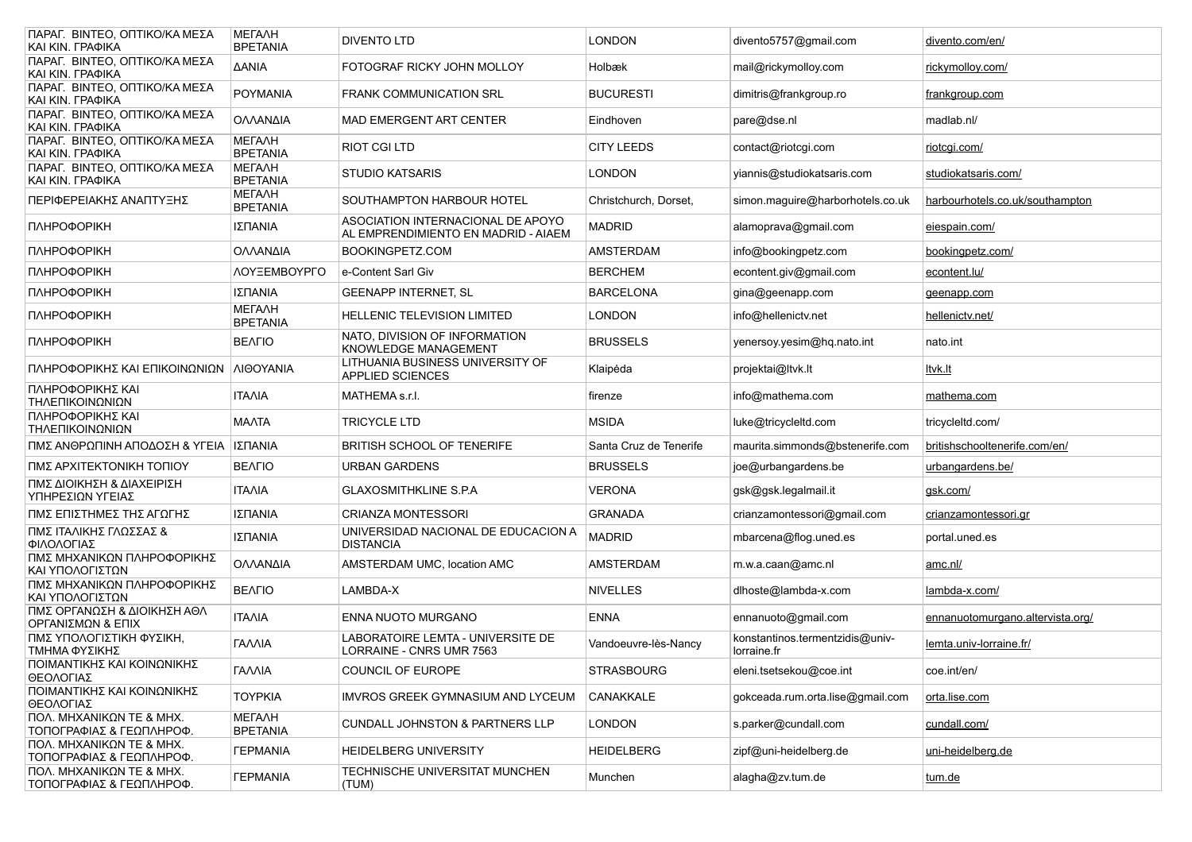| | | | | | |
|---|---|---|---|---|---|
| ΠΑΡΑΓ. ΒΙΝΤΕΟ, ΟΠΤΙΚΟ/ΚΑ ΜΕΣΑ ΚΑΙ ΚΙΝ. ΓΡΑΦΙΚΑ | ΜΕΓΑΛΗ ΒΡΕΤΑΝΙΑ | DIVENTO LTD | LONDON | divento5757@gmail.com | divento.com/en/ |
| ΠΑΡΑΓ. ΒΙΝΤΕΟ, ΟΠΤΙΚΟ/ΚΑ ΜΕΣΑ ΚΑΙ ΚΙΝ. ΓΡΑΦΙΚΑ | ΔΑΝΙΑ | FOTOGRAF RICKY JOHN MOLLOY | Holbæk | mail@rickymolloy.com | rickymolloy.com/ |
| ΠΑΡΑΓ. ΒΙΝΤΕΟ, ΟΠΤΙΚΟ/ΚΑ ΜΕΣΑ ΚΑΙ ΚΙΝ. ΓΡΑΦΙΚΑ | ΡΟΥΜΑΝΙΑ | FRANK COMMUNICATION SRL | BUCURESTI | dimitris@frankgroup.ro | frankgroup.com |
| ΠΑΡΑΓ. ΒΙΝΤΕΟ, ΟΠΤΙΚΟ/ΚΑ ΜΕΣΑ ΚΑΙ ΚΙΝ. ΓΡΑΦΙΚΑ | ΟΛΛΑΝΔΙΑ | MAD EMERGENT ART CENTER | Eindhoven | pare@dse.nl | madlab.nl/ |
| ΠΑΡΑΓ. ΒΙΝΤΕΟ, ΟΠΤΙΚΟ/ΚΑ ΜΕΣΑ ΚΑΙ ΚΙΝ. ΓΡΑΦΙΚΑ | ΜΕΓΑΛΗ ΒΡΕΤΑΝΙΑ | RIOT CGI LTD | CITY LEEDS | contact@riotcgi.com | riotcgi.com/ |
| ΠΑΡΑΓ. ΒΙΝΤΕΟ, ΟΠΤΙΚΟ/ΚΑ ΜΕΣΑ ΚΑΙ ΚΙΝ. ΓΡΑΦΙΚΑ | ΜΕΓΑΛΗ ΒΡΕΤΑΝΙΑ | STUDIO KATSARIS | LONDON | yiannis@studiokatsaris.com | studiokatsaris.com/ |
| ΠΕΡΙΦΕΡΕΙΑΚΗΣ ΑΝΑΠΤΥΞΗΣ | ΜΕΓΑΛΗ ΒΡΕΤΑΝΙΑ | SOUTHAMPTON HARBOUR HOTEL | Christchurch, Dorset, | simon.maguire@harborhotels.co.uk | harbourhotels.co.uk/southampton |
| ΠΛΗΡΟΦΟΡΙΚΗ | ΙΣΠΑΝΙΑ | ASOCIATION INTERNACIONAL DE APOYO AL EMPRENDIMIENTO EN MADRID - AIAEM | MADRID | alamoprava@gmail.com | eiespain.com/ |
| ΠΛΗΡΟΦΟΡΙΚΗ | ΟΛΛΑΝΔΙΑ | BOOKINGPETZ.COM | AMSTERDAM | info@bookingpetz.com | bookingpetz.com/ |
| ΠΛΗΡΟΦΟΡΙΚΗ | ΛΟΥΞΕΜΒΟΥΡΓΟ | e-Content Sarl Giv | BERCHEM | econtent.giv@gmail.com | econtent.lu/ |
| ΠΛΗΡΟΦΟΡΙΚΗ | ΙΣΠΑΝΙΑ | GEENAPP INTERNET, SL | BARCELONA | gina@geenapp.com | geenapp.com |
| ΠΛΗΡΟΦΟΡΙΚΗ | ΜΕΓΑΛΗ ΒΡΕΤΑΝΙΑ | HELLENIC TELEVISION LIMITED | LONDON | info@hellenictv.net | hellenictv.net/ |
| ΠΛΗΡΟΦΟΡΙΚΗ | ΒΕΛΓΙΟ | NATO, DIVISION OF INFORMATION KNOWLEDGE MANAGEMENT | BRUSSELS | yenersoy.yesim@hq.nato.int | nato.int |
| ΠΛΗΡΟΦΟΡΙΚΗΣ ΚΑΙ ΕΠΙΚΟΙΝΩΝΙΩΝ | ΛΙΘΟΥΑΝΙΑ | LITHUANIA BUSINESS UNIVERSITY OF APPLIED SCIENCES | Klaipėda | projektai@ltvk.lt | ltvk.lt |
| ΠΛΗΡΟΦΟΡΙΚΗΣ ΚΑΙ ΤΗΛΕΠΙΚΟΙΝΩΝΙΩΝ | ΙΤΑΛΙΑ | MATHEMA s.r.l. | firenze | info@mathema.com | mathema.com |
| ΠΛΗΡΟΦΟΡΙΚΗΣ ΚΑΙ ΤΗΛΕΠΙΚΟΙΝΩΝΙΩΝ | ΜΑΛΤΑ | TRICYCLE LTD | MSIDA | luke@tricycleltd.com | tricycleltd.com/ |
| ΠΜΣ ΑΝΘΡΩΠΙΝΗ ΑΠΟΔΟΣΗ & ΥΓΕΙΑ | ΙΣΠΑΝΙΑ | BRITISH SCHOOL OF TENERIFE | Santa Cruz de Tenerife | maurita.simmonds@bstenerife.com | britishschooltenerife.com/en/ |
| ΠΜΣ ΑΡΧΙΤΕΚΤΟΝΙΚΗ ΤΟΠΙΟΥ | ΒΕΛΓΙΟ | URBAN GARDENS | BRUSSELS | joe@urbangardens.be | urbangardens.be/ |
| ΠΜΣ ΔΙΟΙΚΗΣΗ & ΔΙΑΧΕΙΡΙΣΗ ΥΠΗΡΕΣΙΩΝ ΥΓΕΙΑΣ | ΙΤΑΛΙΑ | GLAXOSMITHKLINE S.P.A | VERONA | gsk@gsk.legalmail.it | gsk.com/ |
| ΠΜΣ ΕΠΙΣΤΗΜΕΣ ΤΗΣ ΑΓΩΓΗΣ | ΙΣΠΑΝΙΑ | CRIANZA MONTESSORI | GRANADA | crianzamontessori@gmail.com | crianzamontessori.gr |
| ΠΜΣ ΙΤΑΛΙΚΗΣ ΓΛΩΣΣΑΣ & ΦΙΛΟΛΟΓΙΑΣ | ΙΣΠΑΝΙΑ | UNIVERSIDAD NACIONAL DE EDUCACION A DISTANCIA | MADRID | mbarcena@flog.uned.es | portal.uned.es |
| ΠΜΣ ΜΗΧΑΝΙΚΩΝ ΠΛΗΡΟΦΟΡΙΚΗΣ ΚΑΙ ΥΠΟΛΟΓΙΣΤΩΝ | ΟΛΛΑΝΔΙΑ | AMSTERDAM UMC, location AMC | AMSTERDAM | m.w.a.caan@amc.nl | amc.nl/ |
| ΠΜΣ ΜΗΧΑΝΙΚΩΝ ΠΛΗΡΟΦΟΡΙΚΗΣ ΚΑΙ ΥΠΟΛΟΓΙΣΤΩΝ | ΒΕΛΓΙΟ | LAMBDA-X | NIVELLES | dlhoste@lambda-x.com | lambda-x.com/ |
| ΠΜΣ ΟΡΓΑΝΩΣΗ & ΔΙΟΙΚΗΣΗ ΑΘΛ ΟΡΓΑΝΙΣΜΩΝ & ΕΠΙΧ | ΙΤΑΛΙΑ | ENNA NUOTO MURGANO | ENNA | ennanuoto@gmail.com | ennanuotomurgano.altervista.org/ |
| ΠΜΣ ΥΠΟΛΟΓΙΣΤΙΚΗ ΦΥΣΙΚΗ, ΤΜΗΜΑ ΦΥΣΙΚΗΣ | ΓΑΛΛΙΑ | LABORATOIRE LEMTA - UNIVERSITE DE LORRAINE - CNRS UMR 7563 | Vandoeuvre-lès-Nancy | konstantinos.termentzidis@univ-lorraine.fr | lemta.univ-lorraine.fr/ |
| ΠΟΙΜΑΝΤΙΚΗΣ ΚΑΙ ΚΟΙΝΩΝΙΚΗΣ ΘΕΟΛΟΓΙΑΣ | ΓΑΛΛΙΑ | COUNCIL OF EUROPE | STRASBOURG | eleni.tsetsekou@coe.int | coe.int/en/ |
| ΠΟΙΜΑΝΤΙΚΗΣ ΚΑΙ ΚΟΙΝΩΝΙΚΗΣ ΘΕΟΛΟΓΙΑΣ | ΤΟΥΡΚΙΑ | IMVROS GREEK GYMNASIUM AND LYCEUM | CANAKKALE | gokceada.rum.orta.lise@gmail.com | orta.lise.com |
| ΠΟΛ. ΜΗΧΑΝΙΚΩΝ ΤΕ & ΜΗΧ. ΤΟΠΟΓΡΑΦΙΑΣ & ΓΕΩΠΛΗΡΟΦ. | ΜΕΓΑΛΗ ΒΡΕΤΑΝΙΑ | CUNDALL JOHNSTON & PARTNERS LLP | LONDON | s.parker@cundall.com | cundall.com/ |
| ΠΟΛ. ΜΗΧΑΝΙΚΩΝ ΤΕ & ΜΗΧ. ΤΟΠΟΓΡΑΦΙΑΣ & ΓΕΩΠΛΗΡΟΦ. | ΓΕΡΜΑΝΙΑ | HEIDELBERG UNIVERSITY | HEIDELBERG | zipf@uni-heidelberg.de | uni-heidelberg.de |
| ΠΟΛ. ΜΗΧΑΝΙΚΩΝ ΤΕ & ΜΗΧ. ΤΟΠΟΓΡΑΦΙΑΣ & ΓΕΩΠΛΗΡΟΦ. | ΓΕΡΜΑΝΙΑ | TECHNISCHE UNIVERSITAT MUNCHEN (TUM) | Munchen | alagha@zv.tum.de | tum.de |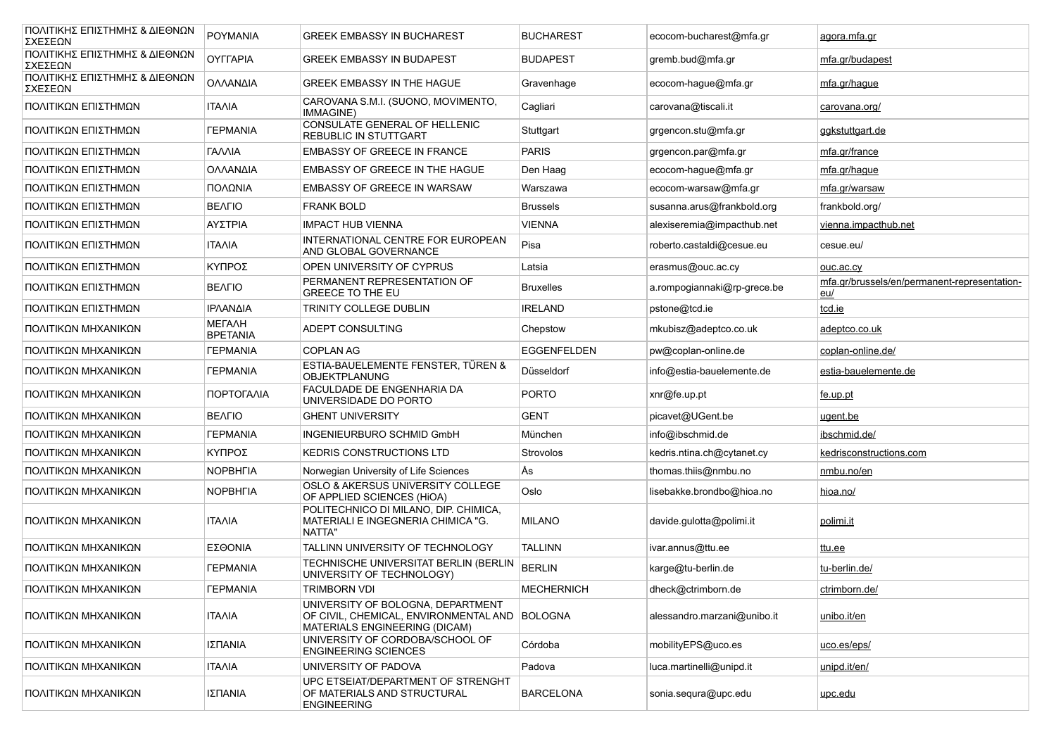| | | | | | |
|---|---|---|---|---|---|
| ΠΟΛΙΤΙΚΗΣ ΕΠΙΣΤΗΜΗΣ & ΔΙΕΘΝΩΝ ΣΧΕΣΕΩΝ | ΡΟΥΜΑΝΙΑ | GREEK EMBASSY IN BUCHAREST | BUCHAREST | ecocom-bucharest@mfa.gr | agora.mfa.gr |
| ΠΟΛΙΤΙΚΗΣ ΕΠΙΣΤΗΜΗΣ & ΔΙΕΘΝΩΝ ΣΧΕΣΕΩΝ | ΟΥΓΓΑΡΙΑ | GREEK EMBASSY IN BUDAPEST | BUDAPEST | gremb.bud@mfa.gr | mfa.gr/budapest |
| ΠΟΛΙΤΙΚΗΣ ΕΠΙΣΤΗΜΗΣ & ΔΙΕΘΝΩΝ ΣΧΕΣΕΩΝ | ΟΛΛΑΝΔΙΑ | GREEK EMBASSY IN THE HAGUE | Gravenhage | ecocom-hague@mfa.gr | mfa.gr/hague |
| ΠΟΛΙΤΙΚΩΝ ΕΠΙΣΤΗΜΩΝ | ΙΤΑΛΙΑ | CAROVANA S.M.I. (SUONO, MOVIMENTO, IMMAGINE) | Cagliari | carovana@tiscali.it | carovana.org/ |
| ΠΟΛΙΤΙΚΩΝ ΕΠΙΣΤΗΜΩΝ | ΓΕΡΜΑΝΙΑ | CONSULATE GENERAL OF HELLENIC REBUBLIC IN STUTTGART | Stuttgart | grgencon.stu@mfa.gr | ggkstuttgart.de |
| ΠΟΛΙΤΙΚΩΝ ΕΠΙΣΤΗΜΩΝ | ΓΑΛΛΙΑ | EMBASSY OF GREECE IN FRANCE | PARIS | grgencon.par@mfa.gr | mfa.gr/france |
| ΠΟΛΙΤΙΚΩΝ ΕΠΙΣΤΗΜΩΝ | ΟΛΛΑΝΔΙΑ | EMBASSY OF GREECE IN THE HAGUE | Den Haag | ecocom-hague@mfa.gr | mfa.gr/hague |
| ΠΟΛΙΤΙΚΩΝ ΕΠΙΣΤΗΜΩΝ | ΠΟΛΩΝΙΑ | EMBASSY OF GREECE IN WARSAW | Warszawa | ecocom-warsaw@mfa.gr | mfa.gr/warsaw |
| ΠΟΛΙΤΙΚΩΝ ΕΠΙΣΤΗΜΩΝ | ΒΕΛΓΙΟ | FRANK BOLD | Brussels | susanna.arus@frankbold.org | frankbold.org/ |
| ΠΟΛΙΤΙΚΩΝ ΕΠΙΣΤΗΜΩΝ | ΑΥΣΤΡΙΑ | IMPACT HUB VIENNA | VIENNA | alexiseremia@impacthub.net | vienna.impacthub.net |
| ΠΟΛΙΤΙΚΩΝ ΕΠΙΣΤΗΜΩΝ | ΙΤΑΛΙΑ | INTERNATIONAL CENTRE FOR EUROPEAN AND GLOBAL GOVERNANCE | Pisa | roberto.castaldi@cesue.eu | cesue.eu/ |
| ΠΟΛΙΤΙΚΩΝ ΕΠΙΣΤΗΜΩΝ | ΚΥΠΡΟΣ | OPEN UNIVERSITY OF CYPRUS | Latsia | erasmus@ouc.ac.cy | ouc.ac.cy |
| ΠΟΛΙΤΙΚΩΝ ΕΠΙΣΤΗΜΩΝ | ΒΕΛΓΙΟ | PERMANENT REPRESENTATION OF GREECE TO THE EU | Bruxelles | a.rompogiannaki@rp-grece.be | mfa.gr/brussels/en/permanent-representation-eu/ |
| ΠΟΛΙΤΙΚΩΝ ΕΠΙΣΤΗΜΩΝ | ΙΡΛΑΝΔΙΑ | TRINITY COLLEGE DUBLIN | IRELAND | pstone@tcd.ie | tcd.ie |
| ΠΟΛΙΤΙΚΩΝ ΜΗΧΑΝΙΚΩΝ | ΜΕΓΑΛΗ ΒΡΕΤΑΝΙΑ | ADEPT CONSULTING | Chepstow | mkubisz@adeptco.co.uk | adeptco.co.uk |
| ΠΟΛΙΤΙΚΩΝ ΜΗΧΑΝΙΚΩΝ | ΓΕΡΜΑΝΙΑ | COPLAN AG | EGGENFELDEN | pw@coplan-online.de | coplan-online.de/ |
| ΠΟΛΙΤΙΚΩΝ ΜΗΧΑΝΙΚΩΝ | ΓΕΡΜΑΝΙΑ | ESTIA-BAUELEMENTE FENSTER, TÜREN & OBJEKTPLANUNG | Düsseldorf | info@estia-bauelemente.de | estia-bauelemente.de |
| ΠΟΛΙΤΙΚΩΝ ΜΗΧΑΝΙΚΩΝ | ΠΟΡΤΟΓΑΛΙΑ | FACULDADE DE ENGENHARIA DA UNIVERSIDADE DO PORTO | PORTO | xnr@fe.up.pt | fe.up.pt |
| ΠΟΛΙΤΙΚΩΝ ΜΗΧΑΝΙΚΩΝ | ΒΕΛΓΙΟ | GHENT UNIVERSITY | GENT | picavet@UGent.be | ugent.be |
| ΠΟΛΙΤΙΚΩΝ ΜΗΧΑΝΙΚΩΝ | ΓΕΡΜΑΝΙΑ | INGENIEURBURO SCHMID GmbH | München | info@ibschmid.de | ibschmid.de/ |
| ΠΟΛΙΤΙΚΩΝ ΜΗΧΑΝΙΚΩΝ | ΚΥΠΡΟΣ | KEDRIS CONSTRUCTIONS LTD | Strovolos | kedris.ntina.ch@cytanet.cy | kedrisconstructions.com |
| ΠΟΛΙΤΙΚΩΝ ΜΗΧΑΝΙΚΩΝ | ΝΟΡΒΗΓΙΑ | Norwegian University of Life Sciences | Ås | thomas.thiis@nmbu.no | nmbu.no/en |
| ΠΟΛΙΤΙΚΩΝ ΜΗΧΑΝΙΚΩΝ | ΝΟΡΒΗΓΙΑ | OSLO & AKERSUS UNIVERSITY COLLEGE OF APPLIED SCIENCES (HiOA) | Oslo | lisebakke.brondbo@hioa.no | hioa.no/ |
| ΠΟΛΙΤΙΚΩΝ ΜΗΧΑΝΙΚΩΝ | ΙΤΑΛΙΑ | POLITECHNICO DI MILANO, DIP. CHIMICA, MATERIALI E INGEGNERIA CHIMICA "G. NATTA" | MILANO | davide.gulotta@polimi.it | polimi.it |
| ΠΟΛΙΤΙΚΩΝ ΜΗΧΑΝΙΚΩΝ | ΕΣΘΟΝΙΑ | TALLINN UNIVERSITY OF TECHNOLOGY | TALLINN | ivar.annus@ttu.ee | ttu.ee |
| ΠΟΛΙΤΙΚΩΝ ΜΗΧΑΝΙΚΩΝ | ΓΕΡΜΑΝΙΑ | TECHNISCHE UNIVERSITAT BERLIN (BERLIN UNIVERSITY OF TECHNOLOGY) | BERLIN | karge@tu-berlin.de | tu-berlin.de/ |
| ΠΟΛΙΤΙΚΩΝ ΜΗΧΑΝΙΚΩΝ | ΓΕΡΜΑΝΙΑ | TRIMBORN VDI | MECHERNICH | dheck@ctrimborn.de | ctrimborn.de/ |
| ΠΟΛΙΤΙΚΩΝ ΜΗΧΑΝΙΚΩΝ | ΙΤΑΛΙΑ | UNIVERSITY OF BOLOGNA, DEPARTMENT OF CIVIL, CHEMICAL, ENVIRONMENTAL AND MATERIALS ENGINEERING (DICAM) | BOLOGNA | alessandro.marzani@unibo.it | unibo.it/en |
| ΠΟΛΙΤΙΚΩΝ ΜΗΧΑΝΙΚΩΝ | ΙΣΠΑΝΙΑ | UNIVERSITY OF CORDOBA/SCHOOL OF ENGINEERING SCIENCES | Córdoba | mobilityEPS@uco.es | uco.es/eps/ |
| ΠΟΛΙΤΙΚΩΝ ΜΗΧΑΝΙΚΩΝ | ΙΤΑΛΙΑ | UNIVERSITY OF PADOVA | Padova | luca.martinelli@unipd.it | unipd.it/en/ |
| ΠΟΛΙΤΙΚΩΝ ΜΗΧΑΝΙΚΩΝ | ΙΣΠΑΝΙΑ | UPC ETSEIAT/DEPARTMENT OF STRENGHT OF MATERIALS AND STRUCTURAL ENGINEERING | BARCELONA | sonia.sequra@upc.edu | upc.edu |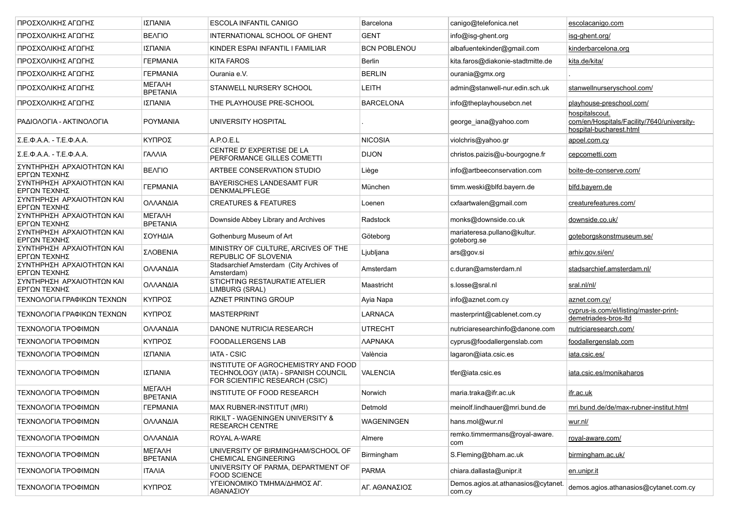| | | | | | |
|---|---|---|---|---|---|
| ΠΡΟΣΧΟΛΙΚΗΣ ΑΓΩΓΗΣ | ΙΣΠΑΝΙΑ | ESCOLA INFANTIL CANIGO | Barcelona | canigo@telefonica.net | escolacanigo.com |
| ΠΡΟΣΧΟΛΙΚΗΣ ΑΓΩΓΗΣ | ΒΕΛΓΙΟ | INTERNATIONAL SCHOOL OF GHENT | GENT | info@isg-ghent.org | isg-ghent.org/ |
| ΠΡΟΣΧΟΛΙΚΗΣ ΑΓΩΓΗΣ | ΙΣΠΑΝΙΑ | KINDER ESPAI INFANTIL I FAMILIAR | BCN POBLENOU | albafuentekinder@gmail.com | kinderbarcelona.org |
| ΠΡΟΣΧΟΛΙΚΗΣ ΑΓΩΓΗΣ | ΓΕΡΜΑΝΙΑ | KITA FAROS | Berlin | kita.faros@diakonie-stadtmitte.de | kita.de/kita/ |
| ΠΡΟΣΧΟΛΙΚΗΣ ΑΓΩΓΗΣ | ΓΕΡΜΑΝΙΑ | Ourania e.V. | BERLIN | ourania@gmx.org | . |
| ΠΡΟΣΧΟΛΙΚΗΣ ΑΓΩΓΗΣ | ΜΕΓΑΛΗ ΒΡΕΤΑΝΙΑ | STANWELL NURSERY SCHOOL | LEITH | admin@stanwell-nur.edin.sch.uk | stanwellnurseryschool.com/ |
| ΠΡΟΣΧΟΛΙΚΗΣ ΑΓΩΓΗΣ | ΙΣΠΑΝΙΑ | THE PLAYHOUSE PRE-SCHOOL | BARCELONA | info@theplayhousebcn.net | playhouse-preschool.com/ |
| ΡΑΔΙΟΛΟΓΙΑ - ΑΚΤΙΝΟΛΟΓΙΑ | ΡΟΥΜΑΝΙΑ | UNIVERSITY HOSPITAL | . | george_iana@yahoo.com | hospitalscout.com/en/Hospitals/Facility/7640/university-hospital-bucharest.html |
| Σ.Ε.Φ.Α.Α. - Τ.Ε.Φ.Α.Α. | ΚΥΠΡΟΣ | A.P.O.E.L | NICOSIA | violchris@yahoo.gr | apoel.com.cy |
| Σ.Ε.Φ.Α.Α. - Τ.Ε.Φ.Α.Α. | ΓΑΛΛΙΑ | CENTRE D' EXPERTISE DE LA PERFORMANCE GILLES COMETTI | DIJON | christos.paizis@u-bourgogne.fr | cepcometti.com |
| ΣΥΝΤΗΡΗΣΗ ΑΡΧΑΙΟΤΗΤΩΝ ΚΑΙ ΕΡΓΩΝ ΤΕΧΝΗΣ | ΒΕΛΓΙΟ | ARTBEE CONSERVATION STUDIO | Liège | info@artbeeconservation.com | boite-de-conserve.com/ |
| ΣΥΝΤΗΡΗΣΗ ΑΡΧΑΙΟΤΗΤΩΝ ΚΑΙ ΕΡΓΩΝ ΤΕΧΝΗΣ | ΓΕΡΜΑΝΙΑ | BAYERISCHES LANDESAMT FUR DENKMALPFLEGE | München | timm.weski@blfd.bayern.de | blfd.bayern.de |
| ΣΥΝΤΗΡΗΣΗ ΑΡΧΑΙΟΤΗΤΩΝ ΚΑΙ ΕΡΓΩΝ ΤΕΧΝΗΣ | ΟΛΛΑΝΔΙΑ | CREATURES & FEATURES | Loenen | cxfaartwalen@gmail.com | creaturefeatures.com/ |
| ΣΥΝΤΗΡΗΣΗ ΑΡΧΑΙΟΤΗΤΩΝ ΚΑΙ ΕΡΓΩΝ ΤΕΧΝΗΣ | ΜΕΓΑΛΗ ΒΡΕΤΑΝΙΑ | Downside Abbey Library and Archives | Radstock | monks@downside.co.uk | downside.co.uk/ |
| ΣΥΝΤΗΡΗΣΗ ΑΡΧΑΙΟΤΗΤΩΝ ΚΑΙ ΕΡΓΩΝ ΤΕΧΝΗΣ | ΣΟΥΗΔΙΑ | Gothenburg Museum of Art | Göteborg | mariateresa.pullano@kultur.goteborg.se | goteborgskonstmuseum.se/ |
| ΣΥΝΤΗΡΗΣΗ ΑΡΧΑΙΟΤΗΤΩΝ ΚΑΙ ΕΡΓΩΝ ΤΕΧΝΗΣ | ΣΛΟΒΕΝΙΑ | MINISTRY OF CULTURE, ARCIVES OF THE REPUBLIC OF SLOVENIA | Ljubljana | ars@gov.si | arhiv.gov.si/en/ |
| ΣΥΝΤΗΡΗΣΗ ΑΡΧΑΙΟΤΗΤΩΝ ΚΑΙ ΕΡΓΩΝ ΤΕΧΝΗΣ | ΟΛΛΑΝΔΙΑ | Stadsarchief Amsterdam (City Archives of Amsterdam) | Amsterdam | c.duran@amsterdam.nl | stadsarchief.amsterdam.nl/ |
| ΣΥΝΤΗΡΗΣΗ ΑΡΧΑΙΟΤΗΤΩΝ ΚΑΙ ΕΡΓΩΝ ΤΕΧΝΗΣ | ΟΛΛΑΝΔΙΑ | STICHTING RESTAURATIE ATELIER LIMBURG (SRAL) | Maastricht | s.losse@sral.nl | sral.nl/nl/ |
| ΤΕΧΝΟΛΟΓΙΑ ΓΡΑΦΙΚΩΝ ΤΕΧΝΩΝ | ΚΥΠΡΟΣ | AZNET PRINTING GROUP | Ayia Napa | info@aznet.com.cy | aznet.com.cy/ |
| ΤΕΧΝΟΛΟΓΙΑ ΓΡΑΦΙΚΩΝ ΤΕΧΝΩΝ | ΚΥΠΡΟΣ | MASTERPRINT | LARNACA | masterprint@cablenet.com.cy | cyprus-is.com/el/listing/master-print-demetriades-bros-ltd |
| ΤΕΧΝΟΛΟΓΙΑ ΤΡΟΦΙΜΩΝ | ΟΛΛΑΝΔΙΑ | DANONE NUTRICIA RESEARCH | UTRECHT | nutriciaresearchinfo@danone.com | nutriciaresearch.com/ |
| ΤΕΧΝΟΛΟΓΙΑ ΤΡΟΦΙΜΩΝ | ΚΥΠΡΟΣ | FOODALLERGENS LAB | ΛΑΡΝΑΚΑ | cyprus@foodallergenslab.com | foodallergenslab.com |
| ΤΕΧΝΟΛΟΓΙΑ ΤΡΟΦΙΜΩΝ | ΙΣΠΑΝΙΑ | IATA - CSIC | València | lagaron@iata.csic.es | iata.csic.es/ |
| ΤΕΧΝΟΛΟΓΙΑ ΤΡΟΦΙΜΩΝ | ΙΣΠΑΝΙΑ | INSTITUTE OF AGROCHEMISTRY AND FOOD TECHNOLOGY (IATA) - SPANISH COUNCIL FOR SCIENTIFIC RESEARCH (CSIC) | VALENCIA | tfer@iata.csic.es | iata.csic.es/monikaharos |
| ΤΕΧΝΟΛΟΓΙΑ ΤΡΟΦΙΜΩΝ | ΜΕΓΑΛΗ ΒΡΕΤΑΝΙΑ | INSTITUTE OF FOOD RESEARCH | Norwich | maria.traka@ifr.ac.uk | ifr.ac.uk |
| ΤΕΧΝΟΛΟΓΙΑ ΤΡΟΦΙΜΩΝ | ΓΕΡΜΑΝΙΑ | MAX RUBNER-INSTITUT (MRI) | Detmold | meinolf.lindhauer@mri.bund.de | mri.bund.de/de/max-rubner-institut.html |
| ΤΕΧΝΟΛΟΓΙΑ ΤΡΟΦΙΜΩΝ | ΟΛΛΑΝΔΙΑ | RIKILT - WAGENINGEN UNIVERSITY & RESEARCH CENTRE | WAGENINGEN | hans.mol@wur.nl | wur.nl/ |
| ΤΕΧΝΟΛΟΓΙΑ ΤΡΟΦΙΜΩΝ | ΟΛΛΑΝΔΙΑ | ROYAL A-WARE | Almere | remko.timmermans@royal-aware.com | royal-aware.com/ |
| ΤΕΧΝΟΛΟΓΙΑ ΤΡΟΦΙΜΩΝ | ΜΕΓΑΛΗ ΒΡΕΤΑΝΙΑ | UNIVERSITY OF BIRMINGHAM/SCHOOL OF CHEMICAL ENGINEERING | Birmingham | S.Fleming@bham.ac.uk | birmingham.ac.uk/ |
| ΤΕΧΝΟΛΟΓΙΑ ΤΡΟΦΙΜΩΝ | ΙΤΑΛΙΑ | UNIVERSITY OF PARMA, DEPARTMENT OF FOOD SCIENCE | PARMA | chiara.dallasta@unipr.it | en.unipr.it |
| ΤΕΧΝΟΛΟΓΙΑ ΤΡΟΦΙΜΩΝ | ΚΥΠΡΟΣ | ΥΓΕΙΟΝΟΜΙΚΟ ΤΜΗΜΑ/ΔΗΜΟΣ ΑΓ. ΑΘΑΝΑΣΙΟΥ | ΑΓ. ΑΘΑΝΑΣΙΟΣ | Demos.agios.at.athanasios@cytanet.com.cy | demos.agios.athanasios@cytanet.com.cy |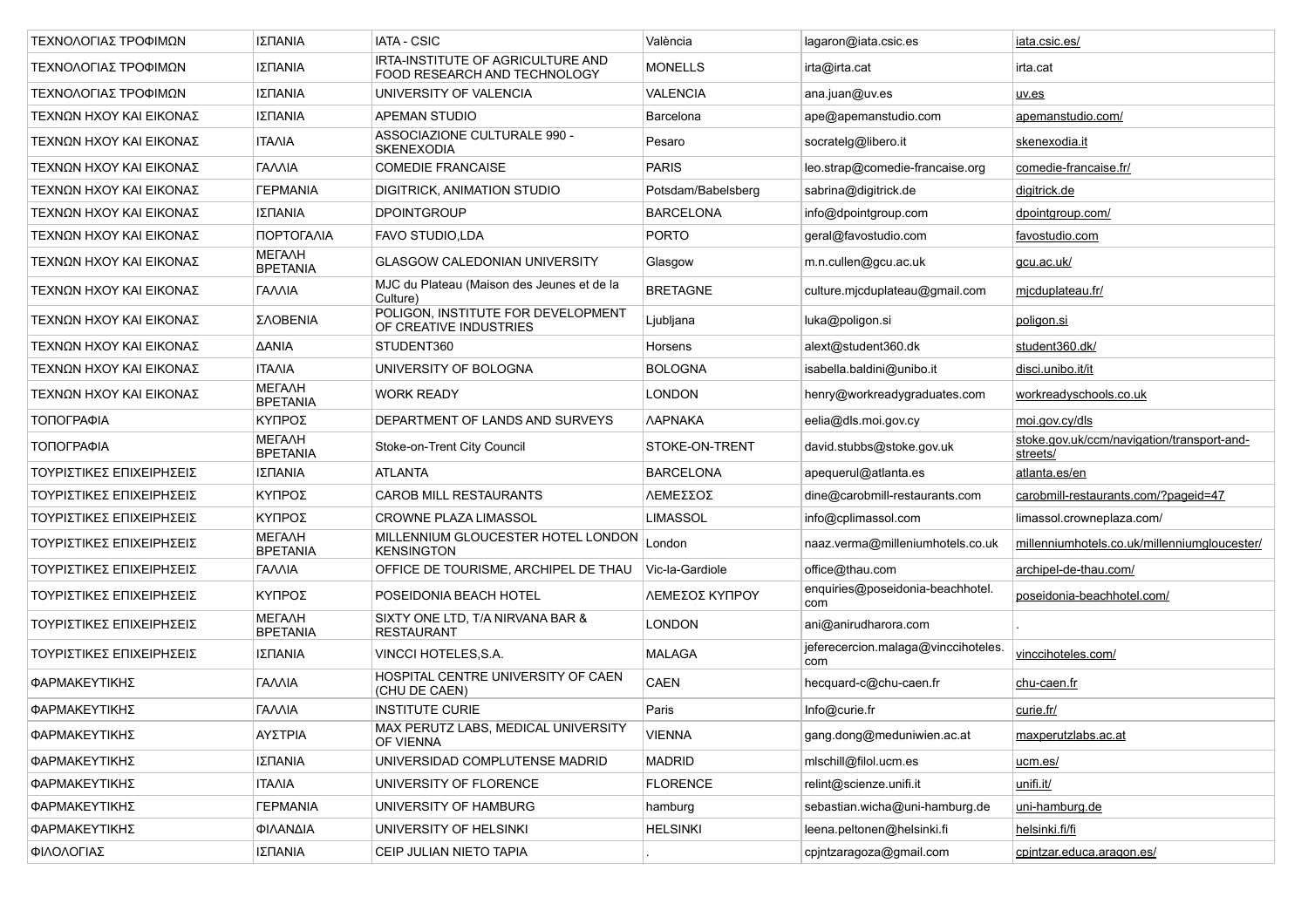| | | | | | |
|---|---|---|---|---|---|
| ΤΕΧΝΟΛΟΓΙΑΣ ΤΡΟΦΙΜΩΝ | ΙΣΠΑΝΙΑ | IATA - CSIC | València | lagaron@iata.csic.es | iata.csic.es/ |
| ΤΕΧΝΟΛΟΓΙΑΣ ΤΡΟΦΙΜΩΝ | ΙΣΠΑΝΙΑ | IRTA-INSTITUTE OF AGRICULTURE AND FOOD RESEARCH AND TECHNOLOGY | MONELLS | irta@irta.cat | irta.cat |
| ΤΕΧΝΟΛΟΓΙΑΣ ΤΡΟΦΙΜΩΝ | ΙΣΠΑΝΙΑ | UNIVERSITY OF VALENCIA | VALENCIA | ana.juan@uv.es | uv.es |
| ΤΕΧΝΩΝ ΗΧΟΥ ΚΑΙ ΕΙΚΟΝΑΣ | ΙΣΠΑΝΙΑ | APEMAN STUDIO | Barcelona | ape@apemanstudio.com | apemanstudio.com/ |
| ΤΕΧΝΩΝ ΗΧΟΥ ΚΑΙ ΕΙΚΟΝΑΣ | ΙΤΑΛΙΑ | ASSOCIAZIONE CULTURALE 990 - SKENEXODIA | Pesaro | socratelg@libero.it | skenexodia.it |
| ΤΕΧΝΩΝ ΗΧΟΥ ΚΑΙ ΕΙΚΟΝΑΣ | ΓΑΛΛΙΑ | COMEDIE FRANCAISE | PARIS | leo.strap@comedie-francaise.org | comedie-francaise.fr/ |
| ΤΕΧΝΩΝ ΗΧΟΥ ΚΑΙ ΕΙΚΟΝΑΣ | ΓΕΡΜΑΝΙΑ | DIGITRICK, ANIMATION STUDIO | Potsdam/Babelsberg | sabrina@digitrick.de | digitrick.de |
| ΤΕΧΝΩΝ ΗΧΟΥ ΚΑΙ ΕΙΚΟΝΑΣ | ΙΣΠΑΝΙΑ | DPOINTGROUP | BARCELONA | info@dpointgroup.com | dpointgroup.com/ |
| ΤΕΧΝΩΝ ΗΧΟΥ ΚΑΙ ΕΙΚΟΝΑΣ | ΠΟΡΤΟΓΑΛΙΑ | FAVO STUDIO,LDA | PORTO | geral@favostudio.com | favostudio.com |
| ΤΕΧΝΩΝ ΗΧΟΥ ΚΑΙ ΕΙΚΟΝΑΣ | ΜΕΓΑΛΗ ΒΡΕΤΑΝΙΑ | GLASGOW CALEDONIAN UNIVERSITY | Glasgow | m.n.cullen@gcu.ac.uk | gcu.ac.uk/ |
| ΤΕΧΝΩΝ ΗΧΟΥ ΚΑΙ ΕΙΚΟΝΑΣ | ΓΑΛΛΙΑ | MJC du Plateau (Maison des Jeunes et de la Culture) | BRETAGNE | culture.mjcduplateau@gmail.com | mjcduplateau.fr/ |
| ΤΕΧΝΩΝ ΗΧΟΥ ΚΑΙ ΕΙΚΟΝΑΣ | ΣΛΟΒΕΝΙΑ | POLIGON, INSTITUTE FOR DEVELOPMENT OF CREATIVE INDUSTRIES | Ljubljana | luka@poligon.si | poligon.si |
| ΤΕΧΝΩΝ ΗΧΟΥ ΚΑΙ ΕΙΚΟΝΑΣ | ΔΑΝΙΑ | STUDENT360 | Horsens | alext@student360.dk | student360.dk/ |
| ΤΕΧΝΩΝ ΗΧΟΥ ΚΑΙ ΕΙΚΟΝΑΣ | ΙΤΑΛΙΑ | UNIVERSITY OF BOLOGNA | BOLOGNA | isabella.baldini@unibo.it | disci.unibo.it/it |
| ΤΕΧΝΩΝ ΗΧΟΥ ΚΑΙ ΕΙΚΟΝΑΣ | ΜΕΓΑΛΗ ΒΡΕΤΑΝΙΑ | WORK READY | LONDON | henry@workreadygraduates.com | workreadyschools.co.uk |
| ΤΟΠΟΓΡΑΦΙΑ | ΚΥΠΡΟΣ | DEPARTMENT OF LANDS AND SURVEYS | ΛΑΡΝΑΚΑ | eelia@dls.moi.gov.cy | moi.gov.cy/dls |
| ΤΟΠΟΓΡΑΦΙΑ | ΜΕΓΑΛΗ ΒΡΕΤΑΝΙΑ | Stoke-on-Trent City Council | STOKE-ON-TRENT | david.stubbs@stoke.gov.uk | stoke.gov.uk/ccm/navigation/transport-and-streets/ |
| ΤΟΥΡΙΣΤΙΚΕΣ ΕΠΙΧΕΙΡΗΣΕΙΣ | ΙΣΠΑΝΙΑ | ATLANTA | BARCELONA | apequerul@atlanta.es | atlanta.es/en |
| ΤΟΥΡΙΣΤΙΚΕΣ ΕΠΙΧΕΙΡΗΣΕΙΣ | ΚΥΠΡΟΣ | CAROB MILL RESTAURANTS | ΛΕΜΕΣΣΟΣ | dine@carobmill-restaurants.com | carobmill-restaurants.com/?pageid=47 |
| ΤΟΥΡΙΣΤΙΚΕΣ ΕΠΙΧΕΙΡΗΣΕΙΣ | ΚΥΠΡΟΣ | CROWNE PLAZA LIMASSOL | LIMASSOL | info@cplimassol.com | limassol.crowneplaza.com/ |
| ΤΟΥΡΙΣΤΙΚΕΣ ΕΠΙΧΕΙΡΗΣΕΙΣ | ΜΕΓΑΛΗ ΒΡΕΤΑΝΙΑ | MILLENNIUM GLOUCESTER HOTEL LONDON KENSINGTON | London | naaz.verma@milleniumhotels.co.uk | millenniumhotels.co.uk/millenniumgloucester/ |
| ΤΟΥΡΙΣΤΙΚΕΣ ΕΠΙΧΕΙΡΗΣΕΙΣ | ΓΑΛΛΙΑ | OFFICE DE TOURISME, ARCHIPEL DE THAU | Vic-la-Gardiole | office@thau.com | archipel-de-thau.com/ |
| ΤΟΥΡΙΣΤΙΚΕΣ ΕΠΙΧΕΙΡΗΣΕΙΣ | ΚΥΠΡΟΣ | POSEIDONIA BEACH HOTEL | ΛΕΜΕΣΟΣ ΚΥΠΡΟΥ | enquiries@poseidonia-beachhotel.com | poseidonia-beachhotel.com/ |
| ΤΟΥΡΙΣΤΙΚΕΣ ΕΠΙΧΕΙΡΗΣΕΙΣ | ΜΕΓΑΛΗ ΒΡΕΤΑΝΙΑ | SIXTY ONE LTD, T/A NIRVANA BAR & RESTAURANT | LONDON | ani@anirudharora.com | . |
| ΤΟΥΡΙΣΤΙΚΕΣ ΕΠΙΧΕΙΡΗΣΕΙΣ | ΙΣΠΑΝΙΑ | VINCCI HOTELES,S.A. | MALAGA | jeferecercion.malaga@vinccihoteles.com | vinccihoteles.com/ |
| ΦΑΡΜΑΚΕΥΤΙΚΗΣ | ΓΑΛΛΙΑ | HOSPITAL CENTRE UNIVERSITY OF CAEN (CHU DE CAEN) | CAEN | hecquard-c@chu-caen.fr | chu-caen.fr |
| ΦΑΡΜΑΚΕΥΤΙΚΗΣ | ΓΑΛΛΙΑ | INSTITUTE CURIE | Paris | Info@curie.fr | curie.fr/ |
| ΦΑΡΜΑΚΕΥΤΙΚΗΣ | ΑΥΣΤΡΙΑ | MAX PERUTZ LABS, MEDICAL UNIVERSITY OF VIENNA | VIENNA | gang.dong@meduniwien.ac.at | maxperutzlabs.ac.at |
| ΦΑΡΜΑΚΕΥΤΙΚΗΣ | ΙΣΠΑΝΙΑ | UNIVERSIDAD COMPLUTENSE MADRID | MADRID | mlschill@filol.ucm.es | ucm.es/ |
| ΦΑΡΜΑΚΕΥΤΙΚΗΣ | ΙΤΑΛΙΑ | UNIVERSITY OF FLORENCE | FLORENCE | relint@scienze.unifi.it | unifi.it/ |
| ΦΑΡΜΑΚΕΥΤΙΚΗΣ | ΓΕΡΜΑΝΙΑ | UNIVERSITY OF HAMBURG | hamburg | sebastian.wicha@uni-hamburg.de | uni-hamburg.de |
| ΦΑΡΜΑΚΕΥΤΙΚΗΣ | ΦΙΛΑΝΔΙΑ | UNIVERSITY OF HELSINKI | HELSINKI | leena.peltonen@helsinki.fi | helsinki.fi/fi |
| ΦΙΛΟΛΟΓΙΑΣ | ΙΣΠΑΝΙΑ | CEIP JULIAN NIETO TAPIA | . | cpjntzaragoza@gmail.com | cpjntzar.educa.aragon.es/ |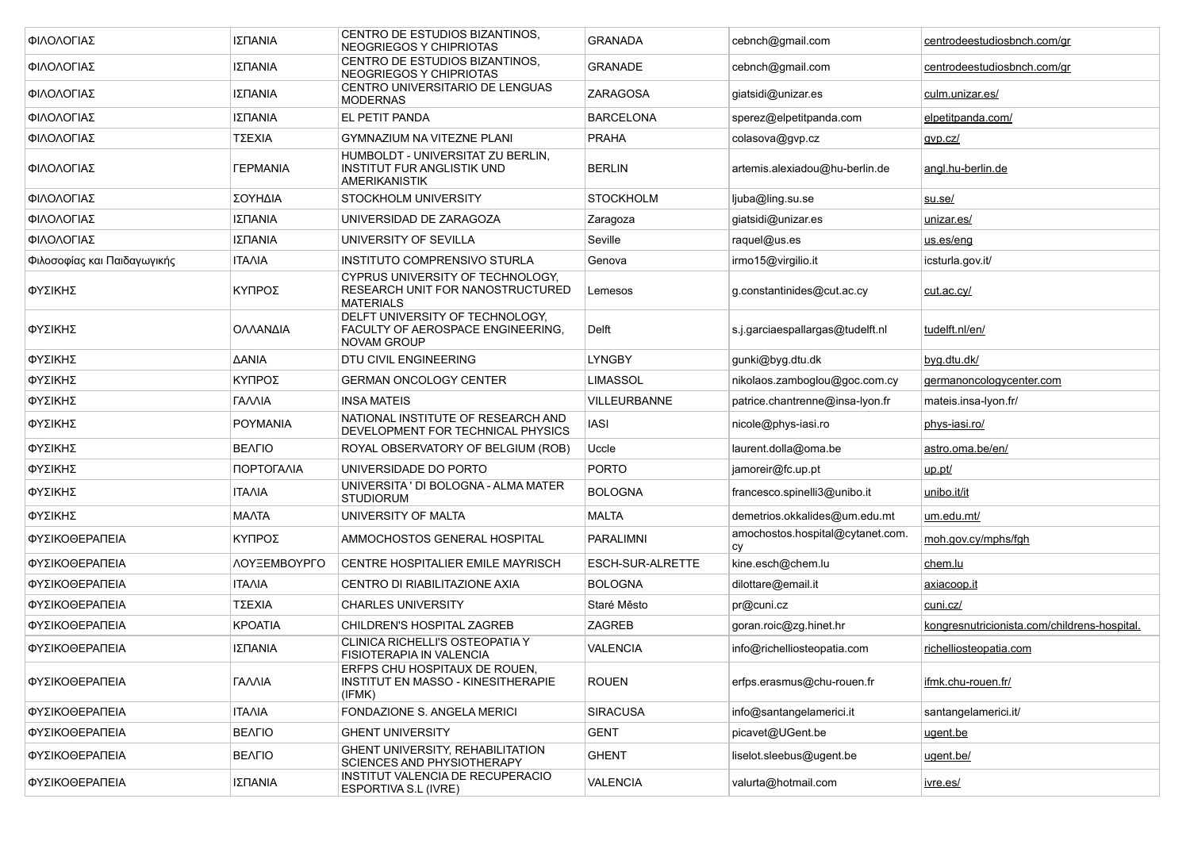| ΦΙΛΟΛΟΓΙΑΣ | ΙΣΠΑΝΙΑ | CENTRO DE ESTUDIOS BIZANTINOS, NEOGRIEGOS Y CHIPRIOTAS | GRANADA | cebnch@gmail.com | centrodeestudiosbnch.com/gr |
|---|---|---|---|---|---|
| ΦΙΛΟΛΟΓΙΑΣ | ΙΣΠΑΝΙΑ | CENTRO DE ESTUDIOS BIZANTINOS, NEOGRIEGOS Y CHIPRIOTAS | GRANADE | cebnch@gmail.com | centrodeestudiosbnch.com/gr |
| ΦΙΛΟΛΟΓΙΑΣ | ΙΣΠΑΝΙΑ | CENTRO UNIVERSITARIO DE LENGUAS MODERNAS | ZARAGOSA | giatsidi@unizar.es | culm.unizar.es/ |
| ΦΙΛΟΛΟΓΙΑΣ | ΙΣΠΑΝΙΑ | EL PETIT PANDA | BARCELONA | sperez@elpetitpanda.com | elpetitpanda.com/ |
| ΦΙΛΟΛΟΓΙΑΣ | ΤΣΕΧΙΑ | GYMNAZIUM NA VITEZNE PLANI | PRAHA | colasova@gvp.cz | gvp.cz/ |
| ΦΙΛΟΛΟΓΙΑΣ | ΓΕΡΜΑΝΙΑ | HUMBOLDT - UNIVERSITAT ZU BERLIN, INSTITUT FUR ANGLISTIK UND AMERIKANISTIK | BERLIN | artemis.alexiadou@hu-berlin.de | angl.hu-berlin.de |
| ΦΙΛΟΛΟΓΙΑΣ | ΣΟΥΗΔΙΑ | STOCKHOLM UNIVERSITY | STOCKHOLM | ljuba@ling.su.se | su.se/ |
| ΦΙΛΟΛΟΓΙΑΣ | ΙΣΠΑΝΙΑ | UNIVERSIDAD DE ZARAGOZA | Zaragoza | giatsidi@unizar.es | unizar.es/ |
| ΦΙΛΟΛΟΓΙΑΣ | ΙΣΠΑΝΙΑ | UNIVERSITY OF SEVILLA | Seville | raquel@us.es | us.es/eng |
| Φιλοσοφίας και Παιδαγωγικής | ΙΤΑΛΙΑ | INSTITUTO COMPRENSIVO STURLA | Genova | irmo15@virgilio.it | icsturla.gov.it/ |
| ΦΥΣΙΚΗΣ | ΚΥΠΡΟΣ | CYPRUS UNIVERSITY OF TECHNOLOGY, RESEARCH UNIT FOR NANOSTRUCTURED MATERIALS | Lemesos | g.constantinides@cut.ac.cy | cut.ac.cy/ |
| ΦΥΣΙΚΗΣ | ΟΛΛΑΝΔΙΑ | DELFT UNIVERSITY OF TECHNOLOGY, FACULTY OF AEROSPACE ENGINEERING, NOVAM GROUP | Delft | s.j.garciaespallargas@tudelft.nl | tudelft.nl/en/ |
| ΦΥΣΙΚΗΣ | ΔΑΝΙΑ | DTU CIVIL ENGINEERING | LYNGBY | gunki@byg.dtu.dk | byg.dtu.dk/ |
| ΦΥΣΙΚΗΣ | ΚΥΠΡΟΣ | GERMAN ONCOLOGY CENTER | LIMASSOL | nikolaos.zamboglou@goc.com.cy | germanoncologycenter.com |
| ΦΥΣΙΚΗΣ | ΓΑΛΛΙΑ | INSA MATEIS | VILLEURBANNE | patrice.chantrenne@insa-lyon.fr | mateis.insa-lyon.fr/ |
| ΦΥΣΙΚΗΣ | ΡΟΥΜΑΝΙΑ | NATIONAL INSTITUTE OF RESEARCH AND DEVELOPMENT FOR TECHNICAL PHYSICS | IASI | nicole@phys-iasi.ro | phys-iasi.ro/ |
| ΦΥΣΙΚΗΣ | ΒΕΛΓΙΟ | ROYAL OBSERVATORY OF BELGIUM (ROB) | Uccle | laurent.dolla@oma.be | astro.oma.be/en/ |
| ΦΥΣΙΚΗΣ | ΠΟΡΤΟΓΑΛΙΑ | UNIVERSIDADE DO PORTO | PORTO | jamoreir@fc.up.pt | up.pt/ |
| ΦΥΣΙΚΗΣ | ΙΤΑΛΙΑ | UNIVERSITA ' DI BOLOGNA - ALMA MATER STUDIORUM | BOLOGNA | francesco.spinelli3@unibo.it | unibo.it/it |
| ΦΥΣΙΚΗΣ | ΜΑΛΤΑ | UNIVERSITY OF MALTA | MALTA | demetrios.okkalides@um.edu.mt | um.edu.mt/ |
| ΦΥΣΙΚΟΘΕΡΑΠΕΙΑ | ΚΥΠΡΟΣ | AMMOCHOSTOS GENERAL HOSPITAL | PARALIMNI | amochostos.hospital@cytanet.com.cy | moh.gov.cy/mphs/fgh |
| ΦΥΣΙΚΟΘΕΡΑΠΕΙΑ | ΛΟΥΞΕΜΒΟΥΡΓΟ | CENTRE HOSPITALIER EMILE MAYRISCH | ESCH-SUR-ALRETTE | kine.esch@chem.lu | chem.lu |
| ΦΥΣΙΚΟΘΕΡΑΠΕΙΑ | ΙΤΑΛΙΑ | CENTRO DI RIABILITAZIONE AXIA | BOLOGNA | dilottare@email.it | axiacoop.it |
| ΦΥΣΙΚΟΘΕΡΑΠΕΙΑ | ΤΣΕΧΙΑ | CHARLES UNIVERSITY | Staré Město | pr@cuni.cz | cuni.cz/ |
| ΦΥΣΙΚΟΘΕΡΑΠΕΙΑ | ΚΡΟΑΤΙΑ | CHILDREN'S HOSPITAL ZAGREB | ZAGREB | goran.roic@zg.hinet.hr | kongresnutricionista.com/childrens-hospital. |
| ΦΥΣΙΚΟΘΕΡΑΠΕΙΑ | ΙΣΠΑΝΙΑ | CLINICA RICHELLI'S OSTEOPATIA Y FISIOTERAPIA IN VALENCIA | VALENCIA | info@richelliosteopatia.com | richelliosteopatia.com |
| ΦΥΣΙΚΟΘΕΡΑΠΕΙΑ | ΓΑΛΛΙΑ | ERFPS CHU HOSPITAUX DE ROUEN, INSTITUT EN MASSO - KINESITHERAPIE (IFMK) | ROUEN | erfps.erasmus@chu-rouen.fr | ifmk.chu-rouen.fr/ |
| ΦΥΣΙΚΟΘΕΡΑΠΕΙΑ | ΙΤΑΛΙΑ | FONDAZIONE S. ANGELA MERICI | SIRACUSA | info@santangelamerici.it | santangelamerici.it/ |
| ΦΥΣΙΚΟΘΕΡΑΠΕΙΑ | ΒΕΛΓΙΟ | GHENT UNIVERSITY | GENT | picavet@UGent.be | ugent.be |
| ΦΥΣΙΚΟΘΕΡΑΠΕΙΑ | ΒΕΛΓΙΟ | GHENT UNIVERSITY, REHABILITATION SCIENCES AND PHYSIOTHERAPY | GHENT | liselot.sleebus@ugent.be | ugent.be/ |
| ΦΥΣΙΚΟΘΕΡΑΠΕΙΑ | ΙΣΠΑΝΙΑ | INSTITUT VALENCIA DE RECUPERACIO ESPORTIVA S.L (IVRE) | VALENCIA | valurta@hotmail.com | ivre.es/ |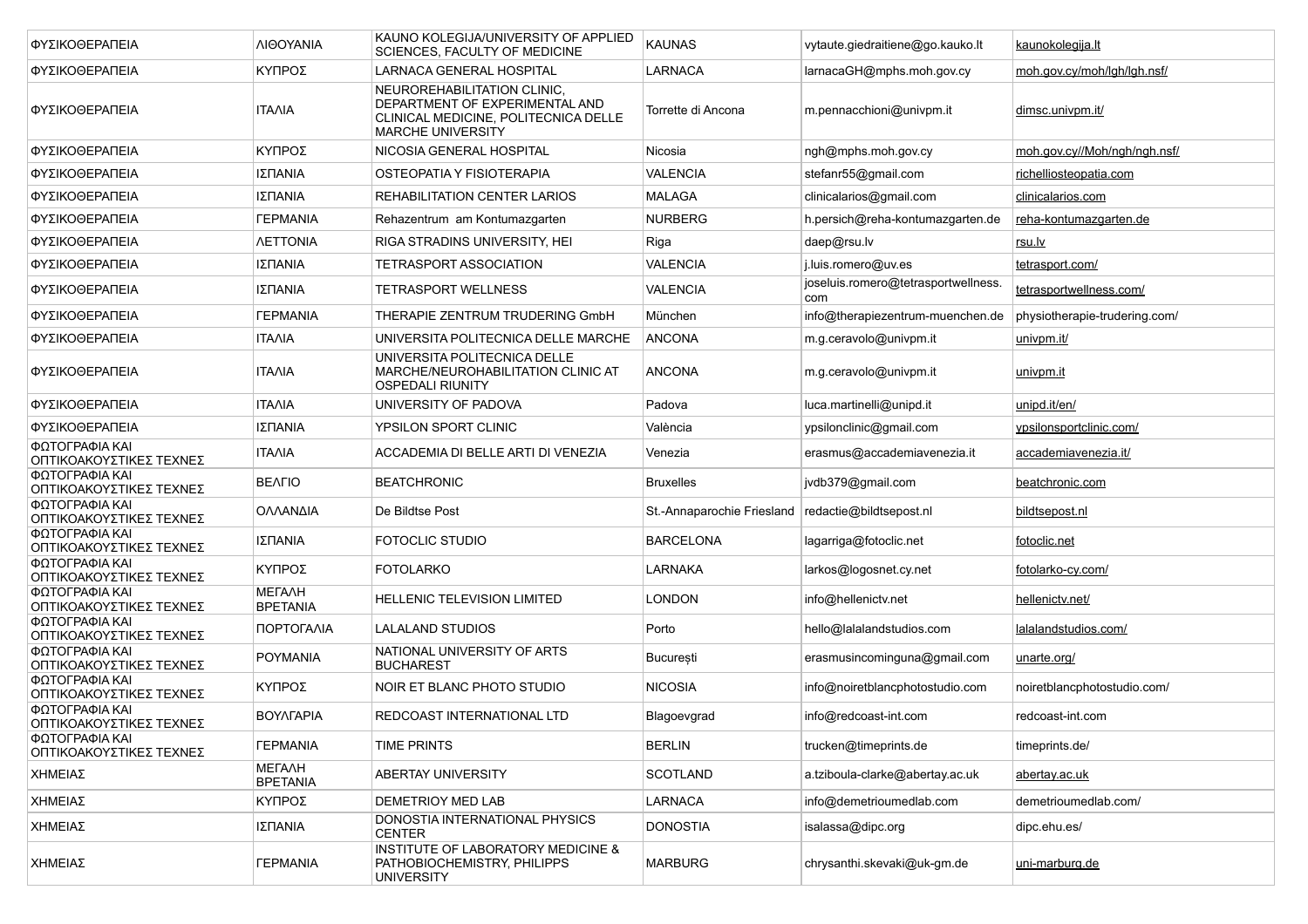| ΦΥΣΙΚΟΘΕΡΑΠΕΙΑ | ΛΙΘΟΥΑΝΙΑ | KAUNO KOLEGIJA/UNIVERSITY OF APPLIED SCIENCES, FACULTY OF MEDICINE | KAUNAS | vytaute.giedraitiene@go.kauko.lt | kaunokolegija.lt |
|---|---|---|---|---|---|
| ΦΥΣΙΚΟΘΕΡΑΠΕΙΑ | ΚΥΠΡΟΣ | LARNACA GENERAL HOSPITAL | LARNACA | larnacaGH@mphs.moh.gov.cy | moh.gov.cy/moh/lgh/lgh.nsf/ |
| ΦΥΣΙΚΟΘΕΡΑΠΕΙΑ | ΙΤΑΛΙΑ | NEUROREHABILITATION CLINIC, DEPARTMENT OF EXPERIMENTAL AND CLINICAL MEDICINE, POLITECNICA DELLE MARCHE UNIVERSITY | Torrette di Ancona | m.pennacchioni@univpm.it | dimsc.univpm.it/ |
| ΦΥΣΙΚΟΘΕΡΑΠΕΙΑ | ΚΥΠΡΟΣ | NICOSIA GENERAL HOSPITAL | Nicosia | ngh@mphs.moh.gov.cy | moh.gov.cy//Moh/ngh/ngh.nsf/ |
| ΦΥΣΙΚΟΘΕΡΑΠΕΙΑ | ΙΣΠΑΝΙΑ | OSTEOPATIA Y FISIOTERAPIA | VALENCIA | stefanr55@gmail.com | richelliosteopatia.com |
| ΦΥΣΙΚΟΘΕΡΑΠΕΙΑ | ΙΣΠΑΝΙΑ | REHABILITATION CENTER LARIOS | MALAGA | clinicalarios@gmail.com | clinicalarios.com |
| ΦΥΣΙΚΟΘΕΡΑΠΕΙΑ | ΓΕΡΜΑΝΙΑ | Rehazentrum am Kontumazgarten | NURBERG | h.persich@reha-kontumazgarten.de | reha-kontumazgarten.de |
| ΦΥΣΙΚΟΘΕΡΑΠΕΙΑ | ΛΕΤΤΟΝΙΑ | RIGA STRADINS UNIVERSITY, HEI | Riga | daep@rsu.lv | rsu.lv |
| ΦΥΣΙΚΟΘΕΡΑΠΕΙΑ | ΙΣΠΑΝΙΑ | TETRASPORT ASSOCIATION | VALENCIA | j.luis.romero@uv.es | tetrasport.com/ |
| ΦΥΣΙΚΟΘΕΡΑΠΕΙΑ | ΙΣΠΑΝΙΑ | TETRASPORT WELLNESS | VALENCIA | joseluis.romero@tetrasportwellness.com | tetrasportwellness.com/ |
| ΦΥΣΙΚΟΘΕΡΑΠΕΙΑ | ΓΕΡΜΑΝΙΑ | THERAPIE ZENTRUM TRUDERING GmbH | München | info@therapiezentrum-muenchen.de | physiotherapie-trudering.com/ |
| ΦΥΣΙΚΟΘΕΡΑΠΕΙΑ | ΙΤΑΛΙΑ | UNIVERSITA POLITECNICA DELLE MARCHE | ANCONA | m.g.ceravolo@univpm.it | univpm.it/ |
| ΦΥΣΙΚΟΘΕΡΑΠΕΙΑ | ΙΤΑΛΙΑ | UNIVERSITA POLITECNICA DELLE MARCHE/NEUROHABILITATION CLINIC AT OSPEDALI RIUNITY | ANCONA | m.g.ceravolo@univpm.it | univpm.it |
| ΦΥΣΙΚΟΘΕΡΑΠΕΙΑ | ΙΤΑΛΙΑ | UNIVERSITY OF PADOVA | Padova | luca.martinelli@unipd.it | unipd.it/en/ |
| ΦΥΣΙΚΟΘΕΡΑΠΕΙΑ | ΙΣΠΑΝΙΑ | YPSILON SPORT CLINIC | València | ypsilonclinic@gmail.com | ypsilonsportclinic.com/ |
| ΦΩΤΟΓΡΑΦΙΑ ΚΑΙ ΟΠΤΙΚΟΑΚΟΥΣΤΙΚΕΣ ΤΕΧΝΕΣ | ΙΤΑΛΙΑ | ACCADEMIA DI BELLE ARTI DI VENEZIA | Venezia | erasmus@accademiavenezia.it | accademiavenezia.it/ |
| ΦΩΤΟΓΡΑΦΙΑ ΚΑΙ ΟΠΤΙΚΟΑΚΟΥΣΤΙΚΕΣ ΤΕΧΝΕΣ | ΒΕΛΓΙΟ | BEATCHRONIC | Bruxelles | jvdb379@gmail.com | beatchronic.com |
| ΦΩΤΟΓΡΑΦΙΑ ΚΑΙ ΟΠΤΙΚΟΑΚΟΥΣΤΙΚΕΣ ΤΕΧΝΕΣ | ΟΛΛΑΝΔΙΑ | De Bildtse Post | St.-Annaparochie Friesland | redactie@bildtsepost.nl | bildtsepost.nl |
| ΦΩΤΟΓΡΑΦΙΑ ΚΑΙ ΟΠΤΙΚΟΑΚΟΥΣΤΙΚΕΣ ΤΕΧΝΕΣ | ΙΣΠΑΝΙΑ | FOTOCLIC STUDIO | BARCELONA | lagarriga@fotoclic.net | fotoclic.net |
| ΦΩΤΟΓΡΑΦΙΑ ΚΑΙ ΟΠΤΙΚΟΑΚΟΥΣΤΙΚΕΣ ΤΕΧΝΕΣ | ΚΥΠΡΟΣ | FOTOLARKO | LARNAKA | larkos@logosnet.cy.net | fotolarko-cy.com/ |
| ΦΩΤΟΓΡΑΦΙΑ ΚΑΙ ΟΠΤΙΚΟΑΚΟΥΣΤΙΚΕΣ ΤΕΧΝΕΣ | ΜΕΓΑΛΗ ΒΡΕΤΑΝΙΑ | HELLENIC TELEVISION LIMITED | LONDON | info@hellenictv.net | hellenictv.net/ |
| ΦΩΤΟΓΡΑΦΙΑ ΚΑΙ ΟΠΤΙΚΟΑΚΟΥΣΤΙΚΕΣ ΤΕΧΝΕΣ | ΠΟΡΤΟΓΑΛΙΑ | LALALAND STUDIOS | Porto | hello@lalalandstudios.com | lalalandstudios.com/ |
| ΦΩΤΟΓΡΑΦΙΑ ΚΑΙ ΟΠΤΙΚΟΑΚΟΥΣΤΙΚΕΣ ΤΕΧΝΕΣ | ΡΟΥΜΑΝΙΑ | NATIONAL UNIVERSITY OF ARTS BUCHAREST | București | erasmusincominguna@gmail.com | unarte.org/ |
| ΦΩΤΟΓΡΑΦΙΑ ΚΑΙ ΟΠΤΙΚΟΑΚΟΥΣΤΙΚΕΣ ΤΕΧΝΕΣ | ΚΥΠΡΟΣ | NOIR ET BLANC PHOTO STUDIO | NICOSIA | info@noiretblancphotostudio.com | noiretblancphotostudio.com/ |
| ΦΩΤΟΓΡΑΦΙΑ ΚΑΙ ΟΠΤΙΚΟΑΚΟΥΣΤΙΚΕΣ ΤΕΧΝΕΣ | ΒΟΥΛΓΑΡΙΑ | REDCOAST INTERNATIONAL LTD | Blagoevgrad | info@redcoast-int.com | redcoast-int.com |
| ΦΩΤΟΓΡΑΦΙΑ ΚΑΙ ΟΠΤΙΚΟΑΚΟΥΣΤΙΚΕΣ ΤΕΧΝΕΣ | ΓΕΡΜΑΝΙΑ | TIME PRINTS | BERLIN | trucken@timeprints.de | timeprints.de/ |
| ΧΗΜΕΙΑΣ | ΜΕΓΑΛΗ ΒΡΕΤΑΝΙΑ | ABERTAY UNIVERSITY | SCOTLAND | a.tziboula-clarke@abertay.ac.uk | abertay.ac.uk |
| ΧΗΜΕΙΑΣ | ΚΥΠΡΟΣ | DEMETRIOY MED LAB | LARNACA | info@demetrioumedlab.com | demetrioumedlab.com/ |
| ΧΗΜΕΙΑΣ | ΙΣΠΑΝΙΑ | DONOSTIA INTERNATIONAL PHYSICS CENTER | DONOSTIA | isalassa@dipc.org | dipc.ehu.es/ |
| ΧΗΜΕΙΑΣ | ΓΕΡΜΑΝΙΑ | INSTITUTE OF LABORATORY MEDICINE & PATHOBIOCHEMISTRY, PHILIPPS UNIVERSITY | MARBURG | chrysanthi.skevaki@uk-gm.de | uni-marburg.de |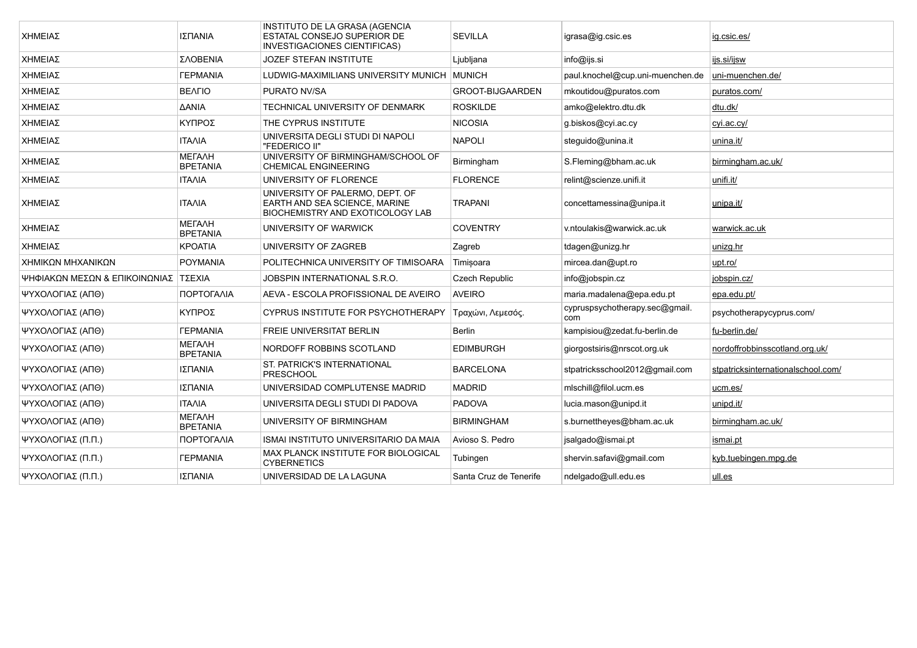| | | | | | |
|---|---|---|---|---|---|
| ΧΗΜΕΙΑΣ | ΙΣΠΑΝΙΑ | INSTITUTO DE LA GRASA (AGENCIA ESTATAL CONSEJO SUPERIOR DE INVESTIGACIONES CIENTIFICAS) | SEVILLA | igrasa@ig.csic.es | ig.csic.es/ |
| ΧΗΜΕΙΑΣ | ΣΛΟΒΕΝΙΑ | JOZEF STEFAN INSTITUTE | Ljubljana | info@ijs.si | ijs.si/ijsw |
| ΧΗΜΕΙΑΣ | ΓΕΡΜΑΝΙΑ | LUDWIG-MAXIMILIANS UNIVERSITY MUNICH | MUNICH | paul.knochel@cup.uni-muenchen.de | uni-muenchen.de/ |
| ΧΗΜΕΙΑΣ | ΒΕΛΓΙΟ | PURATO NV/SA | GROOT-BIJGAARDEN | mkoutidou@puratos.com | puratos.com/ |
| ΧΗΜΕΙΑΣ | ΔΑΝΙΑ | TECHNICAL UNIVERSITY OF DENMARK | ROSKILDE | amko@elektro.dtu.dk | dtu.dk/ |
| ΧΗΜΕΙΑΣ | ΚΥΠΡΟΣ | THE CYPRUS INSTITUTE | NICOSIA | g.biskos@cyi.ac.cy | cyi.ac.cy/ |
| ΧΗΜΕΙΑΣ | ΙΤΑΛΙΑ | UNIVERSITA DEGLI STUDI DI NAPOLI "FEDERICO II" | NAPOLI | steguido@unina.it | unina.it/ |
| ΧΗΜΕΙΑΣ | ΜΕΓΑΛΗ ΒΡΕΤΑΝΙΑ | UNIVERSITY OF BIRMINGHAM/SCHOOL OF CHEMICAL ENGINEERING | Birmingham | S.Fleming@bham.ac.uk | birmingham.ac.uk/ |
| ΧΗΜΕΙΑΣ | ΙΤΑΛΙΑ | UNIVERSITY OF FLORENCE | FLORENCE | relint@scienze.unifi.it | unifi.it/ |
| ΧΗΜΕΙΑΣ | ΙΤΑΛΙΑ | UNIVERSITY OF PALERMO, DEPT. OF EARTH AND SEA SCIENCE, MARINE BIOCHEMISTRY AND EXOTICOLOGY LAB | TRAPANI | concettamessina@unipa.it | unipa.it/ |
| ΧΗΜΕΙΑΣ | ΜΕΓΑΛΗ ΒΡΕΤΑΝΙΑ | UNIVERSITY OF WARWICK | COVENTRY | v.ntoulakis@warwick.ac.uk | warwick.ac.uk |
| ΧΗΜΕΙΑΣ | ΚΡΟΑΤΙΑ | UNIVERSITY OF ZAGREB | Zagreb | tdagen@unizg.hr | unizg.hr |
| ΧΗΜΙΚΩΝ ΜΗΧΑΝΙΚΩΝ | ΡΟΥΜΑΝΙΑ | POLITECHNICA UNIVERSITY OF TIMISOARA | Timișoara | mircea.dan@upt.ro | upt.ro/ |
| ΨΗΦΙΑΚΩΝ ΜΕΣΩΝ & ΕΠΙΚΟΙΝΩΝΙΑΣ | ΤΣΕΧΙΑ | JOBSPIN INTERNATIONAL S.R.O. | Czech Republic | info@jobspin.cz | jobspin.cz/ |
| ΨΥΧΟΛΟΓΙΑΣ (ΑΠΘ) | ΠΟΡΤΟΓΑΛΙΑ | AEVA - ESCOLA PROFISSIONAL DE AVEIRO | AVEIRO | maria.madalena@epa.edu.pt | epa.edu.pt/ |
| ΨΥΧΟΛΟΓΙΑΣ (ΑΠΘ) | ΚΥΠΡΟΣ | CYPRUS INSTITUTE FOR PSYCHOTHERAPY | Τραχώνι, Λεμεσός. | cypruspsychotherapy.sec@gmail.com | psychotherapycyprus.com/ |
| ΨΥΧΟΛΟΓΙΑΣ (ΑΠΘ) | ΓΕΡΜΑΝΙΑ | FREIE UNIVERSITAT BERLIN | Berlin | kampisiou@zedat.fu-berlin.de | fu-berlin.de/ |
| ΨΥΧΟΛΟΓΙΑΣ (ΑΠΘ) | ΜΕΓΑΛΗ ΒΡΕΤΑΝΙΑ | NORDOFF ROBBINS SCOTLAND | EDIMBURGH | giorgostsiris@nrscot.org.uk | nordoffrobbinsscotland.org.uk/ |
| ΨΥΧΟΛΟΓΙΑΣ (ΑΠΘ) | ΙΣΠΑΝΙΑ | ST. PATRICK'S INTERNATIONAL PRESCHOOL | BARCELONA | stpatricksschool2012@gmail.com | stpatricksinternationalschool.com/ |
| ΨΥΧΟΛΟΓΙΑΣ (ΑΠΘ) | ΙΣΠΑΝΙΑ | UNIVERSIDAD COMPLUTENSE MADRID | MADRID | mlschill@filol.ucm.es | ucm.es/ |
| ΨΥΧΟΛΟΓΙΑΣ (ΑΠΘ) | ΙΤΑΛΙΑ | UNIVERSITA DEGLI STUDI DI PADOVA | PADOVA | lucia.mason@unipd.it | unipd.it/ |
| ΨΥΧΟΛΟΓΙΑΣ (ΑΠΘ) | ΜΕΓΑΛΗ ΒΡΕΤΑΝΙΑ | UNIVERSITY OF BIRMINGHAM | BIRMINGHAM | s.burnettheyes@bham.ac.uk | birmingham.ac.uk/ |
| ΨΥΧΟΛΟΓΙΑΣ (Π.Π.) | ΠΟΡΤΟΓΑΛΙΑ | ISMAI INSTITUTO UNIVERSITARIO DA MAIA | Avioso S. Pedro | jsalgado@ismai.pt | ismai.pt |
| ΨΥΧΟΛΟΓΙΑΣ (Π.Π.) | ΓΕΡΜΑΝΙΑ | MAX PLANCK INSTITUTE FOR BIOLOGICAL CYBERNETICS | Tubingen | shervin.safavi@gmail.com | kyb.tuebingen.mpg.de |
| ΨΥΧΟΛΟΓΙΑΣ (Π.Π.) | ΙΣΠΑΝΙΑ | UNIVERSIDAD DE LA LAGUNA | Santa Cruz de Tenerife | ndelgado@ull.edu.es | ull.es |